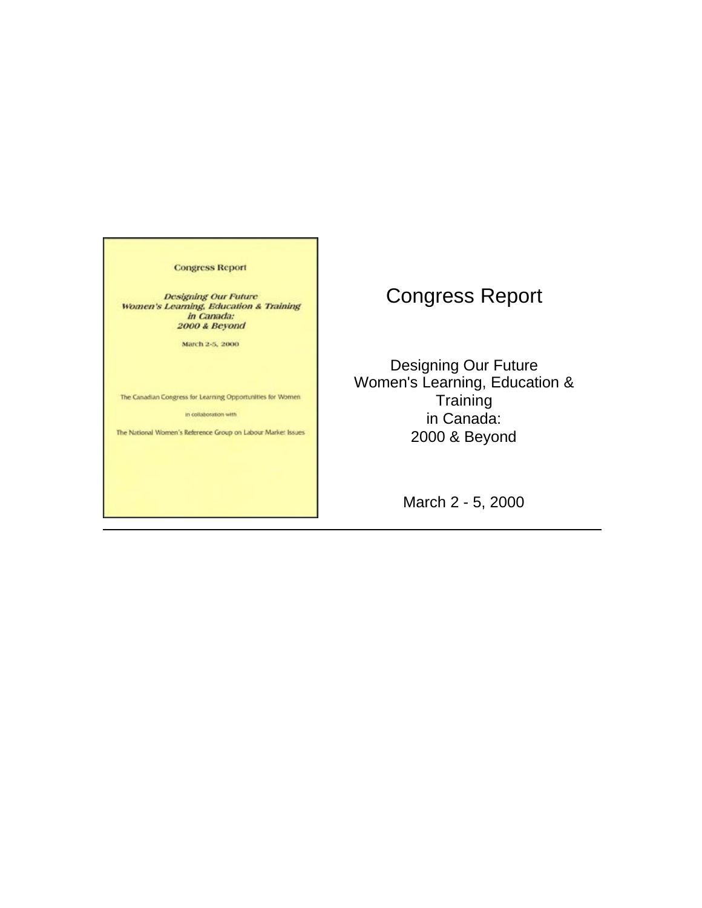# Congress Report

Designing Our Future
Women's Learning, Education & Training
in Canada:
2000 & Beyond

March 2 - 5, 2000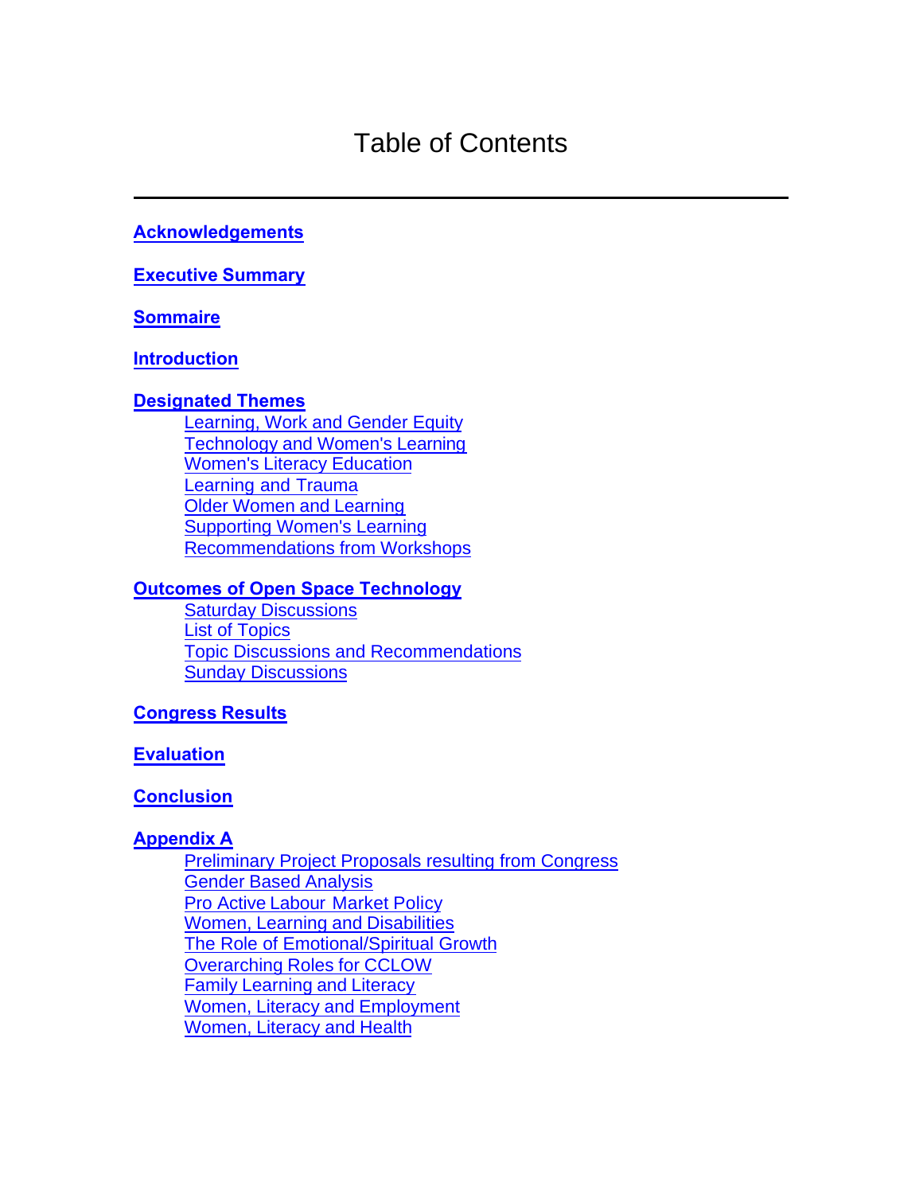# Table of Contents

---

**Acknowledgements**

**Executive Summary**

**Sommaire**

**Introduction**

**Designated Themes**

- Learning, Work and Gender Equity
- Technology and Women's Learning
- Women's Literacy Education
- Learning and Trauma
- Older Women and Learning
- Supporting Women's Learning
- Recommendations from Workshops

**Outcomes of Open Space Technology**

- Saturday Discussions
- List of Topics
- Topic Discussions and Recommendations
- Sunday Discussions

**Congress Results**

**Evaluation**

**Conclusion**

**Appendix A**

- Preliminary Project Proposals resulting from Congress
- Gender Based Analysis
- Pro Active Labour Market Policy
- Women, Learning and Disabilities
- The Role of Emotional/Spiritual Growth
- Overarching Roles for CCLOW
- Family Learning and Literacy
- Women, Literacy and Employment
- Women, Literacy and Health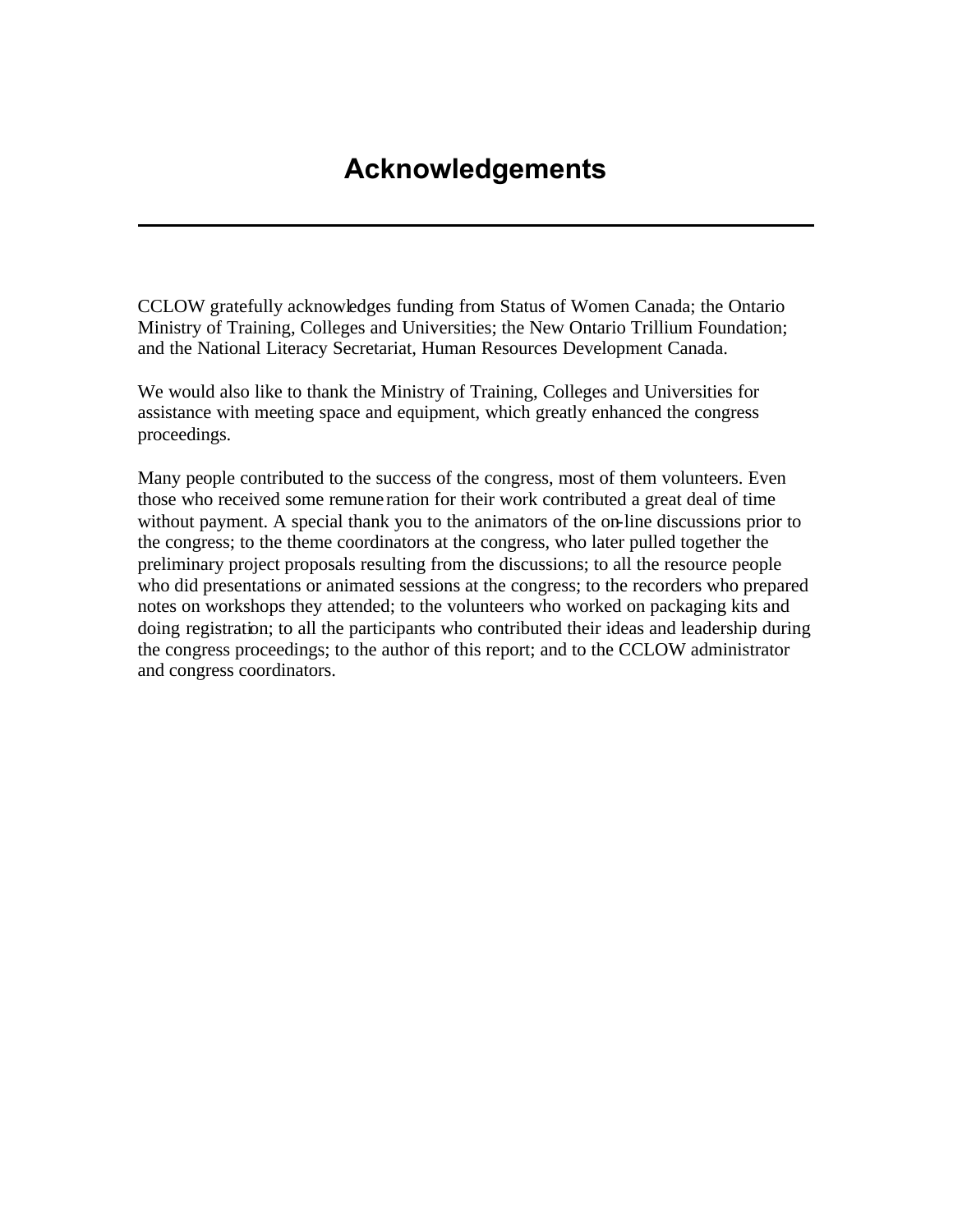# Acknowledgements

CCLOW gratefully acknowledges funding from Status of Women Canada; the Ontario Ministry of Training, Colleges and Universities; the New Ontario Trillium Foundation; and the National Literacy Secretariat, Human Resources Development Canada.

We would also like to thank the Ministry of Training, Colleges and Universities for assistance with meeting space and equipment, which greatly enhanced the congress proceedings.

Many people contributed to the success of the congress, most of them volunteers. Even those who received some remuneration for their work contributed a great deal of time without payment. A special thank you to the animators of the on-line discussions prior to the congress; to the theme coordinators at the congress, who later pulled together the preliminary project proposals resulting from the discussions; to all the resource people who did presentations or animated sessions at the congress; to the recorders who prepared notes on workshops they attended; to the volunteers who worked on packaging kits and doing registration; to all the participants who contributed their ideas and leadership during the congress proceedings; to the author of this report; and to the CCLOW administrator and congress coordinators.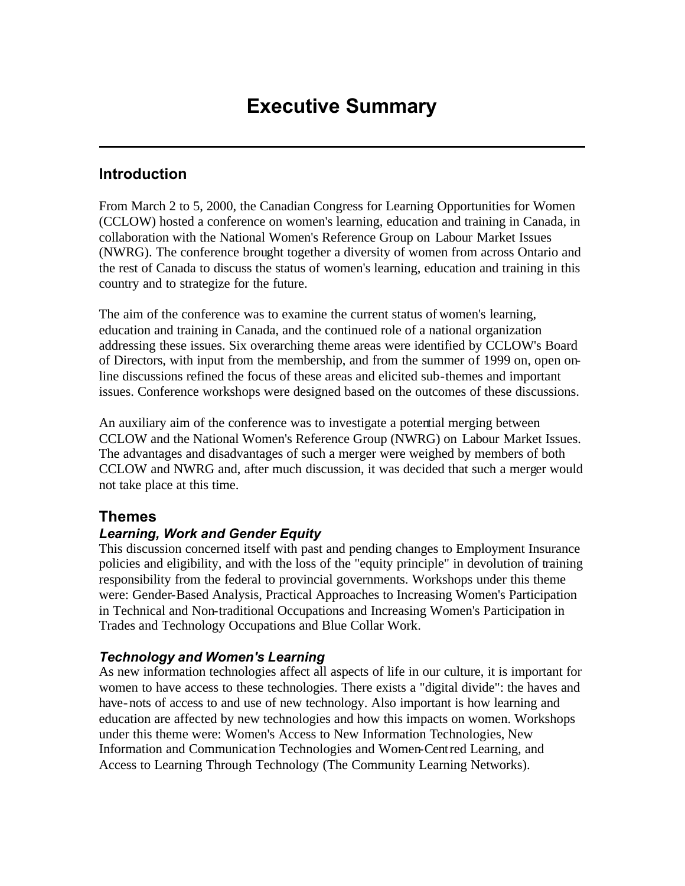# Executive Summary

## Introduction

From March 2 to 5, 2000, the Canadian Congress for Learning Opportunities for Women (CCLOW) hosted a conference on women's learning, education and training in Canada, in collaboration with the National Women's Reference Group on Labour Market Issues (NWRG). The conference brought together a diversity of women from across Ontario and the rest of Canada to discuss the status of women's learning, education and training in this country and to strategize for the future.

The aim of the conference was to examine the current status of women's learning, education and training in Canada, and the continued role of a national organization addressing these issues. Six overarching theme areas were identified by CCLOW's Board of Directors, with input from the membership, and from the summer of 1999 on, open on-line discussions refined the focus of these areas and elicited sub-themes and important issues. Conference workshops were designed based on the outcomes of these discussions.

An auxiliary aim of the conference was to investigate a potential merging between CCLOW and the National Women's Reference Group (NWRG) on Labour Market Issues. The advantages and disadvantages of such a merger were weighed by members of both CCLOW and NWRG and, after much discussion, it was decided that such a merger would not take place at this time.

## Themes

### *Learning, Work and Gender Equity*

This discussion concerned itself with past and pending changes to Employment Insurance policies and eligibility, and with the loss of the "equity principle" in devolution of training responsibility from the federal to provincial governments. Workshops under this theme were: Gender-Based Analysis, Practical Approaches to Increasing Women's Participation in Technical and Non-traditional Occupations and Increasing Women's Participation in Trades and Technology Occupations and Blue Collar Work.

### *Technology and Women's Learning*

As new information technologies affect all aspects of life in our culture, it is important for women to have access to these technologies. There exists a "digital divide": the haves and have-nots of access to and use of new technology. Also important is how learning and education are affected by new technologies and how this impacts on women. Workshops under this theme were: Women's Access to New Information Technologies, New Information and Communication Technologies and Women-Centred Learning, and Access to Learning Through Technology (The Community Learning Networks).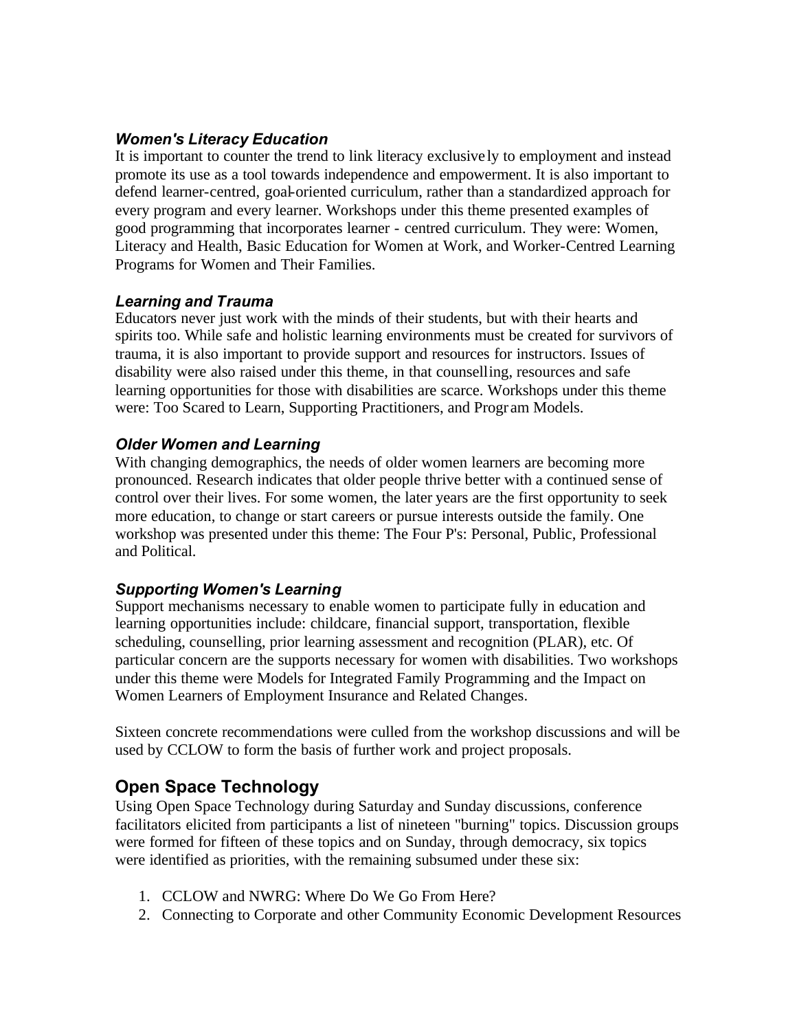### *Women's Literacy Education*

It is important to counter the trend to link literacy exclusively to employment and instead promote its use as a tool towards independence and empowerment. It is also important to defend learner-centred, goal-oriented curriculum, rather than a standardized approach for every program and every learner. Workshops under this theme presented examples of good programming that incorporates learner - centred curriculum. They were: Women, Literacy and Health, Basic Education for Women at Work, and Worker-Centred Learning Programs for Women and Their Families.

### *Learning and Trauma*

Educators never just work with the minds of their students, but with their hearts and spirits too. While safe and holistic learning environments must be created for survivors of trauma, it is also important to provide support and resources for instructors. Issues of disability were also raised under this theme, in that counselling, resources and safe learning opportunities for those with disabilities are scarce. Workshops under this theme were: Too Scared to Learn, Supporting Practitioners, and Program Models.

### *Older Women and Learning*

With changing demographics, the needs of older women learners are becoming more pronounced. Research indicates that older people thrive better with a continued sense of control over their lives. For some women, the later years are the first opportunity to seek more education, to change or start careers or pursue interests outside the family. One workshop was presented under this theme: The Four P's: Personal, Public, Professional and Political.

### *Supporting Women's Learning*

Support mechanisms necessary to enable women to participate fully in education and learning opportunities include: childcare, financial support, transportation, flexible scheduling, counselling, prior learning assessment and recognition (PLAR), etc. Of particular concern are the supports necessary for women with disabilities. Two workshops under this theme were Models for Integrated Family Programming and the Impact on Women Learners of Employment Insurance and Related Changes.

Sixteen concrete recommendations were culled from the workshop discussions and will be used by CCLOW to form the basis of further work and project proposals.

## Open Space Technology

Using Open Space Technology during Saturday and Sunday discussions, conference facilitators elicited from participants a list of nineteen "burning" topics. Discussion groups were formed for fifteen of these topics and on Sunday, through democracy, six topics were identified as priorities, with the remaining subsumed under these six:

1. CCLOW and NWRG: Where Do We Go From Here?
2. Connecting to Corporate and other Community Economic Development Resources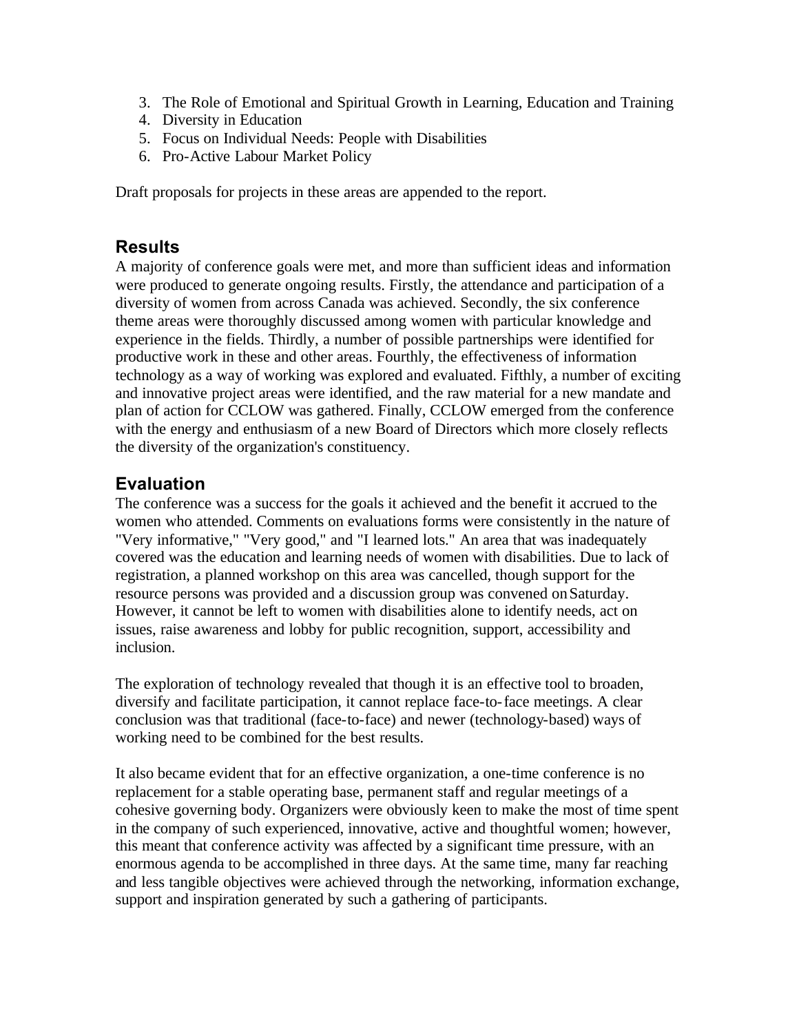3. The Role of Emotional and Spiritual Growth in Learning, Education and Training
4. Diversity in Education
5. Focus on Individual Needs: People with Disabilities
6. Pro-Active Labour Market Policy

Draft proposals for projects in these areas are appended to the report.

## Results

A majority of conference goals were met, and more than sufficient ideas and information were produced to generate ongoing results. Firstly, the attendance and participation of a diversity of women from across Canada was achieved. Secondly, the six conference theme areas were thoroughly discussed among women with particular knowledge and experience in the fields. Thirdly, a number of possible partnerships were identified for productive work in these and other areas. Fourthly, the effectiveness of information technology as a way of working was explored and evaluated. Fifthly, a number of exciting and innovative project areas were identified, and the raw material for a new mandate and plan of action for CCLOW was gathered. Finally, CCLOW emerged from the conference with the energy and enthusiasm of a new Board of Directors which more closely reflects the diversity of the organization's constituency.

## Evaluation

The conference was a success for the goals it achieved and the benefit it accrued to the women who attended. Comments on evaluations forms were consistently in the nature of "Very informative," "Very good," and "I learned lots." An area that was inadequately covered was the education and learning needs of women with disabilities. Due to lack of registration, a planned workshop on this area was cancelled, though support for the resource persons was provided and a discussion group was convened on Saturday. However, it cannot be left to women with disabilities alone to identify needs, act on issues, raise awareness and lobby for public recognition, support, accessibility and inclusion.

The exploration of technology revealed that though it is an effective tool to broaden, diversify and facilitate participation, it cannot replace face-to-face meetings. A clear conclusion was that traditional (face-to-face) and newer (technology-based) ways of working need to be combined for the best results.

It also became evident that for an effective organization, a one-time conference is no replacement for a stable operating base, permanent staff and regular meetings of a cohesive governing body. Organizers were obviously keen to make the most of time spent in the company of such experienced, innovative, active and thoughtful women; however, this meant that conference activity was affected by a significant time pressure, with an enormous agenda to be accomplished in three days. At the same time, many far reaching and less tangible objectives were achieved through the networking, information exchange, support and inspiration generated by such a gathering of participants.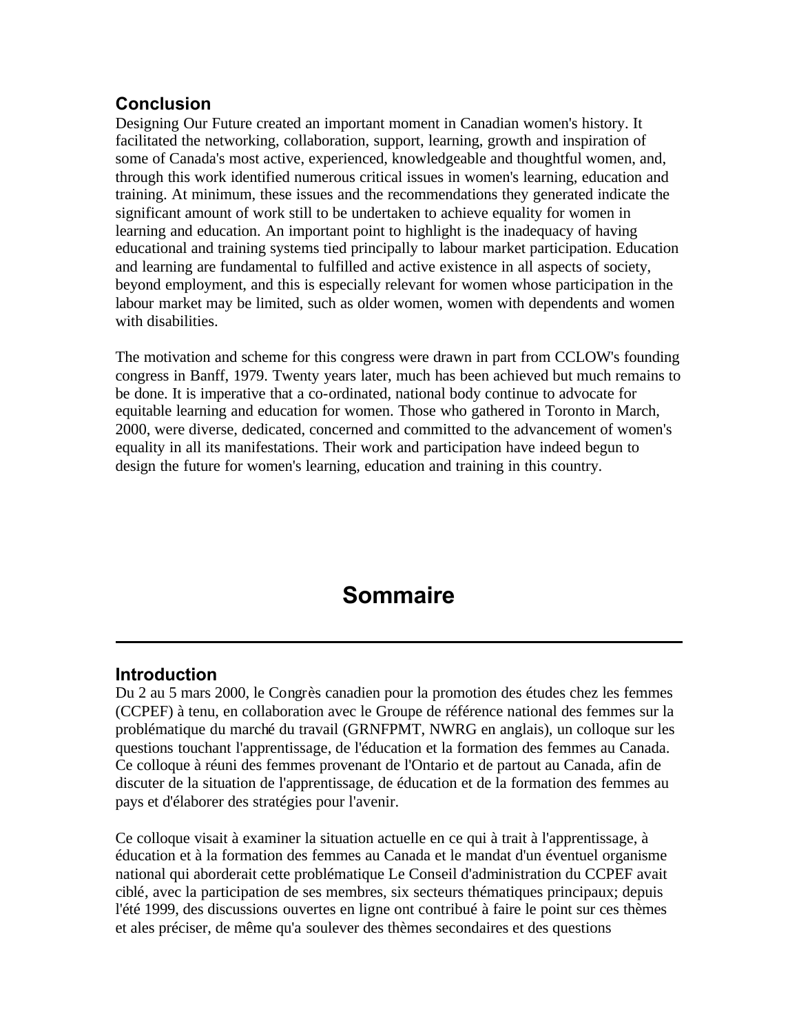### Conclusion

Designing Our Future created an important moment in Canadian women's history. It facilitated the networking, collaboration, support, learning, growth and inspiration of some of Canada's most active, experienced, knowledgeable and thoughtful women, and, through this work identified numerous critical issues in women's learning, education and training. At minimum, these issues and the recommendations they generated indicate the significant amount of work still to be undertaken to achieve equality for women in learning and education. An important point to highlight is the inadequacy of having educational and training systems tied principally to labour market participation. Education and learning are fundamental to fulfilled and active existence in all aspects of society, beyond employment, and this is especially relevant for women whose participation in the labour market may be limited, such as older women, women with dependents and women with disabilities.

The motivation and scheme for this congress were drawn in part from CCLOW's founding congress in Banff, 1979. Twenty years later, much has been achieved but much remains to be done. It is imperative that a co-ordinated, national body continue to advocate for equitable learning and education for women. Those who gathered in Toronto in March, 2000, were diverse, dedicated, concerned and committed to the advancement of women's equality in all its manifestations. Their work and participation have indeed begun to design the future for women's learning, education and training in this country.

# Sommaire

---

### Introduction

Du 2 au 5 mars 2000, le Congrès canadien pour la promotion des études chez les femmes (CCPEF) à tenu, en collaboration avec le Groupe de référence national des femmes sur la problématique du marché du travail (GRNFPMT, NWRG en anglais), un colloque sur les questions touchant l'apprentissage, de l'éducation et la formation des femmes au Canada. Ce colloque à réuni des femmes provenant de l'Ontario et de partout au Canada, afin de discuter de la situation de l'apprentissage, de éducation et de la formation des femmes au pays et d'élaborer des stratégies pour l'avenir.

Ce colloque visait à examiner la situation actuelle en ce qui à trait à l'apprentissage, à éducation et à la formation des femmes au Canada et le mandat d'un éventuel organisme national qui aborderait cette problématique Le Conseil d'administration du CCPEF avait ciblé, avec la participation de ses membres, six secteurs thématiques principaux; depuis l'été 1999, des discussions ouvertes en ligne ont contribué à faire le point sur ces thèmes et ales préciser, de même qu'a soulever des thèmes secondaires et des questions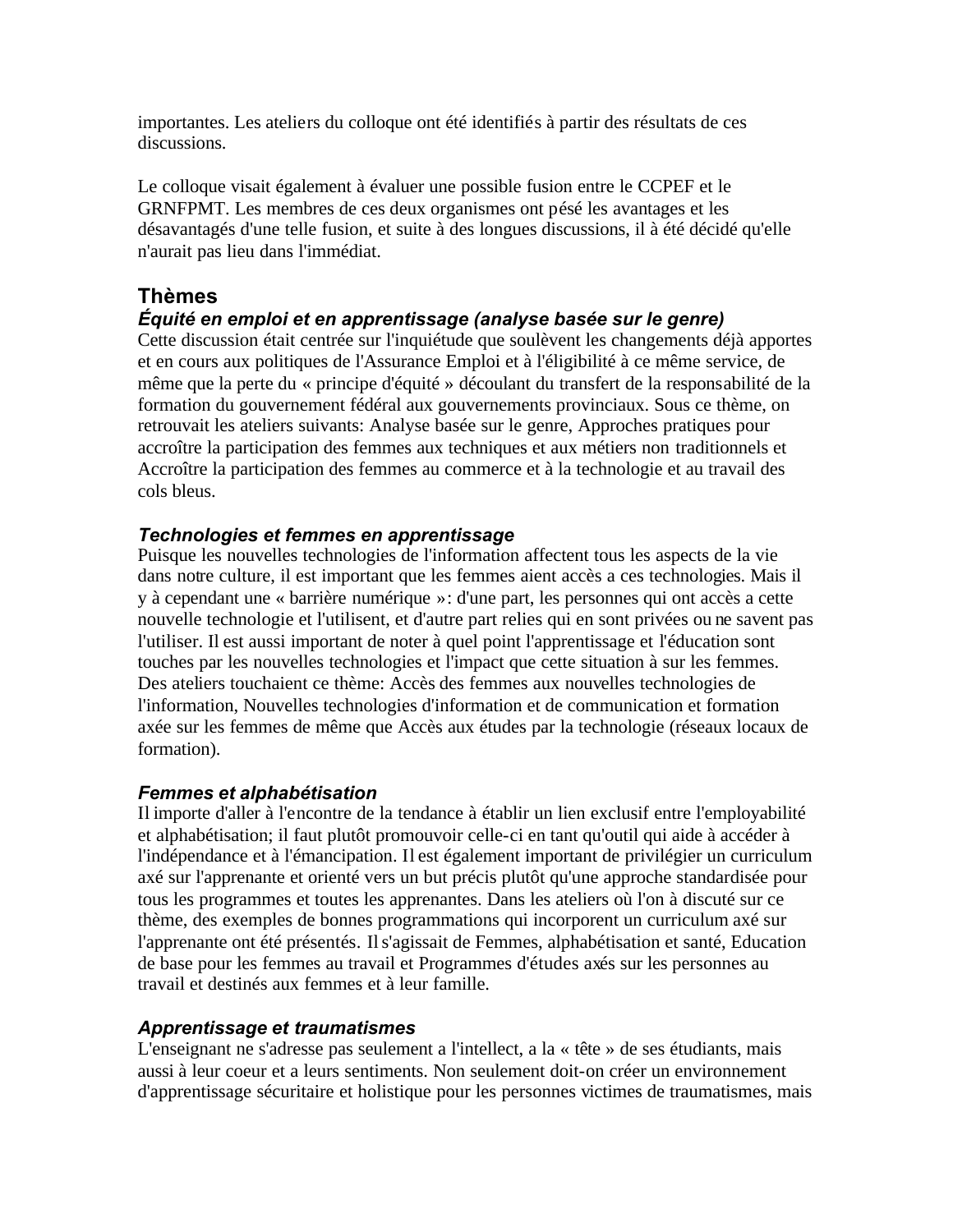importantes. Les ateliers du colloque ont été identifiés à partir des résultats de ces discussions.

Le colloque visait également à évaluer une possible fusion entre le CCPEF et le GRNFPMT. Les membres de ces deux organismes ont pésé les avantages et les désavantagés d'une telle fusion, et suite à des longues discussions, il à été décidé qu'elle n'aurait pas lieu dans l'immédiat.

## Thèmes

### *Équité en emploi et en apprentissage (analyse basée sur le genre)*

Cette discussion était centrée sur l'inquiétude que soulèvent les changements déjà apportes et en cours aux politiques de l'Assurance Emploi et à l'éligibilité à ce même service, de même que la perte du « principe d'équité » découlant du transfert de la responsabilité de la formation du gouvernement fédéral aux gouvernements provinciaux. Sous ce thème, on retrouvait les ateliers suivants: Analyse basée sur le genre, Approches pratiques pour accroître la participation des femmes aux techniques et aux métiers non traditionnels et Accroître la participation des femmes au commerce et à la technologie et au travail des cols bleus.

### *Technologies et femmes en apprentissage*

Puisque les nouvelles technologies de l'information affectent tous les aspects de la vie dans notre culture, il est important que les femmes aient accès a ces technologies. Mais il y à cependant une « barrière numérique »: d'une part, les personnes qui ont accès a cette nouvelle technologie et l'utilisent, et d'autre part relies qui en sont privées ou ne savent pas l'utiliser. Il est aussi important de noter à quel point l'apprentissage et l'éducation sont touches par les nouvelles technologies et l'impact que cette situation à sur les femmes. Des ateliers touchaient ce thème: Accès des femmes aux nouvelles technologies de l'information, Nouvelles technologies d'information et de communication et formation axée sur les femmes de même que Accès aux études par la technologie (réseaux locaux de formation).

### *Femmes et alphabétisation*

Il importe d'aller à l'encontre de la tendance à établir un lien exclusif entre l'employabilité et alphabétisation; il faut plutôt promouvoir celle-ci en tant qu'outil qui aide à accéder à l'indépendance et à l'émancipation. Il est également important de privilégier un curriculum axé sur l'apprenante et orienté vers un but précis plutôt qu'une approche standardisée pour tous les programmes et toutes les apprenantes. Dans les ateliers où l'on à discuté sur ce thème, des exemples de bonnes programmations qui incorporent un curriculum axé sur l'apprenante ont été présentés. Il s'agissait de Femmes, alphabétisation et santé, Education de base pour les femmes au travail et Programmes d'études axés sur les personnes au travail et destinés aux femmes et à leur famille.

### *Apprentissage et traumatismes*

L'enseignant ne s'adresse pas seulement a l'intellect, a la « tête » de ses étudiants, mais aussi à leur coeur et a leurs sentiments. Non seulement doit-on créer un environnement d'apprentissage sécuritaire et holistique pour les personnes victimes de traumatismes, mais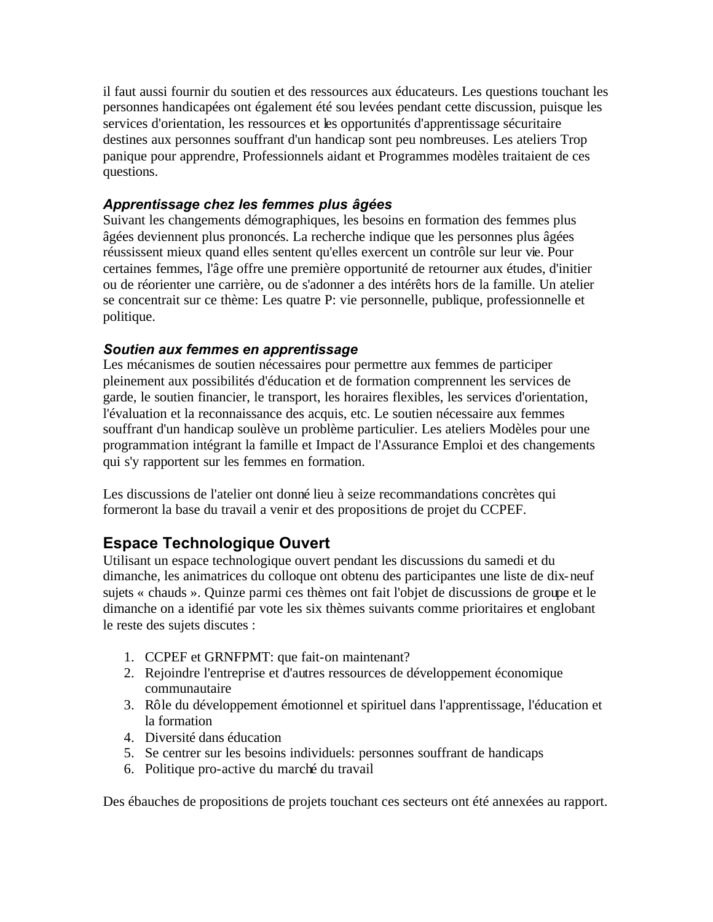il faut aussi fournir du soutien et des ressources aux éducateurs. Les questions touchant les personnes handicapées ont également été sou levées pendant cette discussion, puisque les services d'orientation, les ressources et les opportunités d'apprentissage sécuritaire destines aux personnes souffrant d'un handicap sont peu nombreuses. Les ateliers Trop panique pour apprendre, Professionnels aidant et Programmes modèles traitaient de ces questions.

### *Apprentissage chez les femmes plus âgées*

Suivant les changements démographiques, les besoins en formation des femmes plus âgées deviennent plus prononcés. La recherche indique que les personnes plus âgées réussissent mieux quand elles sentent qu'elles exercent un contrôle sur leur vie. Pour certaines femmes, l'âge offre une première opportunité de retourner aux études, d'initier ou de réorienter une carrière, ou de s'adonner a des intérêts hors de la famille. Un atelier se concentrait sur ce thème: Les quatre P: vie personnelle, publique, professionnelle et politique.

### *Soutien aux femmes en apprentissage*

Les mécanismes de soutien nécessaires pour permettre aux femmes de participer pleinement aux possibilités d'éducation et de formation comprennent les services de garde, le soutien financier, le transport, les horaires flexibles, les services d'orientation, l'évaluation et la reconnaissance des acquis, etc. Le soutien nécessaire aux femmes souffrant d'un handicap soulève un problème particulier. Les ateliers Modèles pour une programmation intégrant la famille et Impact de l'Assurance Emploi et des changements qui s'y rapportent sur les femmes en formation.

Les discussions de l'atelier ont donné lieu à seize recommandations concrètes qui formeront la base du travail a venir et des propositions de projet du CCPEF.

## Espace Technologique Ouvert

Utilisant un espace technologique ouvert pendant les discussions du samedi et du dimanche, les animatrices du colloque ont obtenu des participantes une liste de dix-neuf sujets « chauds ». Quinze parmi ces thèmes ont fait l'objet de discussions de groupe et le dimanche on a identifié par vote les six thèmes suivants comme prioritaires et englobant le reste des sujets discutes :

1. CCPEF et GRNFPMT: que fait-on maintenant?
2. Rejoindre l'entreprise et d'autres ressources de développement économique communautaire
3. Rôle du développement émotionnel et spirituel dans l'apprentissage, l'éducation et la formation
4. Diversité dans éducation
5. Se centrer sur les besoins individuels: personnes souffrant de handicaps
6. Politique pro-active du marché du travail

Des ébauches de propositions de projets touchant ces secteurs ont été annexées au rapport.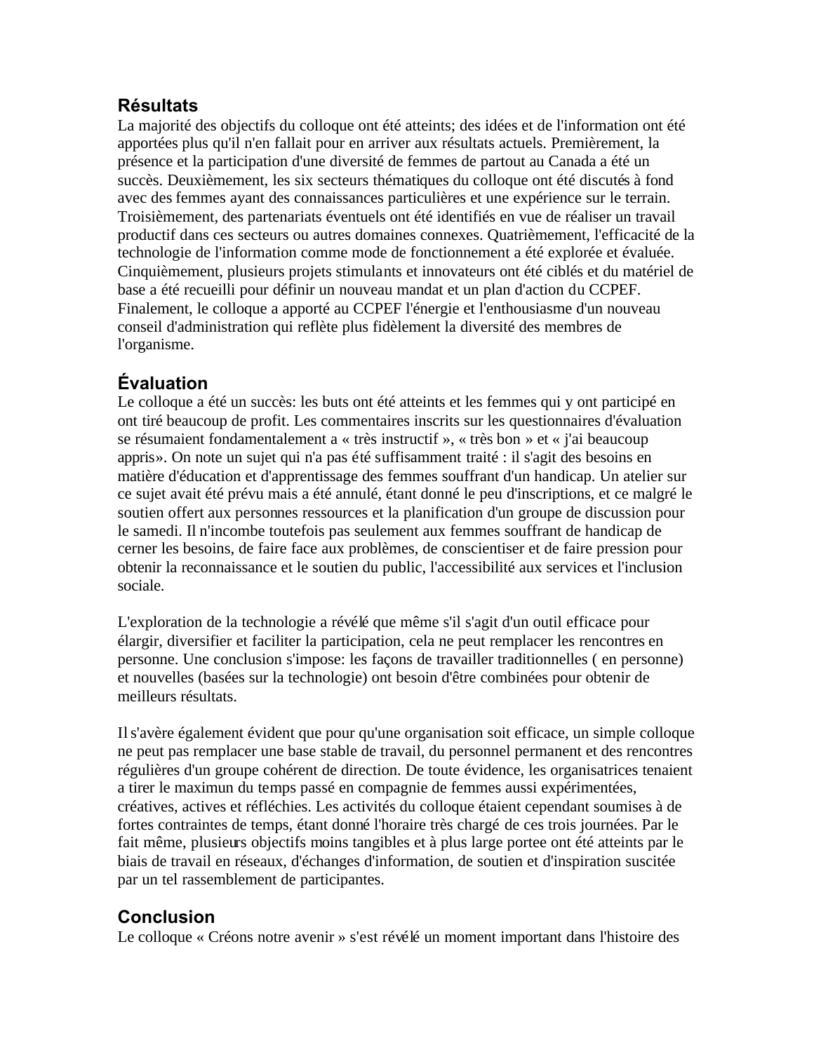## Résultats

La majorité des objectifs du colloque ont été atteints; des idées et de l'information ont été apportées plus qu'il n'en fallait pour en arriver aux résultats actuels. Premièrement, la présence et la participation d'une diversité de femmes de partout au Canada a été un succès. Deuxièmement, les six secteurs thématiques du colloque ont été discutés à fond avec des femmes ayant des connaissances particulières et une expérience sur le terrain. Troisièmement, des partenariats éventuels ont été identifiés en vue de réaliser un travail productif dans ces secteurs ou autres domaines connexes. Quatrièmement, l'efficacité de la technologie de l'information comme mode de fonctionnement a été explorée et évaluée. Cinquièmement, plusieurs projets stimulants et innovateurs ont été ciblés et du matériel de base a été recueilli pour définir un nouveau mandat et un plan d'action du CCPEF. Finalement, le colloque a apporté au CCPEF l'énergie et l'enthousiasme d'un nouveau conseil d'administration qui reflète plus fidèlement la diversité des membres de l'organisme.

## Évaluation

Le colloque a été un succès: les buts ont été atteints et les femmes qui y ont participé en ont tiré beaucoup de profit. Les commentaires inscrits sur les questionnaires d'évaluation se résumaient fondamentalement a « très instructif », « très bon » et « j'ai beaucoup appris». On note un sujet qui n'a pas été suffisamment traité : il s'agit des besoins en matière d'éducation et d'apprentissage des femmes souffrant d'un handicap. Un atelier sur ce sujet avait été prévu mais a été annulé, étant donné le peu d'inscriptions, et ce malgré le soutien offert aux personnes ressources et la planification d'un groupe de discussion pour le samedi. Il n'incombe toutefois pas seulement aux femmes souffrant de handicap de cerner les besoins, de faire face aux problèmes, de conscientiser et de faire pression pour obtenir la reconnaissance et le soutien du public, l'accessibilité aux services et l'inclusion sociale.

L'exploration de la technologie a révélé que même s'il s'agit d'un outil efficace pour élargir, diversifier et faciliter la participation, cela ne peut remplacer les rencontres en personne. Une conclusion s'impose: les façons de travailler traditionnelles ( en personne) et nouvelles (basées sur la technologie) ont besoin d'être combinées pour obtenir de meilleurs résultats.

Il s'avère également évident que pour qu'une organisation soit efficace, un simple colloque ne peut pas remplacer une base stable de travail, du personnel permanent et des rencontres régulières d'un groupe cohérent de direction. De toute évidence, les organisatrices tenaient a tirer le maximun du temps passé en compagnie de femmes aussi expérimentées, créatives, actives et réfléchies. Les activités du colloque étaient cependant soumises à de fortes contraintes de temps, étant donné l'horaire très chargé de ces trois journées. Par le fait même, plusieurs objectifs moins tangibles et à plus large portee ont été atteints par le biais de travail en réseaux, d'échanges d'information, de soutien et d'inspiration suscitée par un tel rassemblement de participantes.

## Conclusion

Le colloque « Créons notre avenir » s'est révélé un moment important dans l'histoire des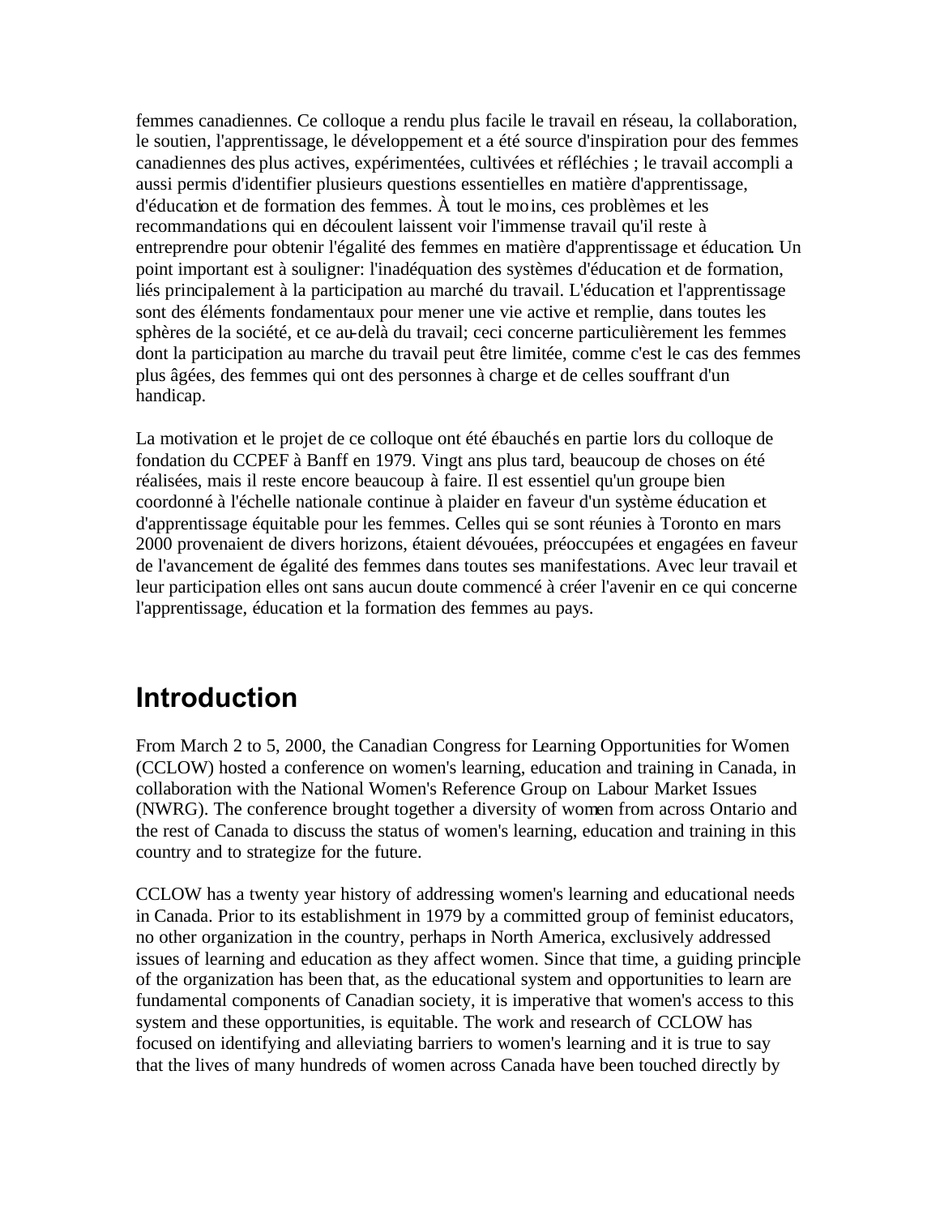femmes canadiennes. Ce colloque a rendu plus facile le travail en réseau, la collaboration, le soutien, l'apprentissage, le développement et a été source d'inspiration pour des femmes canadiennes des plus actives, expérimentées, cultivées et réfléchies ; le travail accompli a aussi permis d'identifier plusieurs questions essentielles en matière d'apprentissage, d'éducation et de formation des femmes. À tout le moins, ces problèmes et les recommandations qui en découlent laissent voir l'immense travail qu'il reste à entreprendre pour obtenir l'égalité des femmes en matière d'apprentissage et éducation. Un point important est à souligner: l'inadéquation des systèmes d'éducation et de formation, liés principalement à la participation au marché du travail. L'éducation et l'apprentissage sont des éléments fondamentaux pour mener une vie active et remplie, dans toutes les sphères de la société, et ce au-delà du travail; ceci concerne particulièrement les femmes dont la participation au marche du travail peut être limitée, comme c'est le cas des femmes plus âgées, des femmes qui ont des personnes à charge et de celles souffrant d'un handicap.

La motivation et le projet de ce colloque ont été ébauchés en partie lors du colloque de fondation du CCPEF à Banff en 1979. Vingt ans plus tard, beaucoup de choses on été réalisées, mais il reste encore beaucoup à faire. Il est essentiel qu'un groupe bien coordonné à l'échelle nationale continue à plaider en faveur d'un système éducation et d'apprentissage équitable pour les femmes. Celles qui se sont réunies à Toronto en mars 2000 provenaient de divers horizons, étaient dévouées, préoccupées et engagées en faveur de l'avancement de égalité des femmes dans toutes ses manifestations. Avec leur travail et leur participation elles ont sans aucun doute commencé à créer l'avenir en ce qui concerne l'apprentissage, éducation et la formation des femmes au pays.

# Introduction

From March 2 to 5, 2000, the Canadian Congress for Learning Opportunities for Women (CCLOW) hosted a conference on women's learning, education and training in Canada, in collaboration with the National Women's Reference Group on Labour Market Issues (NWRG). The conference brought together a diversity of women from across Ontario and the rest of Canada to discuss the status of women's learning, education and training in this country and to strategize for the future.

CCLOW has a twenty year history of addressing women's learning and educational needs in Canada. Prior to its establishment in 1979 by a committed group of feminist educators, no other organization in the country, perhaps in North America, exclusively addressed issues of learning and education as they affect women. Since that time, a guiding principle of the organization has been that, as the educational system and opportunities to learn are fundamental components of Canadian society, it is imperative that women's access to this system and these opportunities, is equitable. The work and research of CCLOW has focused on identifying and alleviating barriers to women's learning and it is true to say that the lives of many hundreds of women across Canada have been touched directly by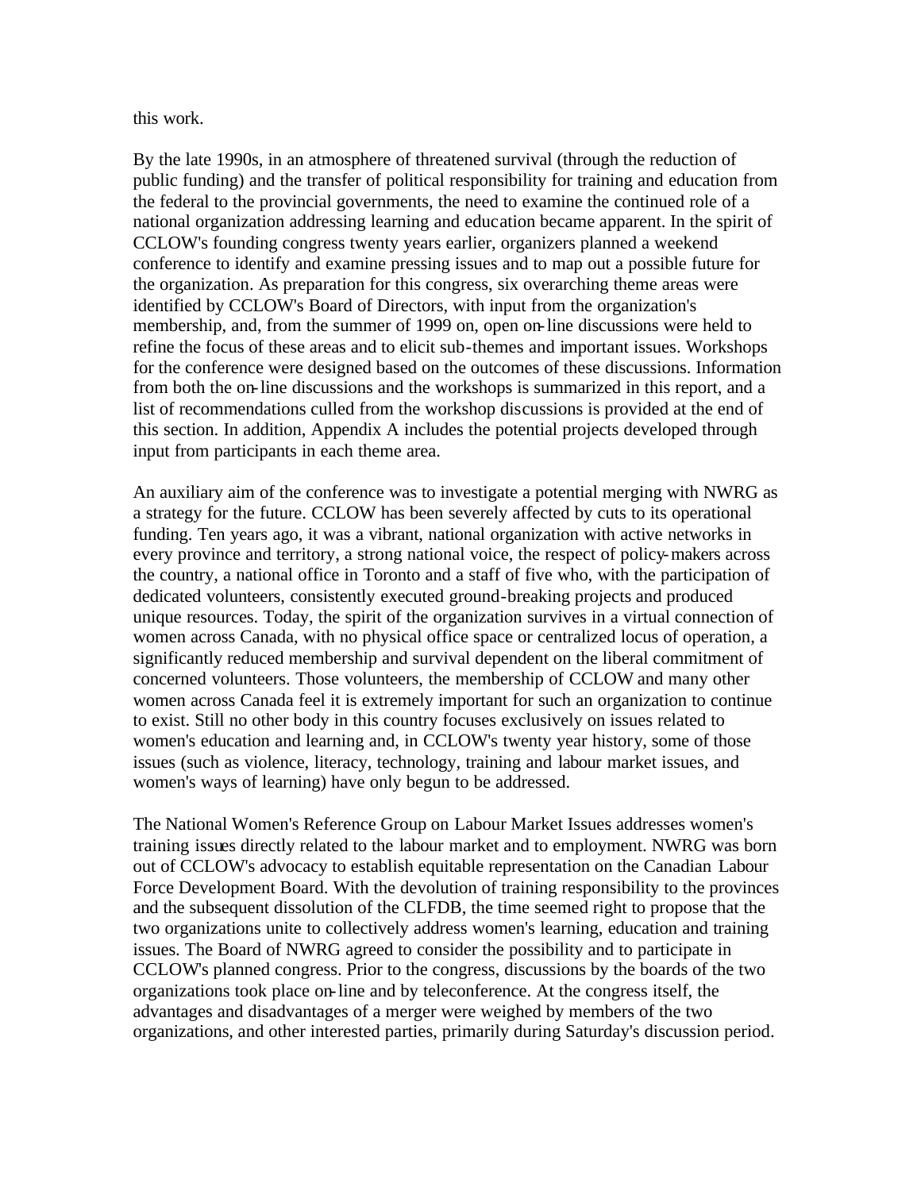this work.

By the late 1990s, in an atmosphere of threatened survival (through the reduction of public funding) and the transfer of political responsibility for training and education from the federal to the provincial governments, the need to examine the continued role of a national organization addressing learning and education became apparent. In the spirit of CCLOW's founding congress twenty years earlier, organizers planned a weekend conference to identify and examine pressing issues and to map out a possible future for the organization. As preparation for this congress, six overarching theme areas were identified by CCLOW's Board of Directors, with input from the organization's membership, and, from the summer of 1999 on, open on-line discussions were held to refine the focus of these areas and to elicit sub-themes and important issues. Workshops for the conference were designed based on the outcomes of these discussions. Information from both the on-line discussions and the workshops is summarized in this report, and a list of recommendations culled from the workshop discussions is provided at the end of this section. In addition, Appendix A includes the potential projects developed through input from participants in each theme area.

An auxiliary aim of the conference was to investigate a potential merging with NWRG as a strategy for the future. CCLOW has been severely affected by cuts to its operational funding. Ten years ago, it was a vibrant, national organization with active networks in every province and territory, a strong national voice, the respect of policy-makers across the country, a national office in Toronto and a staff of five who, with the participation of dedicated volunteers, consistently executed ground-breaking projects and produced unique resources. Today, the spirit of the organization survives in a virtual connection of women across Canada, with no physical office space or centralized locus of operation, a significantly reduced membership and survival dependent on the liberal commitment of concerned volunteers. Those volunteers, the membership of CCLOW and many other women across Canada feel it is extremely important for such an organization to continue to exist. Still no other body in this country focuses exclusively on issues related to women's education and learning and, in CCLOW's twenty year history, some of those issues (such as violence, literacy, technology, training and labour market issues, and women's ways of learning) have only begun to be addressed.

The National Women's Reference Group on Labour Market Issues addresses women's training issues directly related to the labour market and to employment. NWRG was born out of CCLOW's advocacy to establish equitable representation on the Canadian Labour Force Development Board. With the devolution of training responsibility to the provinces and the subsequent dissolution of the CLFDB, the time seemed right to propose that the two organizations unite to collectively address women's learning, education and training issues. The Board of NWRG agreed to consider the possibility and to participate in CCLOW's planned congress. Prior to the congress, discussions by the boards of the two organizations took place on-line and by teleconference. At the congress itself, the advantages and disadvantages of a merger were weighed by members of the two organizations, and other interested parties, primarily during Saturday's discussion period.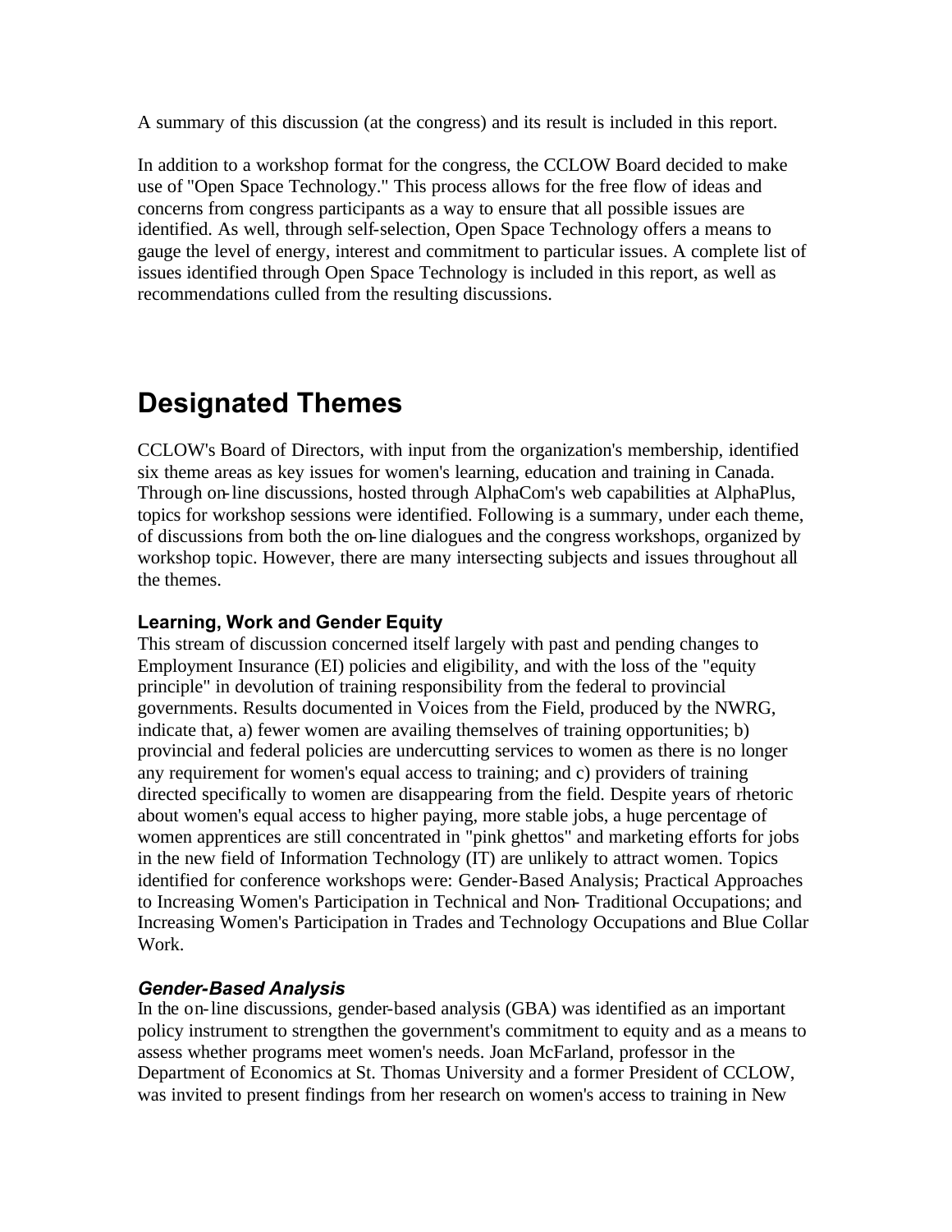A summary of this discussion (at the congress) and its result is included in this report.

In addition to a workshop format for the congress, the CCLOW Board decided to make use of "Open Space Technology." This process allows for the free flow of ideas and concerns from congress participants as a way to ensure that all possible issues are identified. As well, through self-selection, Open Space Technology offers a means to gauge the level of energy, interest and commitment to particular issues. A complete list of issues identified through Open Space Technology is included in this report, as well as recommendations culled from the resulting discussions.

# Designated Themes

CCLOW's Board of Directors, with input from the organization's membership, identified six theme areas as key issues for women's learning, education and training in Canada. Through on-line discussions, hosted through AlphaCom's web capabilities at AlphaPlus, topics for workshop sessions were identified. Following is a summary, under each theme, of discussions from both the on-line dialogues and the congress workshops, organized by workshop topic. However, there are many intersecting subjects and issues throughout all the themes.

### Learning, Work and Gender Equity

This stream of discussion concerned itself largely with past and pending changes to Employment Insurance (EI) policies and eligibility, and with the loss of the "equity principle" in devolution of training responsibility from the federal to provincial governments. Results documented in Voices from the Field, produced by the NWRG, indicate that, a) fewer women are availing themselves of training opportunities; b) provincial and federal policies are undercutting services to women as there is no longer any requirement for women's equal access to training; and c) providers of training directed specifically to women are disappearing from the field. Despite years of rhetoric about women's equal access to higher paying, more stable jobs, a huge percentage of women apprentices are still concentrated in "pink ghettos" and marketing efforts for jobs in the new field of Information Technology (IT) are unlikely to attract women. Topics identified for conference workshops were: Gender-Based Analysis; Practical Approaches to Increasing Women's Participation in Technical and Non-Traditional Occupations; and Increasing Women's Participation in Trades and Technology Occupations and Blue Collar Work.

#### *Gender-Based Analysis*

In the on-line discussions, gender-based analysis (GBA) was identified as an important policy instrument to strengthen the government's commitment to equity and as a means to assess whether programs meet women's needs. Joan McFarland, professor in the Department of Economics at St. Thomas University and a former President of CCLOW, was invited to present findings from her research on women's access to training in New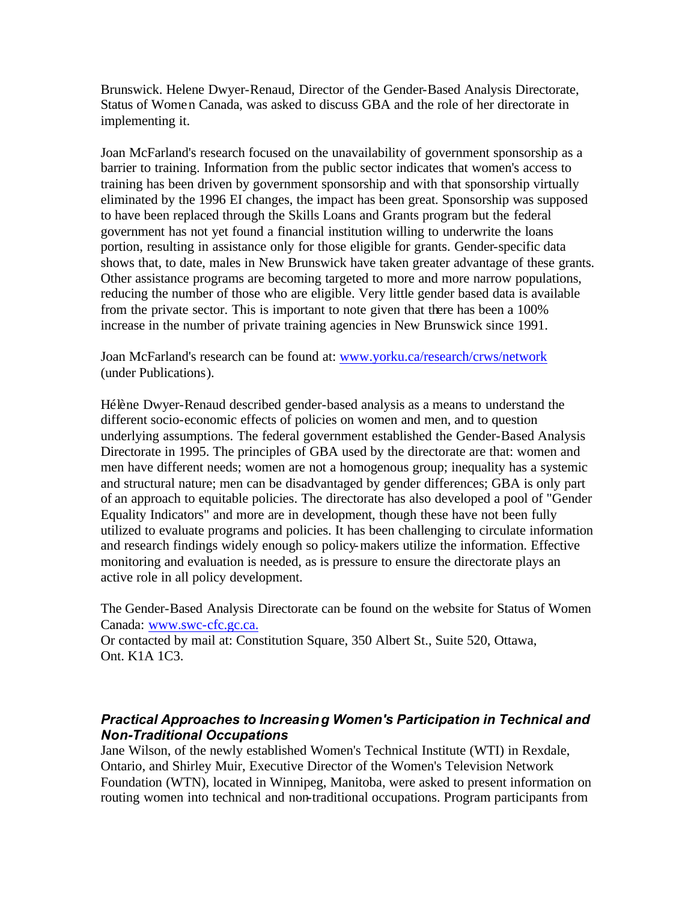Brunswick. Helene Dwyer-Renaud, Director of the Gender-Based Analysis Directorate, Status of Women Canada, was asked to discuss GBA and the role of her directorate in implementing it.

Joan McFarland's research focused on the unavailability of government sponsorship as a barrier to training. Information from the public sector indicates that women's access to training has been driven by government sponsorship and with that sponsorship virtually eliminated by the 1996 EI changes, the impact has been great. Sponsorship was supposed to have been replaced through the Skills Loans and Grants program but the federal government has not yet found a financial institution willing to underwrite the loans portion, resulting in assistance only for those eligible for grants. Gender-specific data shows that, to date, males in New Brunswick have taken greater advantage of these grants. Other assistance programs are becoming targeted to more and more narrow populations, reducing the number of those who are eligible. Very little gender based data is available from the private sector. This is important to note given that there has been a 100% increase in the number of private training agencies in New Brunswick since 1991.

Joan McFarland's research can be found at: [www.yorku.ca/research/crws/network](www.yorku.ca/research/crws/network) (under Publications).

Hélène Dwyer-Renaud described gender-based analysis as a means to understand the different socio-economic effects of policies on women and men, and to question underlying assumptions. The federal government established the Gender-Based Analysis Directorate in 1995. The principles of GBA used by the directorate are that: women and men have different needs; women are not a homogenous group; inequality has a systemic and structural nature; men can be disadvantaged by gender differences; GBA is only part of an approach to equitable policies. The directorate has also developed a pool of "Gender Equality Indicators" and more are in development, though these have not been fully utilized to evaluate programs and policies. It has been challenging to circulate information and research findings widely enough so policy-makers utilize the information. Effective monitoring and evaluation is needed, as is pressure to ensure the directorate plays an active role in all policy development.

The Gender-Based Analysis Directorate can be found on the website for Status of Women Canada: [www.swc-cfc.gc.ca.](www.swc-cfc.gc.ca)
Or contacted by mail at: Constitution Square, 350 Albert St., Suite 520, Ottawa, Ont. K1A 1C3.

### *Practical Approaches to Increasing Women's Participation in Technical and Non-Traditional Occupations*

Jane Wilson, of the newly established Women's Technical Institute (WTI) in Rexdale, Ontario, and Shirley Muir, Executive Director of the Women's Television Network Foundation (WTN), located in Winnipeg, Manitoba, were asked to present information on routing women into technical and non-traditional occupations. Program participants from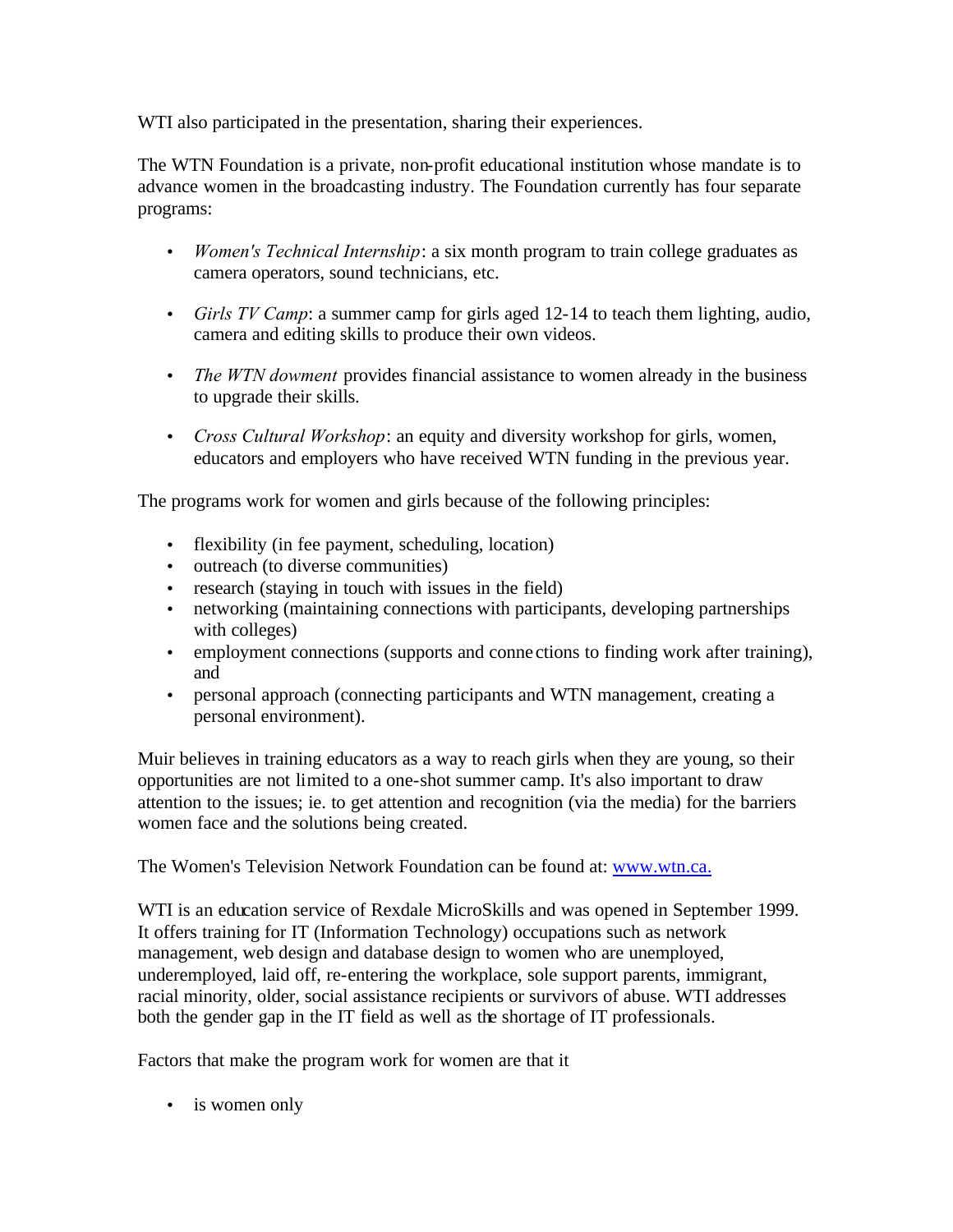WTI also participated in the presentation, sharing their experiences.

The WTN Foundation is a private, non-profit educational institution whose mandate is to advance women in the broadcasting industry. The Foundation currently has four separate programs:

- *Women's Technical Internship*: a six month program to train college graduates as camera operators, sound technicians, etc.
- *Girls TV Camp*: a summer camp for girls aged 12-14 to teach them lighting, audio, camera and editing skills to produce their own videos.
- *The WTN dowment* provides financial assistance to women already in the business to upgrade their skills.
- *Cross Cultural Workshop*: an equity and diversity workshop for girls, women, educators and employers who have received WTN funding in the previous year.

The programs work for women and girls because of the following principles:

- flexibility (in fee payment, scheduling, location)
- outreach (to diverse communities)
- research (staying in touch with issues in the field)
- networking (maintaining connections with participants, developing partnerships with colleges)
- employment connections (supports and connections to finding work after training), and
- personal approach (connecting participants and WTN management, creating a personal environment).

Muir believes in training educators as a way to reach girls when they are young, so their opportunities are not limited to a one-shot summer camp. It's also important to draw attention to the issues; ie. to get attention and recognition (via the media) for the barriers women face and the solutions being created.

The Women's Television Network Foundation can be found at: www.wtn.ca.

WTI is an education service of Rexdale MicroSkills and was opened in September 1999. It offers training for IT (Information Technology) occupations such as network management, web design and database design to women who are unemployed, underemployed, laid off, re-entering the workplace, sole support parents, immigrant, racial minority, older, social assistance recipients or survivors of abuse. WTI addresses both the gender gap in the IT field as well as the shortage of IT professionals.

Factors that make the program work for women are that it

- is women only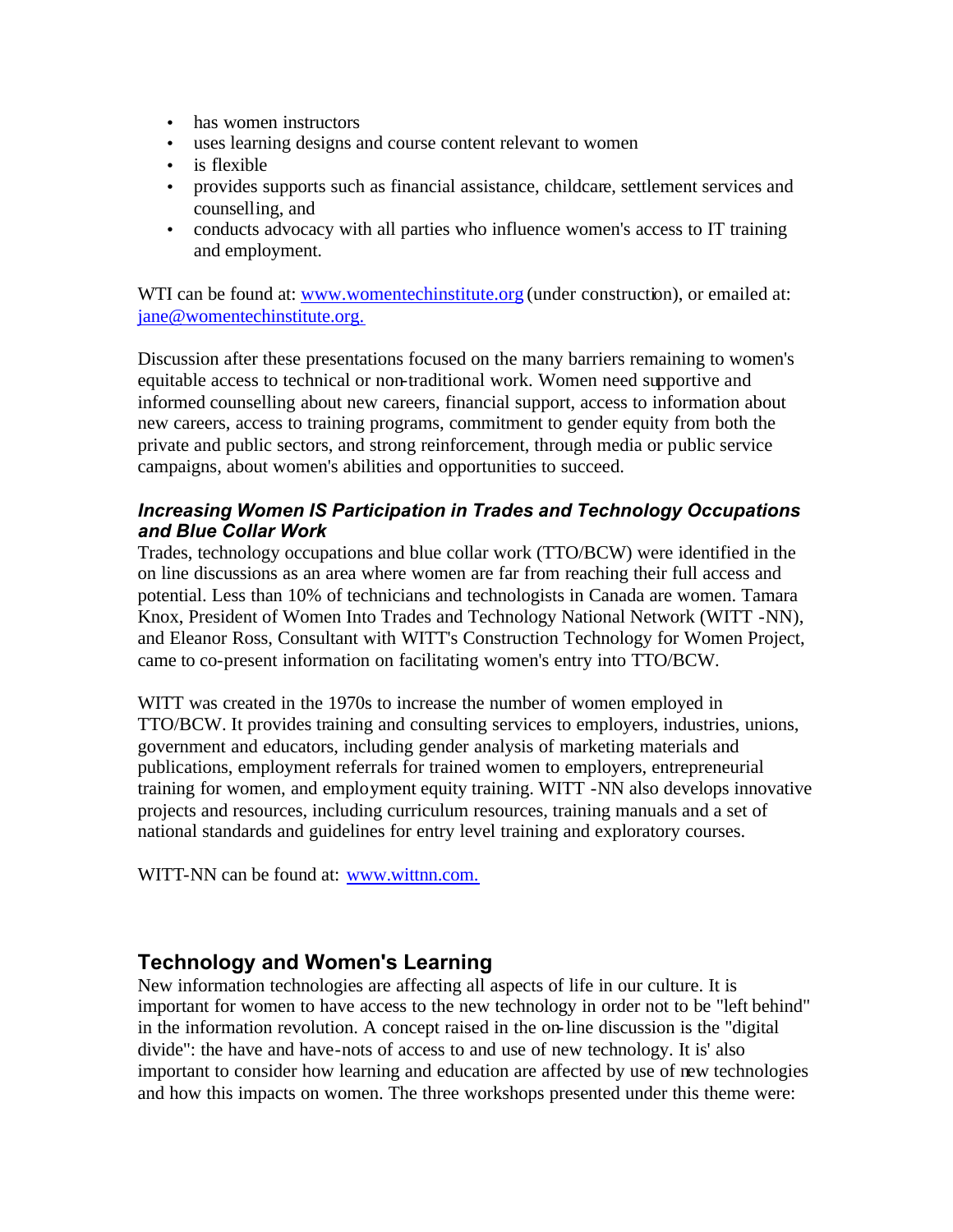- has women instructors
- uses learning designs and course content relevant to women
- is flexible
- provides supports such as financial assistance, childcare, settlement services and counselling, and
- conducts advocacy with all parties who influence women's access to IT training and employment.

WTI can be found at: www.womentechinstitute.org (under construction), or emailed at: jane@womentechinstitute.org.

Discussion after these presentations focused on the many barriers remaining to women's equitable access to technical or non-traditional work. Women need supportive and informed counselling about new careers, financial support, access to information about new careers, access to training programs, commitment to gender equity from both the private and public sectors, and strong reinforcement, through media or public service campaigns, about women's abilities and opportunities to succeed.

### *Increasing Women IS Participation in Trades and Technology Occupations and Blue Collar Work*

Trades, technology occupations and blue collar work (TTO/BCW) were identified in the on line discussions as an area where women are far from reaching their full access and potential. Less than 10% of technicians and technologists in Canada are women. Tamara Knox, President of Women Into Trades and Technology National Network (WITT -NN), and Eleanor Ross, Consultant with WITT's Construction Technology for Women Project, came to co-present information on facilitating women's entry into TTO/BCW.

WITT was created in the 1970s to increase the number of women employed in TTO/BCW. It provides training and consulting services to employers, industries, unions, government and educators, including gender analysis of marketing materials and publications, employment referrals for trained women to employers, entrepreneurial training for women, and employment equity training. WITT -NN also develops innovative projects and resources, including curriculum resources, training manuals and a set of national standards and guidelines for entry level training and exploratory courses.

WITT-NN can be found at: www.wittnn.com.

## Technology and Women's Learning

New information technologies are affecting all aspects of life in our culture. It is important for women to have access to the new technology in order not to be "left behind" in the information revolution. A concept raised in the on-line discussion is the "digital divide": the have and have-nots of access to and use of new technology. It is' also important to consider how learning and education are affected by use of new technologies and how this impacts on women. The three workshops presented under this theme were: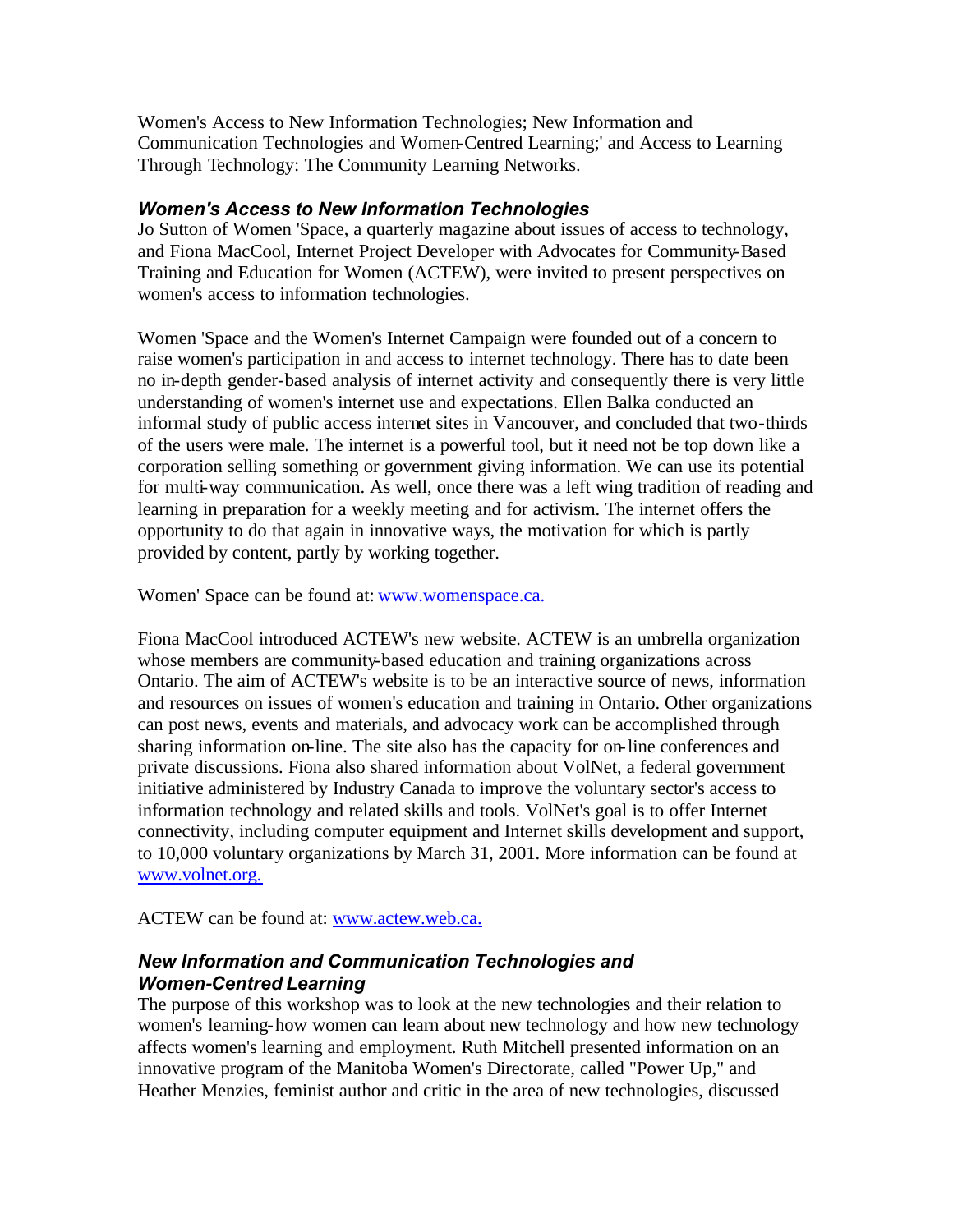Women's Access to New Information Technologies; New Information and Communication Technologies and Women-Centred Learning;' and Access to Learning Through Technology: The Community Learning Networks.

### *Women's Access to New Information Technologies*

Jo Sutton of Women 'Space, a quarterly magazine about issues of access to technology, and Fiona MacCool, Internet Project Developer with Advocates for Community-Based Training and Education for Women (ACTEW), were invited to present perspectives on women's access to information technologies.

Women 'Space and the Women's Internet Campaign were founded out of a concern to raise women's participation in and access to internet technology. There has to date been no in-depth gender-based analysis of internet activity and consequently there is very little understanding of women's internet use and expectations. Ellen Balka conducted an informal study of public access internet sites in Vancouver, and concluded that two-thirds of the users were male. The internet is a powerful tool, but it need not be top down like a corporation selling something or government giving information. We can use its potential for multi-way communication. As well, once there was a left wing tradition of reading and learning in preparation for a weekly meeting and for activism. The internet offers the opportunity to do that again in innovative ways, the motivation for which is partly provided by content, partly by working together.

Women' Space can be found at: www.womenspace.ca.

Fiona MacCool introduced ACTEW's new website. ACTEW is an umbrella organization whose members are community-based education and training organizations across Ontario. The aim of ACTEW's website is to be an interactive source of news, information and resources on issues of women's education and training in Ontario. Other organizations can post news, events and materials, and advocacy work can be accomplished through sharing information on-line. The site also has the capacity for on-line conferences and private discussions. Fiona also shared information about VolNet, a federal government initiative administered by Industry Canada to improve the voluntary sector's access to information technology and related skills and tools. VolNet's goal is to offer Internet connectivity, including computer equipment and Internet skills development and support, to 10,000 voluntary organizations by March 31, 2001. More information can be found at www.volnet.org.

ACTEW can be found at: www.actew.web.ca.

### *New Information and Communication Technologies and Women-Centred Learning*

The purpose of this workshop was to look at the new technologies and their relation to women's learning-how women can learn about new technology and how new technology affects women's learning and employment. Ruth Mitchell presented information on an innovative program of the Manitoba Women's Directorate, called "Power Up," and Heather Menzies, feminist author and critic in the area of new technologies, discussed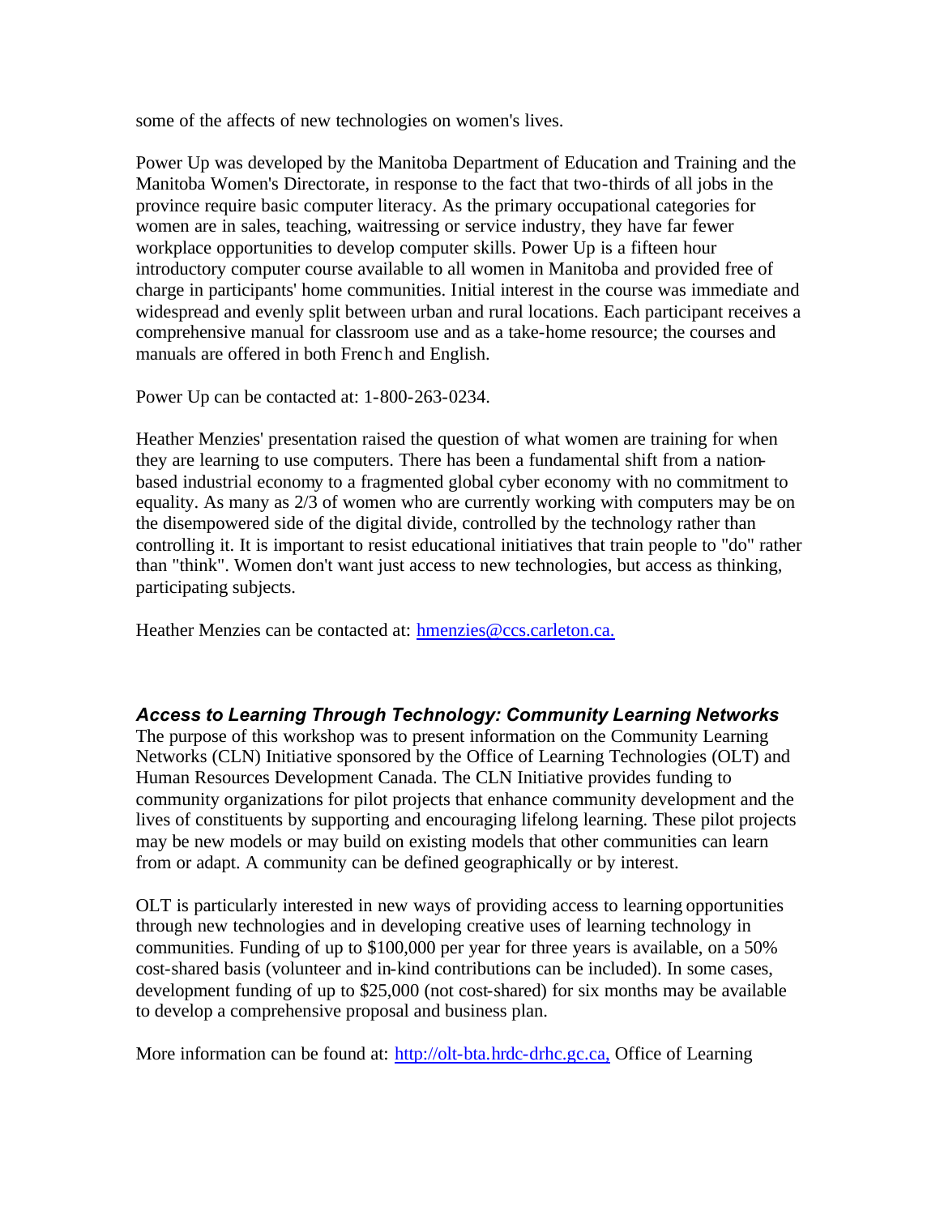some of the affects of new technologies on women's lives.

Power Up was developed by the Manitoba Department of Education and Training and the Manitoba Women's Directorate, in response to the fact that two-thirds of all jobs in the province require basic computer literacy. As the primary occupational categories for women are in sales, teaching, waitressing or service industry, they have far fewer workplace opportunities to develop computer skills. Power Up is a fifteen hour introductory computer course available to all women in Manitoba and provided free of charge in participants' home communities. Initial interest in the course was immediate and widespread and evenly split between urban and rural locations. Each participant receives a comprehensive manual for classroom use and as a take-home resource; the courses and manuals are offered in both French and English.

Power Up can be contacted at: 1-800-263-0234.

Heather Menzies' presentation raised the question of what women are training for when they are learning to use computers. There has been a fundamental shift from a nation-based industrial economy to a fragmented global cyber economy with no commitment to equality. As many as 2/3 of women who are currently working with computers may be on the disempowered side of the digital divide, controlled by the technology rather than controlling it. It is important to resist educational initiatives that train people to "do" rather than "think". Women don't want just access to new technologies, but access as thinking, participating subjects.

Heather Menzies can be contacted at: hmenzies@ccs.carleton.ca.

### *Access to Learning Through Technology: Community Learning Networks*

The purpose of this workshop was to present information on the Community Learning Networks (CLN) Initiative sponsored by the Office of Learning Technologies (OLT) and Human Resources Development Canada. The CLN Initiative provides funding to community organizations for pilot projects that enhance community development and the lives of constituents by supporting and encouraging lifelong learning. These pilot projects may be new models or may build on existing models that other communities can learn from or adapt. A community can be defined geographically or by interest.

OLT is particularly interested in new ways of providing access to learning opportunities through new technologies and in developing creative uses of learning technology in communities. Funding of up to $100,000 per year for three years is available, on a 50% cost-shared basis (volunteer and in-kind contributions can be included). In some cases, development funding of up to $25,000 (not cost-shared) for six months may be available to develop a comprehensive proposal and business plan.

More information can be found at: http://olt-bta.hrdc-drhc.gc.ca, Office of Learning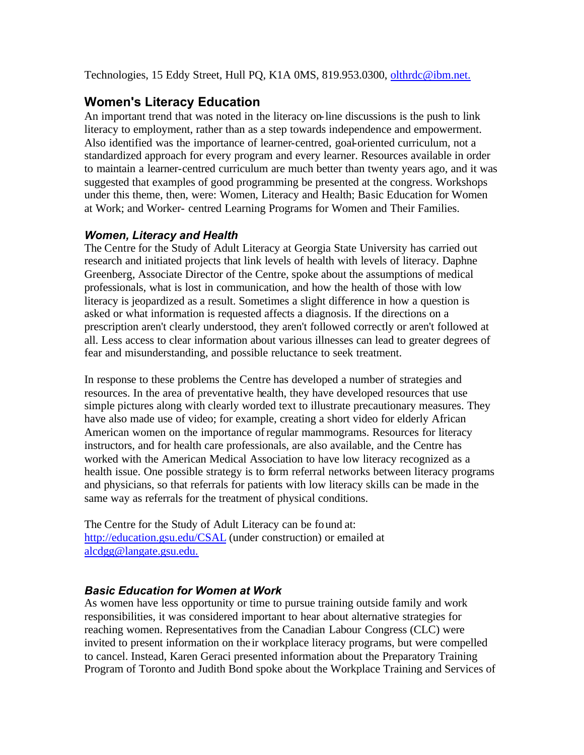Technologies, 15 Eddy Street, Hull PQ, K1A 0MS, 819.953.0300, [olthrdc@ibm.net.](mailto:olthrdc@ibm.net)

## Women's Literacy Education

An important trend that was noted in the literacy on-line discussions is the push to link literacy to employment, rather than as a step towards independence and empowerment. Also identified was the importance of learner-centred, goal-oriented curriculum, not a standardized approach for every program and every learner. Resources available in order to maintain a learner-centred curriculum are much better than twenty years ago, and it was suggested that examples of good programming be presented at the congress. Workshops under this theme, then, were: Women, Literacy and Health; Basic Education for Women at Work; and Worker- centred Learning Programs for Women and Their Families.

### *Women, Literacy and Health*

The Centre for the Study of Adult Literacy at Georgia State University has carried out research and initiated projects that link levels of health with levels of literacy. Daphne Greenberg, Associate Director of the Centre, spoke about the assumptions of medical professionals, what is lost in communication, and how the health of those with low literacy is jeopardized as a result. Sometimes a slight difference in how a question is asked or what information is requested affects a diagnosis. If the directions on a prescription aren't clearly understood, they aren't followed correctly or aren't followed at all. Less access to clear information about various illnesses can lead to greater degrees of fear and misunderstanding, and possible reluctance to seek treatment.

In response to these problems the Centre has developed a number of strategies and resources. In the area of preventative health, they have developed resources that use simple pictures along with clearly worded text to illustrate precautionary measures. They have also made use of video; for example, creating a short video for elderly African American women on the importance of regular mammograms. Resources for literacy instructors, and for health care professionals, are also available, and the Centre has worked with the American Medical Association to have low literacy recognized as a health issue. One possible strategy is to form referral networks between literacy programs and physicians, so that referrals for patients with low literacy skills can be made in the same way as referrals for the treatment of physical conditions.

The Centre for the Study of Adult Literacy can be found at: [http://education.gsu.edu/CSAL](http://education.gsu.edu/CSAL) (under construction) or emailed at [alcdgg@langate.gsu.edu.](mailto:alcdgg@langate.gsu.edu)

### *Basic Education for Women at Work*

As women have less opportunity or time to pursue training outside family and work responsibilities, it was considered important to hear about alternative strategies for reaching women. Representatives from the Canadian Labour Congress (CLC) were invited to present information on their workplace literacy programs, but were compelled to cancel. Instead, Karen Geraci presented information about the Preparatory Training Program of Toronto and Judith Bond spoke about the Workplace Training and Services of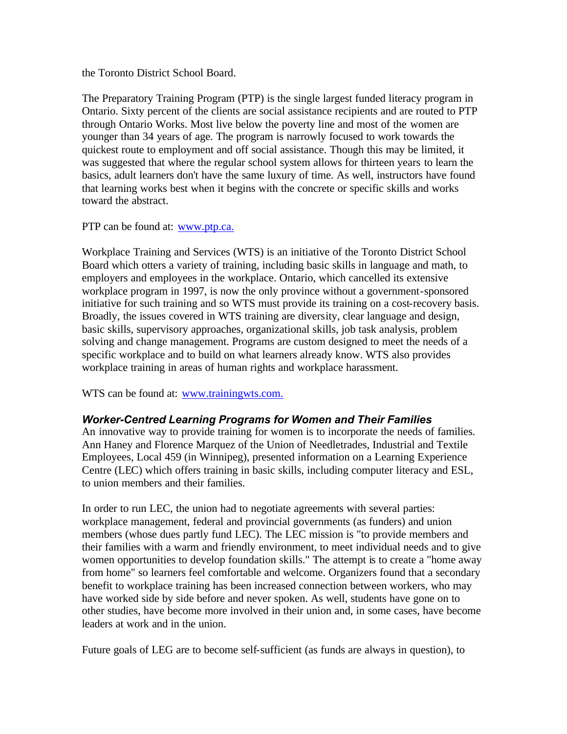the Toronto District School Board.

The Preparatory Training Program (PTP) is the single largest funded literacy program in Ontario. Sixty percent of the clients are social assistance recipients and are routed to PTP through Ontario Works. Most live below the poverty line and most of the women are younger than 34 years of age. The program is narrowly focused to work towards the quickest route to employment and off social assistance. Though this may be limited, it was suggested that where the regular school system allows for thirteen years to learn the basics, adult learners don't have the same luxury of time. As well, instructors have found that learning works best when it begins with the concrete or specific skills and works toward the abstract.

PTP can be found at: [www.ptp.ca.](http://www.ptp.ca)

Workplace Training and Services (WTS) is an initiative of the Toronto District School Board which otters a variety of training, including basic skills in language and math, to employers and employees in the workplace. Ontario, which cancelled its extensive workplace program in 1997, is now the only province without a government-sponsored initiative for such training and so WTS must provide its training on a cost-recovery basis. Broadly, the issues covered in WTS training are diversity, clear language and design, basic skills, supervisory approaches, organizational skills, job task analysis, problem solving and change management. Programs are custom designed to meet the needs of a specific workplace and to build on what learners already know. WTS also provides workplace training in areas of human rights and workplace harassment.

WTS can be found at: [www.trainingwts.com.](http://www.trainingwts.com)

### *Worker-Centred Learning Programs for Women and Their Families*

An innovative way to provide training for women is to incorporate the needs of families. Ann Haney and Florence Marquez of the Union of Needletrades, Industrial and Textile Employees, Local 459 (in Winnipeg), presented information on a Learning Experience Centre (LEC) which offers training in basic skills, including computer literacy and ESL, to union members and their families.

In order to run LEC, the union had to negotiate agreements with several parties: workplace management, federal and provincial governments (as funders) and union members (whose dues partly fund LEC). The LEC mission is "to provide members and their families with a warm and friendly environment, to meet individual needs and to give women opportunities to develop foundation skills." The attempt is to create a "home away from home" so learners feel comfortable and welcome. Organizers found that a secondary benefit to workplace training has been increased connection between workers, who may have worked side by side before and never spoken. As well, students have gone on to other studies, have become more involved in their union and, in some cases, have become leaders at work and in the union.

Future goals of LEG are to become self-sufficient (as funds are always in question), to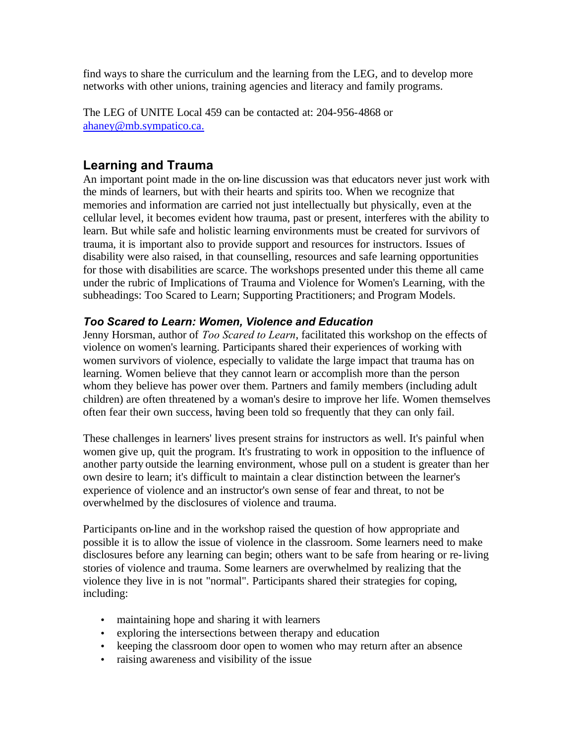find ways to share the curriculum and the learning from the LEG, and to develop more networks with other unions, training agencies and literacy and family programs.

The LEG of UNITE Local 459 can be contacted at: 204-956-4868 or [ahaney@mb.sympatico.ca.](mailto:ahaney@mb.sympatico.ca)

## Learning and Trauma

An important point made in the on-line discussion was that educators never just work with the minds of learners, but with their hearts and spirits too. When we recognize that memories and information are carried not just intellectually but physically, even at the cellular level, it becomes evident how trauma, past or present, interferes with the ability to learn. But while safe and holistic learning environments must be created for survivors of trauma, it is important also to provide support and resources for instructors. Issues of disability were also raised, in that counselling, resources and safe learning opportunities for those with disabilities are scarce. The workshops presented under this theme all came under the rubric of Implications of Trauma and Violence for Women's Learning, with the subheadings: Too Scared to Learn; Supporting Practitioners; and Program Models.

### *Too Scared to Learn: Women, Violence and Education*

Jenny Horsman, author of *Too Scared to Learn*, facilitated this workshop on the effects of violence on women's learning. Participants shared their experiences of working with women survivors of violence, especially to validate the large impact that trauma has on learning. Women believe that they cannot learn or accomplish more than the person whom they believe has power over them. Partners and family members (including adult children) are often threatened by a woman's desire to improve her life. Women themselves often fear their own success, having been told so frequently that they can only fail.

These challenges in learners' lives present strains for instructors as well. It's painful when women give up, quit the program. It's frustrating to work in opposition to the influence of another party outside the learning environment, whose pull on a student is greater than her own desire to learn; it's difficult to maintain a clear distinction between the learner's experience of violence and an instructor's own sense of fear and threat, to not be overwhelmed by the disclosures of violence and trauma.

Participants on-line and in the workshop raised the question of how appropriate and possible it is to allow the issue of violence in the classroom. Some learners need to make disclosures before any learning can begin; others want to be safe from hearing or re-living stories of violence and trauma. Some learners are overwhelmed by realizing that the violence they live in is not "normal". Participants shared their strategies for coping, including:

- maintaining hope and sharing it with learners
- exploring the intersections between therapy and education
- keeping the classroom door open to women who may return after an absence
- raising awareness and visibility of the issue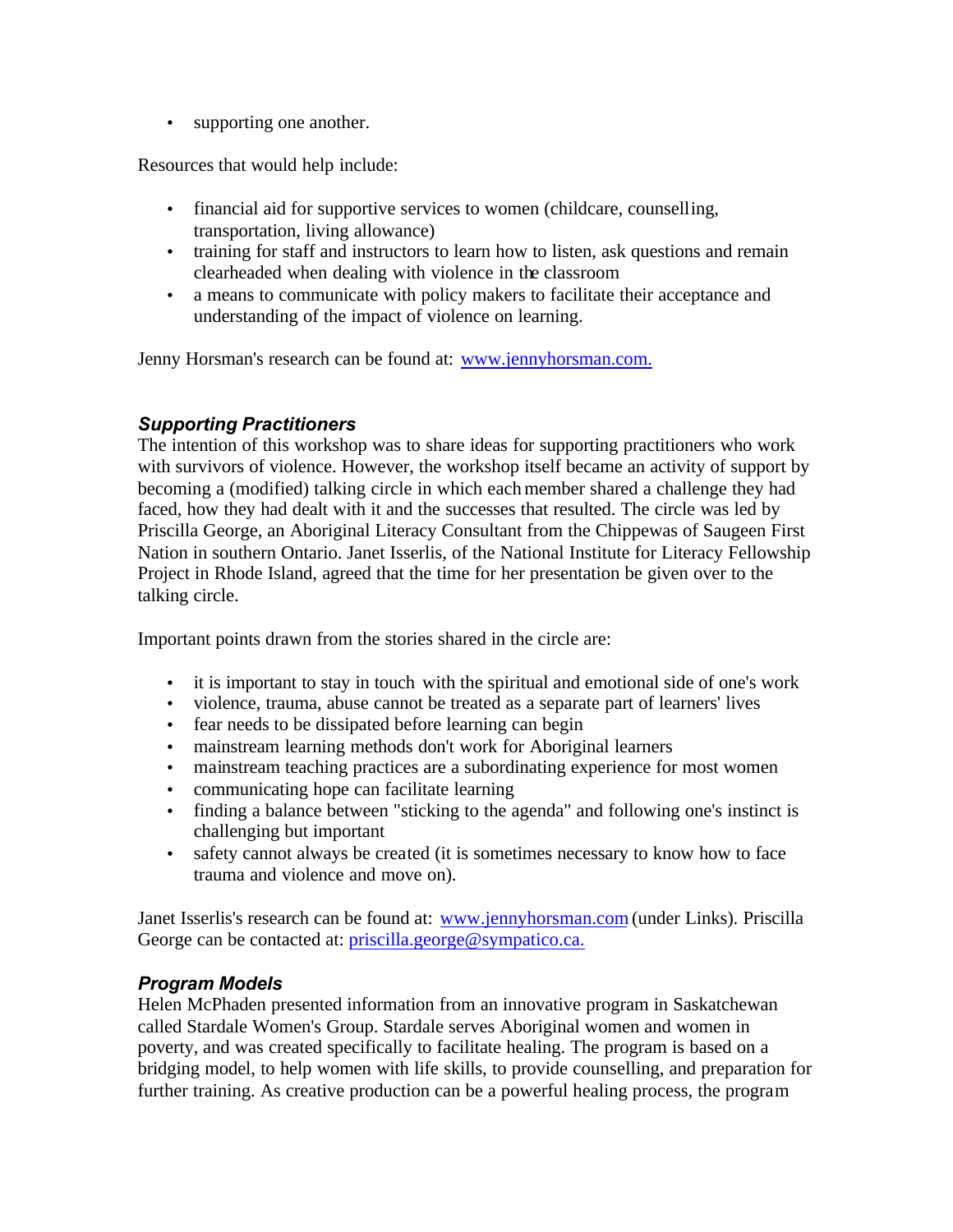- supporting one another.

Resources that would help include:

- financial aid for supportive services to women (childcare, counselling, transportation, living allowance)
- training for staff and instructors to learn how to listen, ask questions and remain clearheaded when dealing with violence in the classroom
- a means to communicate with policy makers to facilitate their acceptance and understanding of the impact of violence on learning.

Jenny Horsman's research can be found at: www.jennyhorsman.com.

### *Supporting Practitioners*

The intention of this workshop was to share ideas for supporting practitioners who work with survivors of violence. However, the workshop itself became an activity of support by becoming a (modified) talking circle in which each member shared a challenge they had faced, how they had dealt with it and the successes that resulted. The circle was led by Priscilla George, an Aboriginal Literacy Consultant from the Chippewas of Saugeen First Nation in southern Ontario. Janet Isserlis, of the National Institute for Literacy Fellowship Project in Rhode Island, agreed that the time for her presentation be given over to the talking circle.

Important points drawn from the stories shared in the circle are:

- it is important to stay in touch with the spiritual and emotional side of one's work
- violence, trauma, abuse cannot be treated as a separate part of learners' lives
- fear needs to be dissipated before learning can begin
- mainstream learning methods don't work for Aboriginal learners
- mainstream teaching practices are a subordinating experience for most women
- communicating hope can facilitate learning
- finding a balance between "sticking to the agenda" and following one's instinct is challenging but important
- safety cannot always be created (it is sometimes necessary to know how to face trauma and violence and move on).

Janet Isserlis's research can be found at: www.jennyhorsman.com (under Links). Priscilla George can be contacted at: priscilla.george@sympatico.ca.

### *Program Models*

Helen McPhaden presented information from an innovative program in Saskatchewan called Stardale Women's Group. Stardale serves Aboriginal women and women in poverty, and was created specifically to facilitate healing. The program is based on a bridging model, to help women with life skills, to provide counselling, and preparation for further training. As creative production can be a powerful healing process, the program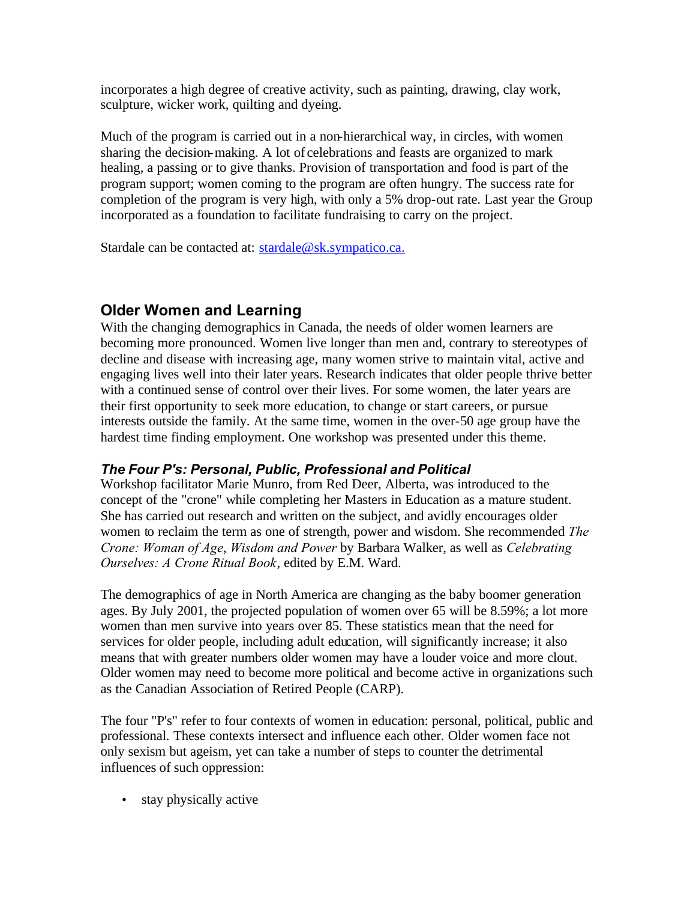incorporates a high degree of creative activity, such as painting, drawing, clay work, sculpture, wicker work, quilting and dyeing.

Much of the program is carried out in a non-hierarchical way, in circles, with women sharing the decision-making. A lot of celebrations and feasts are organized to mark healing, a passing or to give thanks. Provision of transportation and food is part of the program support; women coming to the program are often hungry. The success rate for completion of the program is very high, with only a 5% drop-out rate. Last year the Group incorporated as a foundation to facilitate fundraising to carry on the project.

Stardale can be contacted at: stardale@sk.sympatico.ca.

## Older Women and Learning

With the changing demographics in Canada, the needs of older women learners are becoming more pronounced. Women live longer than men and, contrary to stereotypes of decline and disease with increasing age, many women strive to maintain vital, active and engaging lives well into their later years. Research indicates that older people thrive better with a continued sense of control over their lives. For some women, the later years are their first opportunity to seek more education, to change or start careers, or pursue interests outside the family. At the same time, women in the over-50 age group have the hardest time finding employment. One workshop was presented under this theme.

### *The Four P's: Personal, Public, Professional and Political*

Workshop facilitator Marie Munro, from Red Deer, Alberta, was introduced to the concept of the "crone" while completing her Masters in Education as a mature student. She has carried out research and written on the subject, and avidly encourages older women to reclaim the term as one of strength, power and wisdom. She recommended *The Crone: Woman of Age, Wisdom and Power* by Barbara Walker, as well as *Celebrating Ourselves: A Crone Ritual Book*, edited by E.M. Ward.

The demographics of age in North America are changing as the baby boomer generation ages. By July 2001, the projected population of women over 65 will be 8.59%; a lot more women than men survive into years over 85. These statistics mean that the need for services for older people, including adult education, will significantly increase; it also means that with greater numbers older women may have a louder voice and more clout. Older women may need to become more political and become active in organizations such as the Canadian Association of Retired People (CARP).

The four "P's" refer to four contexts of women in education: personal, political, public and professional. These contexts intersect and influence each other. Older women face not only sexism but ageism, yet can take a number of steps to counter the detrimental influences of such oppression:

- stay physically active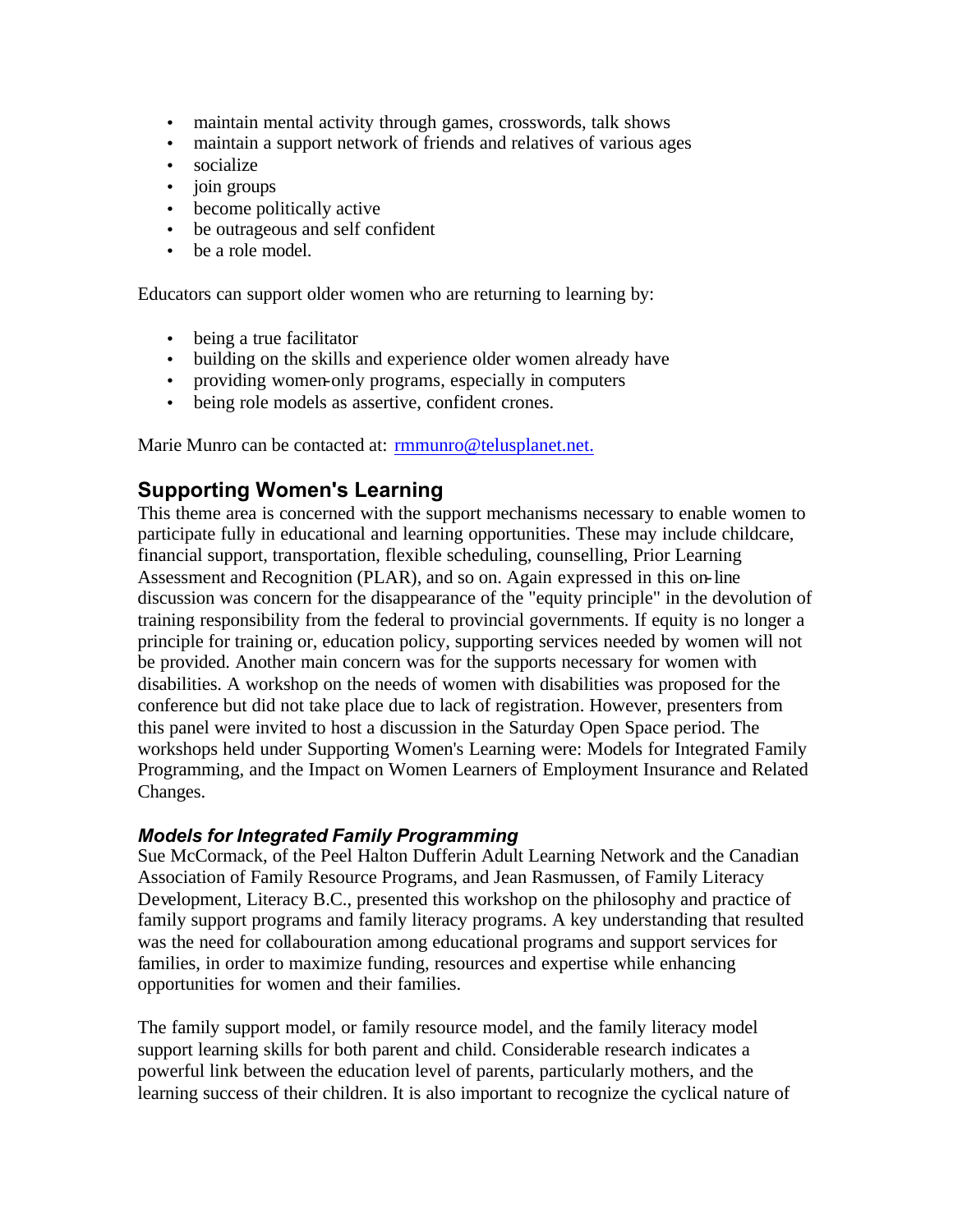- maintain mental activity through games, crosswords, talk shows
- maintain a support network of friends and relatives of various ages
- socialize
- join groups
- become politically active
- be outrageous and self confident
- be a role model.

Educators can support older women who are returning to learning by:

- being a true facilitator
- building on the skills and experience older women already have
- providing women-only programs, especially in computers
- being role models as assertive, confident crones.

Marie Munro can be contacted at: rmmunro@telusplanet.net.

## Supporting Women's Learning

This theme area is concerned with the support mechanisms necessary to enable women to participate fully in educational and learning opportunities. These may include childcare, financial support, transportation, flexible scheduling, counselling, Prior Learning Assessment and Recognition (PLAR), and so on. Again expressed in this on-line discussion was concern for the disappearance of the "equity principle" in the devolution of training responsibility from the federal to provincial governments. If equity is no longer a principle for training or, education policy, supporting services needed by women will not be provided. Another main concern was for the supports necessary for women with disabilities. A workshop on the needs of women with disabilities was proposed for the conference but did not take place due to lack of registration. However, presenters from this panel were invited to host a discussion in the Saturday Open Space period. The workshops held under Supporting Women's Learning were: Models for Integrated Family Programming, and the Impact on Women Learners of Employment Insurance and Related Changes.

### *Models for Integrated Family Programming*

Sue McCormack, of the Peel Halton Dufferin Adult Learning Network and the Canadian Association of Family Resource Programs, and Jean Rasmussen, of Family Literacy Development, Literacy B.C., presented this workshop on the philosophy and practice of family support programs and family literacy programs. A key understanding that resulted was the need for collabouration among educational programs and support services for families, in order to maximize funding, resources and expertise while enhancing opportunities for women and their families.

The family support model, or family resource model, and the family literacy model support learning skills for both parent and child. Considerable research indicates a powerful link between the education level of parents, particularly mothers, and the learning success of their children. It is also important to recognize the cyclical nature of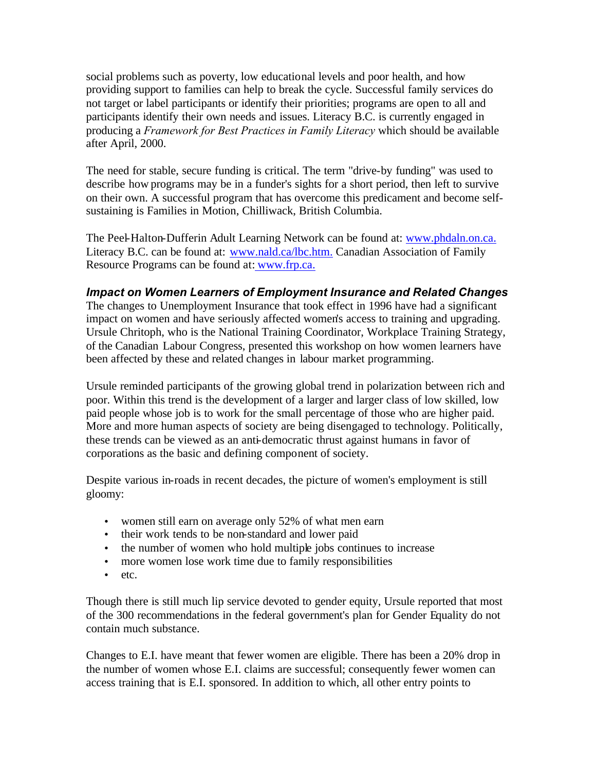social problems such as poverty, low educational levels and poor health, and how providing support to families can help to break the cycle. Successful family services do not target or label participants or identify their priorities; programs are open to all and participants identify their own needs and issues. Literacy B.C. is currently engaged in producing a *Framework for Best Practices in Family Literacy* which should be available after April, 2000.

The need for stable, secure funding is critical. The term "drive-by funding" was used to describe how programs may be in a funder's sights for a short period, then left to survive on their own. A successful program that has overcome this predicament and become self-sustaining is Families in Motion, Chilliwack, British Columbia.

The Peel-Halton-Dufferin Adult Learning Network can be found at: [www.phdaln.on.ca.](www.phdaln.on.ca.) Literacy B.C. can be found at: [www.nald.ca/lbc.htm.](www.nald.ca/lbc.htm.) Canadian Association of Family Resource Programs can be found at: [www.frp.ca.](www.frp.ca.)

### *Impact on Women Learners of Employment Insurance and Related Changes*

The changes to Unemployment Insurance that took effect in 1996 have had a significant impact on women and have seriously affected women's access to training and upgrading. Ursule Chritoph, who is the National Training Coordinator, Workplace Training Strategy, of the Canadian Labour Congress, presented this workshop on how women learners have been affected by these and related changes in labour market programming.

Ursule reminded participants of the growing global trend in polarization between rich and poor. Within this trend is the development of a larger and larger class of low skilled, low paid people whose job is to work for the small percentage of those who are higher paid. More and more human aspects of society are being disengaged to technology. Politically, these trends can be viewed as an anti-democratic thrust against humans in favor of corporations as the basic and defining component of society.

Despite various in-roads in recent decades, the picture of women's employment is still gloomy:

- women still earn on average only 52% of what men earn
- their work tends to be non-standard and lower paid
- the number of women who hold multiple jobs continues to increase
- more women lose work time due to family responsibilities
- etc.

Though there is still much lip service devoted to gender equity, Ursule reported that most of the 300 recommendations in the federal government's plan for Gender Equality do not contain much substance.

Changes to E.I. have meant that fewer women are eligible. There has been a 20% drop in the number of women whose E.I. claims are successful; consequently fewer women can access training that is E.I. sponsored. In addition to which, all other entry points to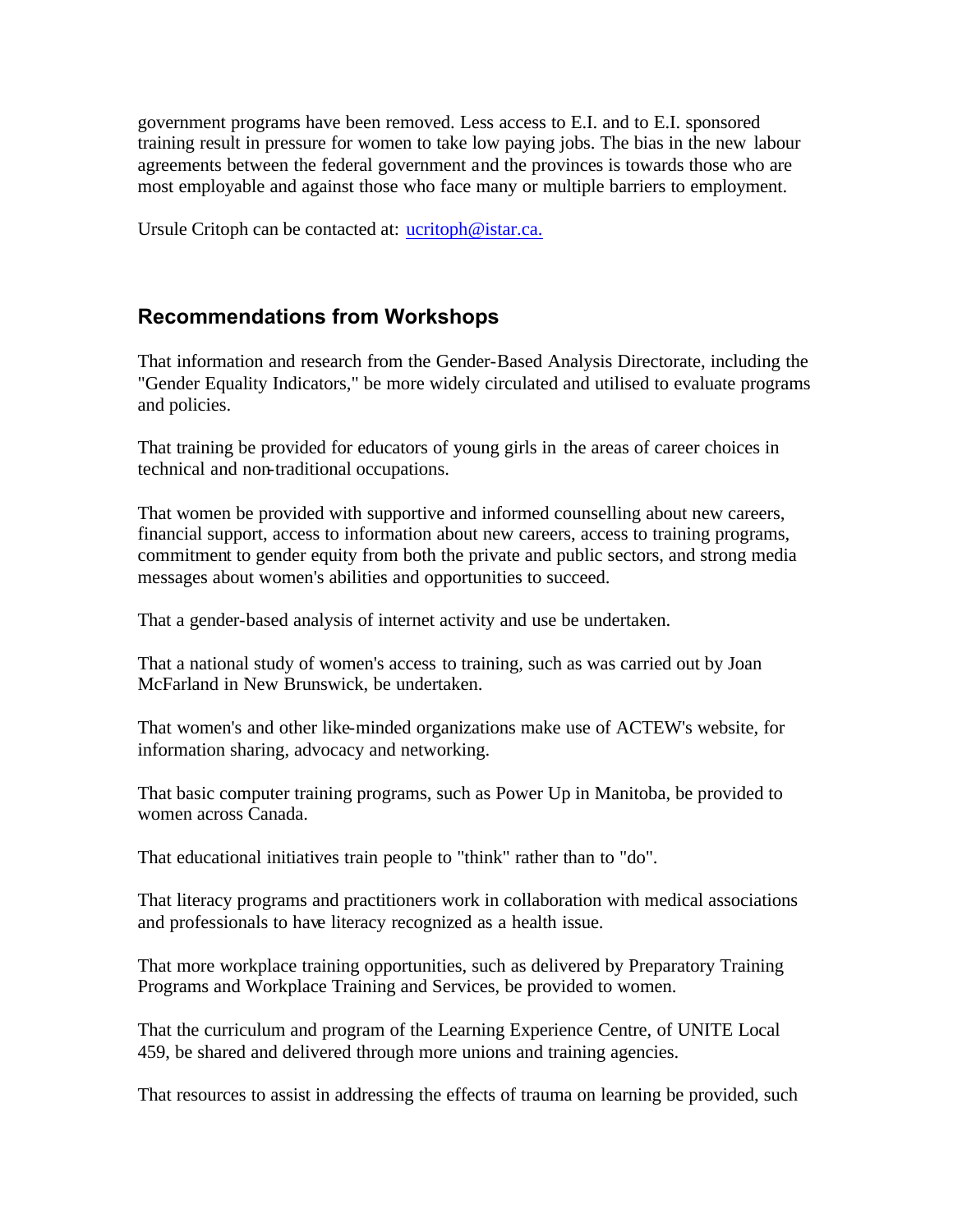government programs have been removed. Less access to E.I. and to E.I. sponsored training result in pressure for women to take low paying jobs. The bias in the new labour agreements between the federal government and the provinces is towards those who are most employable and against those who face many or multiple barriers to employment.

Ursule Critoph can be contacted at: ucritoph@istar.ca.

## Recommendations from Workshops

That information and research from the Gender-Based Analysis Directorate, including the "Gender Equality Indicators," be more widely circulated and utilised to evaluate programs and policies.

That training be provided for educators of young girls in the areas of career choices in technical and non-traditional occupations.

That women be provided with supportive and informed counselling about new careers, financial support, access to information about new careers, access to training programs, commitment to gender equity from both the private and public sectors, and strong media messages about women's abilities and opportunities to succeed.

That a gender-based analysis of internet activity and use be undertaken.

That a national study of women's access to training, such as was carried out by Joan McFarland in New Brunswick, be undertaken.

That women's and other like-minded organizations make use of ACTEW's website, for information sharing, advocacy and networking.

That basic computer training programs, such as Power Up in Manitoba, be provided to women across Canada.

That educational initiatives train people to "think" rather than to "do".

That literacy programs and practitioners work in collaboration with medical associations and professionals to have literacy recognized as a health issue.

That more workplace training opportunities, such as delivered by Preparatory Training Programs and Workplace Training and Services, be provided to women.

That the curriculum and program of the Learning Experience Centre, of UNITE Local 459, be shared and delivered through more unions and training agencies.

That resources to assist in addressing the effects of trauma on learning be provided, such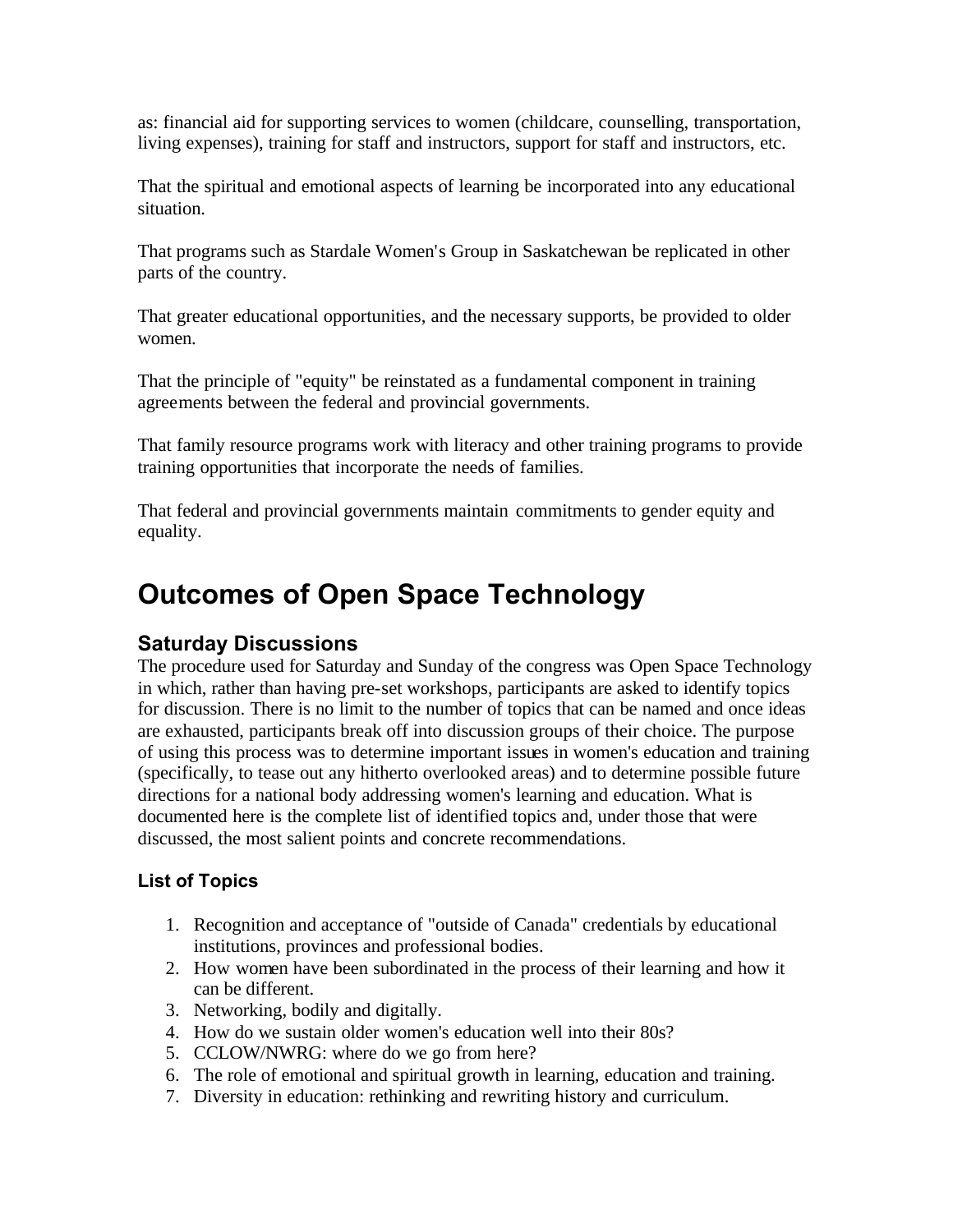as: financial aid for supporting services to women (childcare, counselling, transportation, living expenses), training for staff and instructors, support for staff and instructors, etc.

That the spiritual and emotional aspects of learning be incorporated into any educational situation.

That programs such as Stardale Women's Group in Saskatchewan be replicated in other parts of the country.

That greater educational opportunities, and the necessary supports, be provided to older women.

That the principle of "equity" be reinstated as a fundamental component in training agreements between the federal and provincial governments.

That family resource programs work with literacy and other training programs to provide training opportunities that incorporate the needs of families.

That federal and provincial governments maintain commitments to gender equity and equality.

# Outcomes of Open Space Technology

## Saturday Discussions

The procedure used for Saturday and Sunday of the congress was Open Space Technology in which, rather than having pre-set workshops, participants are asked to identify topics for discussion. There is no limit to the number of topics that can be named and once ideas are exhausted, participants break off into discussion groups of their choice. The purpose of using this process was to determine important issues in women's education and training (specifically, to tease out any hitherto overlooked areas) and to determine possible future directions for a national body addressing women's learning and education. What is documented here is the complete list of identified topics and, under those that were discussed, the most salient points and concrete recommendations.

### List of Topics

1. Recognition and acceptance of "outside of Canada" credentials by educational institutions, provinces and professional bodies.
2. How women have been subordinated in the process of their learning and how it can be different.
3. Networking, bodily and digitally.
4. How do we sustain older women's education well into their 80s?
5. CCLOW/NWRG: where do we go from here?
6. The role of emotional and spiritual growth in learning, education and training.
7. Diversity in education: rethinking and rewriting history and curriculum.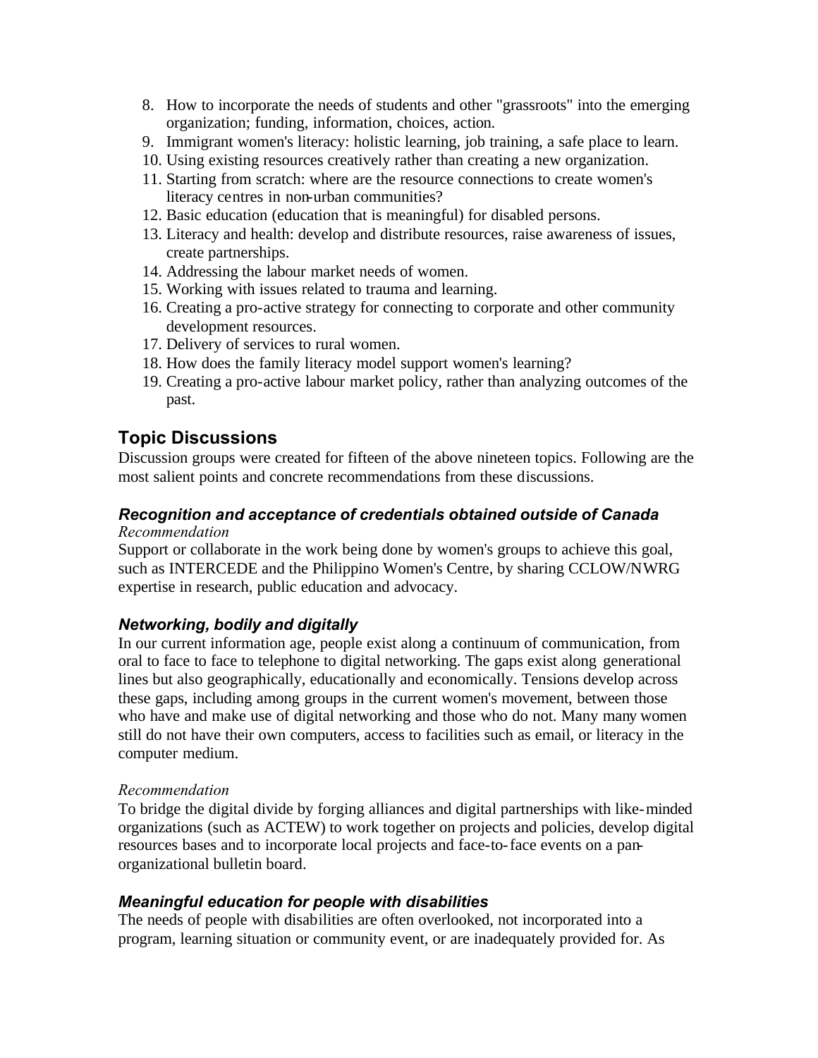8. How to incorporate the needs of students and other "grassroots" into the emerging organization; funding, information, choices, action.
9. Immigrant women's literacy: holistic learning, job training, a safe place to learn.
10. Using existing resources creatively rather than creating a new organization.
11. Starting from scratch: where are the resource connections to create women's literacy centres in non-urban communities?
12. Basic education (education that is meaningful) for disabled persons.
13. Literacy and health: develop and distribute resources, raise awareness of issues, create partnerships.
14. Addressing the labour market needs of women.
15. Working with issues related to trauma and learning.
16. Creating a pro-active strategy for connecting to corporate and other community development resources.
17. Delivery of services to rural women.
18. How does the family literacy model support women's learning?
19. Creating a pro-active labour market policy, rather than analyzing outcomes of the past.

## Topic Discussions

Discussion groups were created for fifteen of the above nineteen topics. Following are the most salient points and concrete recommendations from these discussions.

### *Recognition and acceptance of credentials obtained outside of Canada*

*Recommendation*

Support or collaborate in the work being done by women's groups to achieve this goal, such as INTERCEDE and the Philippino Women's Centre, by sharing CCLOW/NWRG expertise in research, public education and advocacy.

### *Networking, bodily and digitally*

In our current information age, people exist along a continuum of communication, from oral to face to face to telephone to digital networking. The gaps exist along generational lines but also geographically, educationally and economically. Tensions develop across these gaps, including among groups in the current women's movement, between those who have and make use of digital networking and those who do not. Many many women still do not have their own computers, access to facilities such as email, or literacy in the computer medium.

*Recommendation*

To bridge the digital divide by forging alliances and digital partnerships with like-minded organizations (such as ACTEW) to work together on projects and policies, develop digital resources bases and to incorporate local projects and face-to-face events on a pan-organizational bulletin board.

### *Meaningful education for people with disabilities*

The needs of people with disabilities are often overlooked, not incorporated into a program, learning situation or community event, or are inadequately provided for. As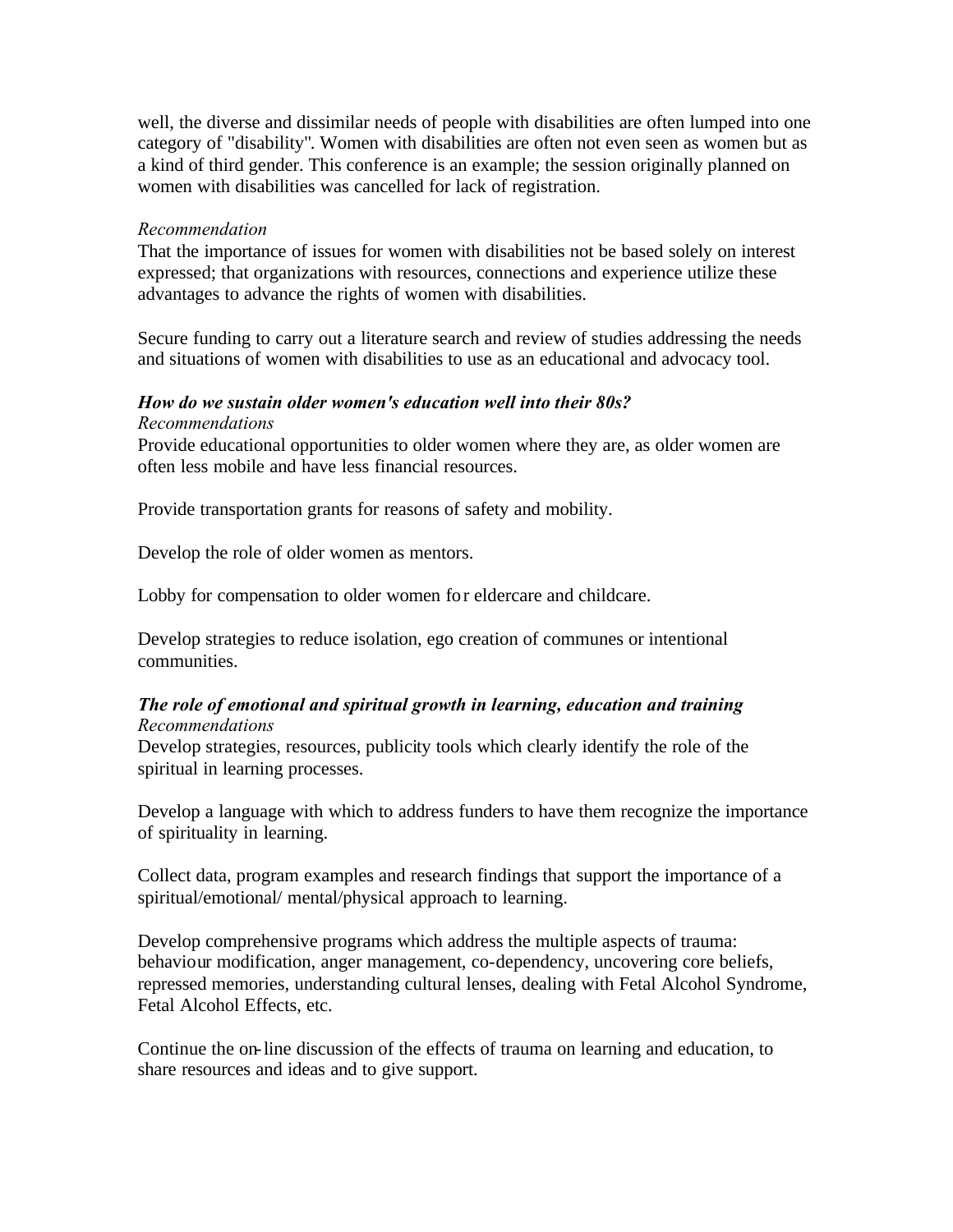well, the diverse and dissimilar needs of people with disabilities are often lumped into one category of "disability". Women with disabilities are often not even seen as women but as a kind of third gender. This conference is an example; the session originally planned on women with disabilities was cancelled for lack of registration.

*Recommendation*

That the importance of issues for women with disabilities not be based solely on interest expressed; that organizations with resources, connections and experience utilize these advantages to advance the rights of women with disabilities.

Secure funding to carry out a literature search and review of studies addressing the needs and situations of women with disabilities to use as an educational and advocacy tool.

***How do we sustain older women's education well into their 80s?***

*Recommendations*

Provide educational opportunities to older women where they are, as older women are often less mobile and have less financial resources.

Provide transportation grants for reasons of safety and mobility.

Develop the role of older women as mentors.

Lobby for compensation to older women for eldercare and childcare.

Develop strategies to reduce isolation, ego creation of communes or intentional communities.

***The role of emotional and spiritual growth in learning, education and training***

*Recommendations*

Develop strategies, resources, publicity tools which clearly identify the role of the spiritual in learning processes.

Develop a language with which to address funders to have them recognize the importance of spirituality in learning.

Collect data, program examples and research findings that support the importance of a spiritual/emotional/ mental/physical approach to learning.

Develop comprehensive programs which address the multiple aspects of trauma: behaviour modification, anger management, co-dependency, uncovering core beliefs, repressed memories, understanding cultural lenses, dealing with Fetal Alcohol Syndrome, Fetal Alcohol Effects, etc.

Continue the on-line discussion of the effects of trauma on learning and education, to share resources and ideas and to give support.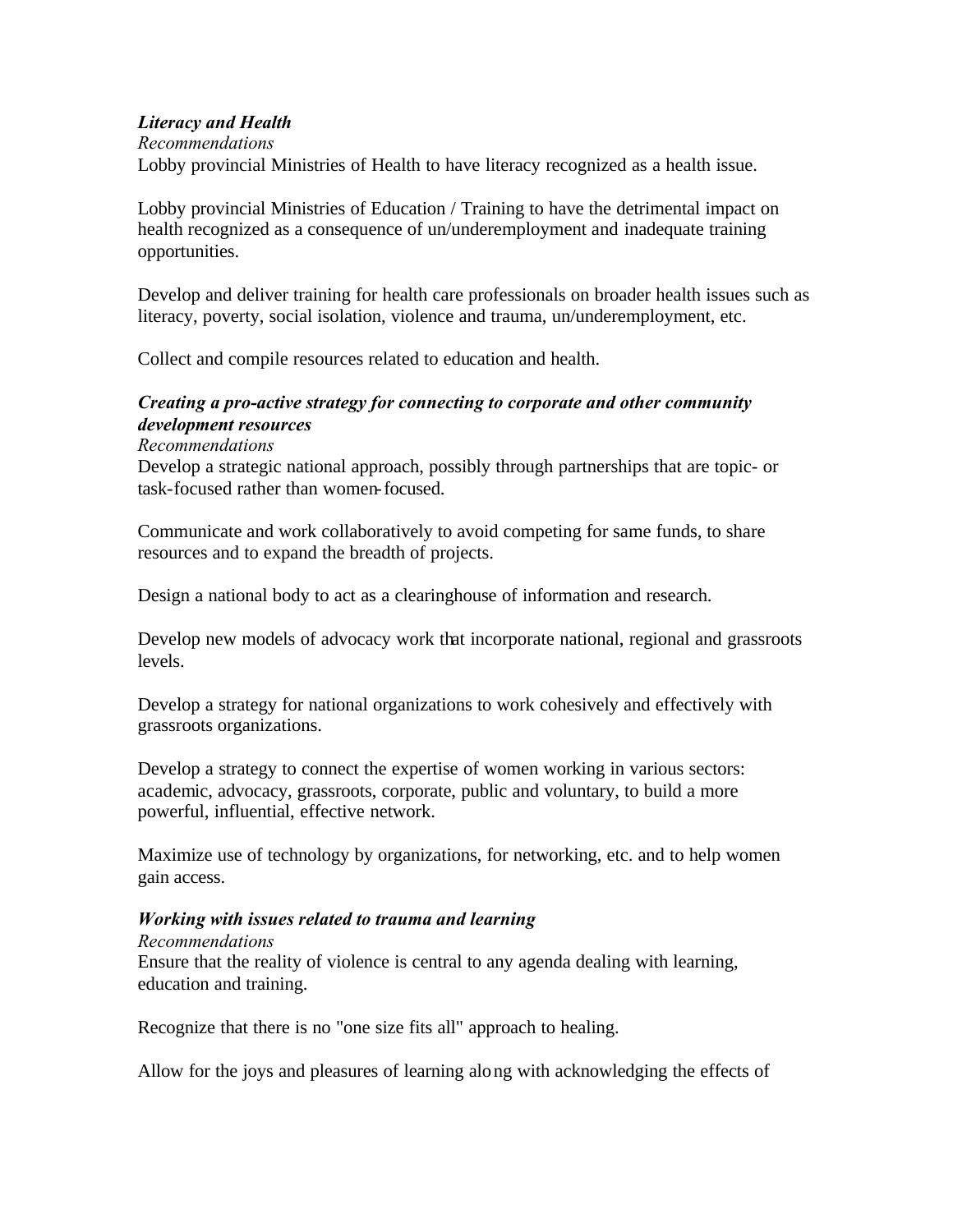***Literacy and Health***

*Recommendations*

Lobby provincial Ministries of Health to have literacy recognized as a health issue.

Lobby provincial Ministries of Education / Training to have the detrimental impact on health recognized as a consequence of un/underemployment and inadequate training opportunities.

Develop and deliver training for health care professionals on broader health issues such as literacy, poverty, social isolation, violence and trauma, un/underemployment, etc.

Collect and compile resources related to education and health.

***Creating a pro-active strategy for connecting to corporate and other community development resources***

*Recommendations*

Develop a strategic national approach, possibly through partnerships that are topic- or task-focused rather than women-focused.

Communicate and work collaboratively to avoid competing for same funds, to share resources and to expand the breadth of projects.

Design a national body to act as a clearinghouse of information and research.

Develop new models of advocacy work that incorporate national, regional and grassroots levels.

Develop a strategy for national organizations to work cohesively and effectively with grassroots organizations.

Develop a strategy to connect the expertise of women working in various sectors: academic, advocacy, grassroots, corporate, public and voluntary, to build a more powerful, influential, effective network.

Maximize use of technology by organizations, for networking, etc. and to help women gain access.

***Working with issues related to trauma and learning***

*Recommendations*

Ensure that the reality of violence is central to any agenda dealing with learning, education and training.

Recognize that there is no "one size fits all" approach to healing.

Allow for the joys and pleasures of learning along with acknowledging the effects of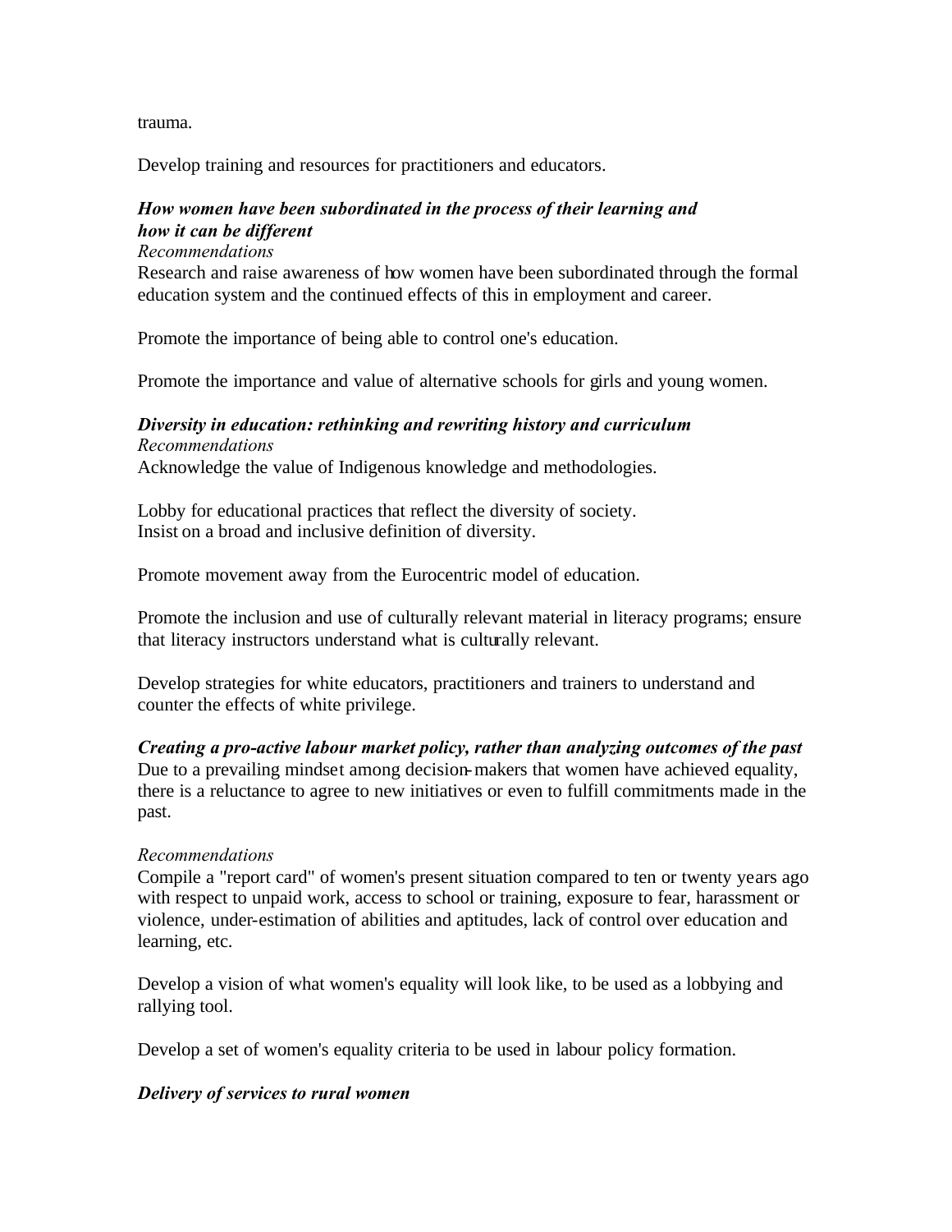trauma.

Develop training and resources for practitioners and educators.

***How women have been subordinated in the process of their learning and how it can be different***

*Recommendations*

Research and raise awareness of how women have been subordinated through the formal education system and the continued effects of this in employment and career.

Promote the importance of being able to control one's education.

Promote the importance and value of alternative schools for girls and young women.

***Diversity in education: rethinking and rewriting history and curriculum***

*Recommendations*

Acknowledge the value of Indigenous knowledge and methodologies.

Lobby for educational practices that reflect the diversity of society.
Insist on a broad and inclusive definition of diversity.

Promote movement away from the Eurocentric model of education.

Promote the inclusion and use of culturally relevant material in literacy programs; ensure that literacy instructors understand what is culturally relevant.

Develop strategies for white educators, practitioners and trainers to understand and counter the effects of white privilege.

***Creating a pro-active labour market policy, rather than analyzing outcomes of the past***

Due to a prevailing mindset among decision-makers that women have achieved equality, there is a reluctance to agree to new initiatives or even to fulfill commitments made in the past.

*Recommendations*

Compile a "report card" of women's present situation compared to ten or twenty years ago with respect to unpaid work, access to school or training, exposure to fear, harassment or violence, under-estimation of abilities and aptitudes, lack of control over education and learning, etc.

Develop a vision of what women's equality will look like, to be used as a lobbying and rallying tool.

Develop a set of women's equality criteria to be used in labour policy formation.

***Delivery of services to rural women***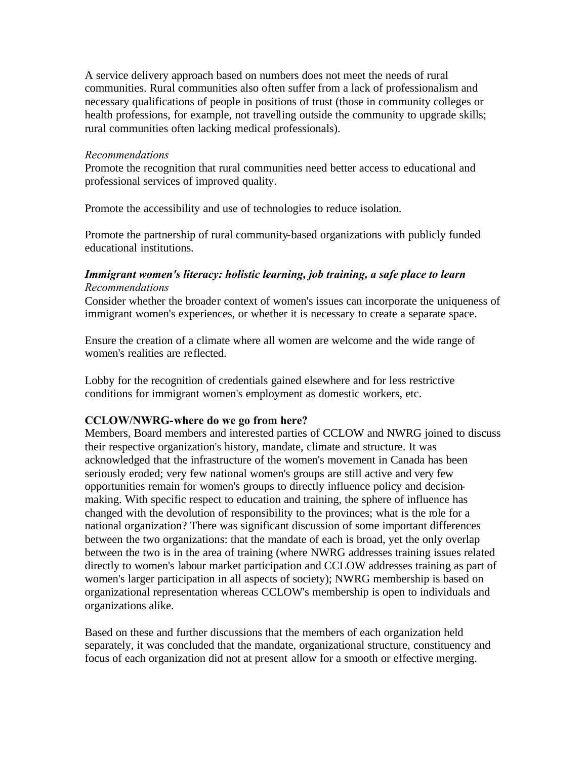A service delivery approach based on numbers does not meet the needs of rural communities. Rural communities also often suffer from a lack of professionalism and necessary qualifications of people in positions of trust (those in community colleges or health professions, for example, not travelling outside the community to upgrade skills; rural communities often lacking medical professionals).

*Recommendations*

Promote the recognition that rural communities need better access to educational and professional services of improved quality.

Promote the accessibility and use of technologies to reduce isolation.

Promote the partnership of rural community-based organizations with publicly funded educational institutions.

***Immigrant women's literacy: holistic learning, job training, a safe place to learn***

*Recommendations*

Consider whether the broader context of women's issues can incorporate the uniqueness of immigrant women's experiences, or whether it is necessary to create a separate space.

Ensure the creation of a climate where all women are welcome and the wide range of women's realities are reflected.

Lobby for the recognition of credentials gained elsewhere and for less restrictive conditions for immigrant women's employment as domestic workers, etc.

**CCLOW/NWRG-where do we go from here?**

Members, Board members and interested parties of CCLOW and NWRG joined to discuss their respective organization's history, mandate, climate and structure. It was acknowledged that the infrastructure of the women's movement in Canada has been seriously eroded; very few national women's groups are still active and very few opportunities remain for women's groups to directly influence policy and decision-making. With specific respect to education and training, the sphere of influence has changed with the devolution of responsibility to the provinces; what is the role for a national organization? There was significant discussion of some important differences between the two organizations: that the mandate of each is broad, yet the only overlap between the two is in the area of training (where NWRG addresses training issues related directly to women's labour market participation and CCLOW addresses training as part of women's larger participation in all aspects of society); NWRG membership is based on organizational representation whereas CCLOW's membership is open to individuals and organizations alike.

Based on these and further discussions that the members of each organization held separately, it was concluded that the mandate, organizational structure, constituency and focus of each organization did not at present allow for a smooth or effective merging.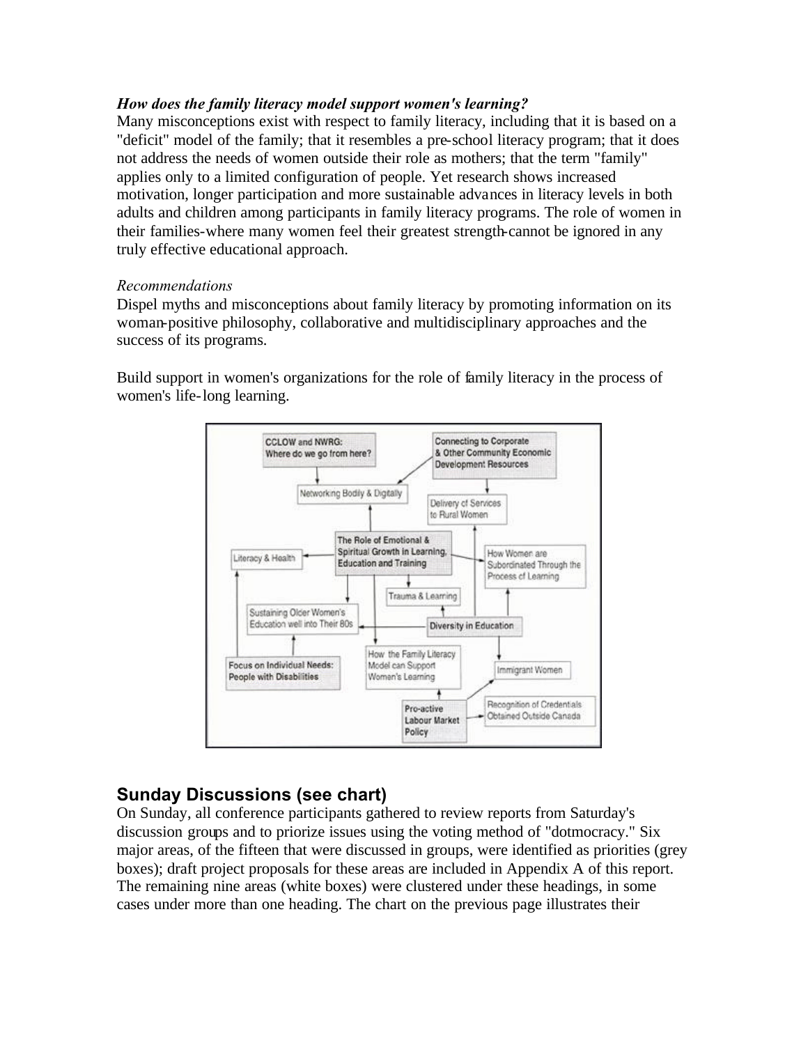*How does the family literacy model support women's learning?*

Many misconceptions exist with respect to family literacy, including that it is based on a "deficit" model of the family; that it resembles a pre-school literacy program; that it does not address the needs of women outside their role as mothers; that the term "family" applies only to a limited configuration of people. Yet research shows increased motivation, longer participation and more sustainable advances in literacy levels in both adults and children among participants in family literacy programs. The role of women in their families-where many women feel their greatest strength-cannot be ignored in any truly effective educational approach.

*Recommendations*

Dispel myths and misconceptions about family literacy by promoting information on its woman-positive philosophy, collaborative and multidisciplinary approaches and the success of its programs.

Build support in women's organizations for the role of family literacy in the process of women's life-long learning.

## Sunday Discussions (see chart)

On Sunday, all conference participants gathered to review reports from Saturday's discussion groups and to priorize issues using the voting method of "dotmocracy." Six major areas, of the fifteen that were discussed in groups, were identified as priorities (grey boxes); draft project proposals for these areas are included in Appendix A of this report. The remaining nine areas (white boxes) were clustered under these headings, in some cases under more than one heading. The chart on the previous page illustrates their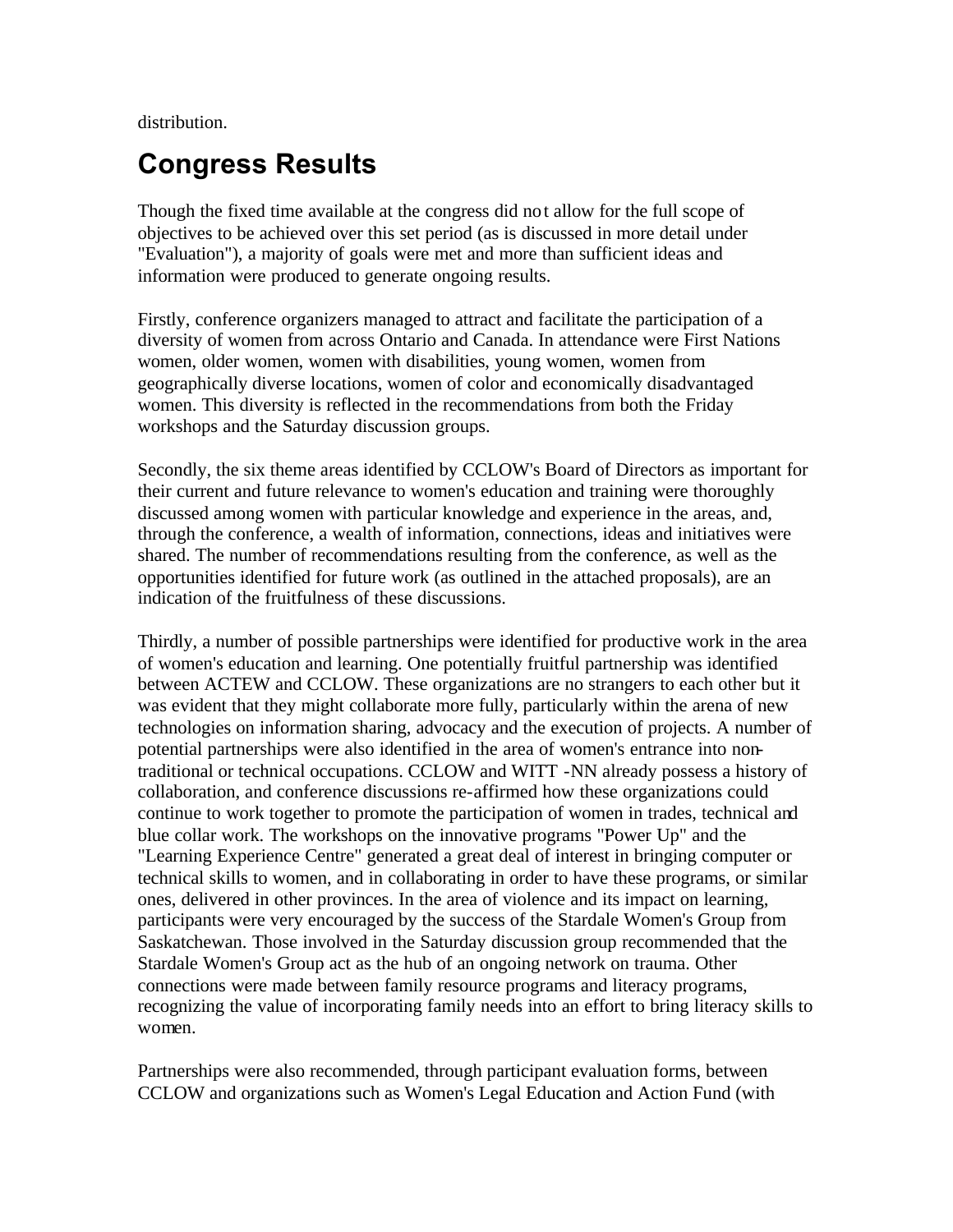distribution.

## Congress Results

Though the fixed time available at the congress did not allow for the full scope of objectives to be achieved over this set period (as is discussed in more detail under "Evaluation"), a majority of goals were met and more than sufficient ideas and information were produced to generate ongoing results.

Firstly, conference organizers managed to attract and facilitate the participation of a diversity of women from across Ontario and Canada. In attendance were First Nations women, older women, women with disabilities, young women, women from geographically diverse locations, women of color and economically disadvantaged women. This diversity is reflected in the recommendations from both the Friday workshops and the Saturday discussion groups.

Secondly, the six theme areas identified by CCLOW's Board of Directors as important for their current and future relevance to women's education and training were thoroughly discussed among women with particular knowledge and experience in the areas, and, through the conference, a wealth of information, connections, ideas and initiatives were shared. The number of recommendations resulting from the conference, as well as the opportunities identified for future work (as outlined in the attached proposals), are an indication of the fruitfulness of these discussions.

Thirdly, a number of possible partnerships were identified for productive work in the area of women's education and learning. One potentially fruitful partnership was identified between ACTEW and CCLOW. These organizations are no strangers to each other but it was evident that they might collaborate more fully, particularly within the arena of new technologies on information sharing, advocacy and the execution of projects. A number of potential partnerships were also identified in the area of women's entrance into non-traditional or technical occupations. CCLOW and WITT -NN already possess a history of collaboration, and conference discussions re-affirmed how these organizations could continue to work together to promote the participation of women in trades, technical and blue collar work. The workshops on the innovative programs "Power Up" and the "Learning Experience Centre" generated a great deal of interest in bringing computer or technical skills to women, and in collaborating in order to have these programs, or similar ones, delivered in other provinces. In the area of violence and its impact on learning, participants were very encouraged by the success of the Stardale Women's Group from Saskatchewan. Those involved in the Saturday discussion group recommended that the Stardale Women's Group act as the hub of an ongoing network on trauma. Other connections were made between family resource programs and literacy programs, recognizing the value of incorporating family needs into an effort to bring literacy skills to women.

Partnerships were also recommended, through participant evaluation forms, between CCLOW and organizations such as Women's Legal Education and Action Fund (with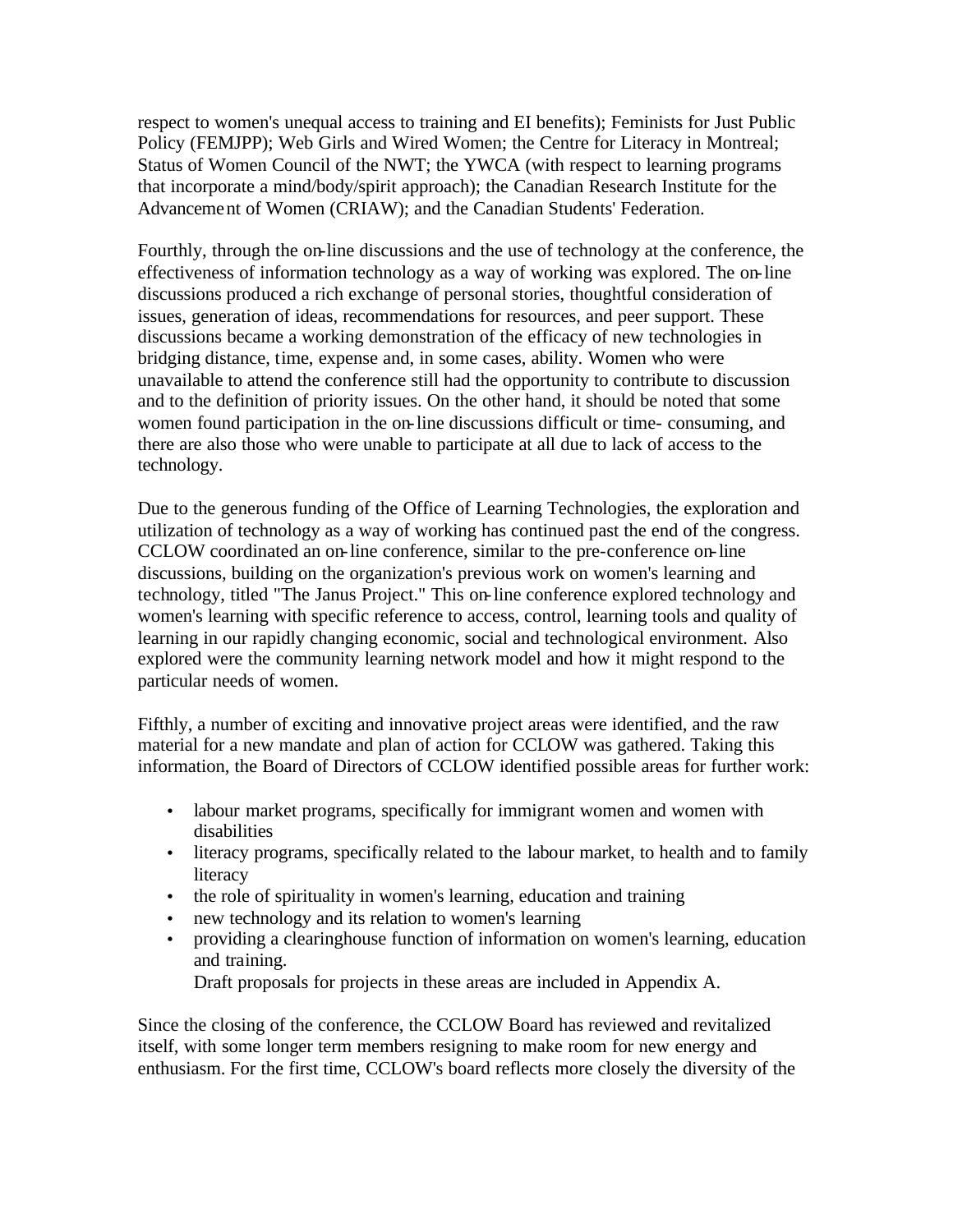respect to women's unequal access to training and EI benefits); Feminists for Just Public Policy (FEMJPP); Web Girls and Wired Women; the Centre for Literacy in Montreal; Status of Women Council of the NWT; the YWCA (with respect to learning programs that incorporate a mind/body/spirit approach); the Canadian Research Institute for the Advancement of Women (CRIAW); and the Canadian Students' Federation.

Fourthly, through the on-line discussions and the use of technology at the conference, the effectiveness of information technology as a way of working was explored. The on-line discussions produced a rich exchange of personal stories, thoughtful consideration of issues, generation of ideas, recommendations for resources, and peer support. These discussions became a working demonstration of the efficacy of new technologies in bridging distance, time, expense and, in some cases, ability. Women who were unavailable to attend the conference still had the opportunity to contribute to discussion and to the definition of priority issues. On the other hand, it should be noted that some women found participation in the on-line discussions difficult or time- consuming, and there are also those who were unable to participate at all due to lack of access to the technology.

Due to the generous funding of the Office of Learning Technologies, the exploration and utilization of technology as a way of working has continued past the end of the congress. CCLOW coordinated an on-line conference, similar to the pre-conference on-line discussions, building on the organization's previous work on women's learning and technology, titled "The Janus Project." This on-line conference explored technology and women's learning with specific reference to access, control, learning tools and quality of learning in our rapidly changing economic, social and technological environment. Also explored were the community learning network model and how it might respond to the particular needs of women.

Fifthly, a number of exciting and innovative project areas were identified, and the raw material for a new mandate and plan of action for CCLOW was gathered. Taking this information, the Board of Directors of CCLOW identified possible areas for further work:

- labour market programs, specifically for immigrant women and women with disabilities
- literacy programs, specifically related to the labour market, to health and to family literacy
- the role of spirituality in women's learning, education and training
- new technology and its relation to women's learning
- providing a clearinghouse function of information on women's learning, education and training.

  Draft proposals for projects in these areas are included in Appendix A.

Since the closing of the conference, the CCLOW Board has reviewed and revitalized itself, with some longer term members resigning to make room for new energy and enthusiasm. For the first time, CCLOW's board reflects more closely the diversity of the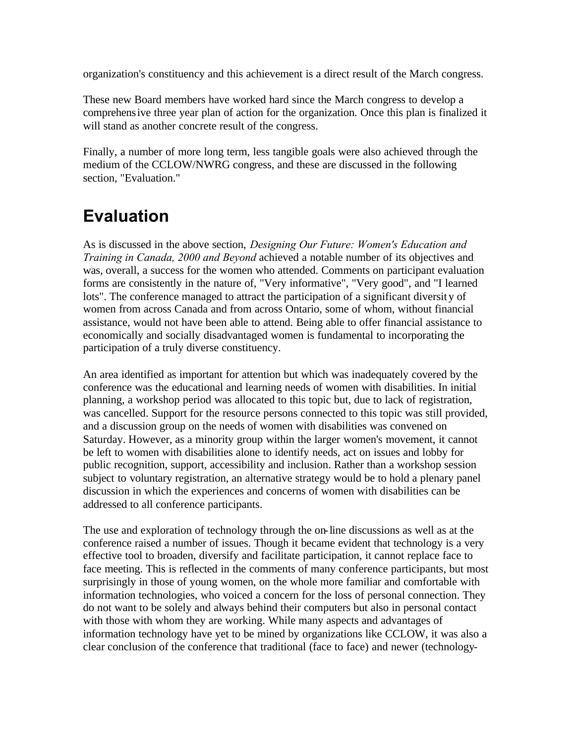organization's constituency and this achievement is a direct result of the March congress.

These new Board members have worked hard since the March congress to develop a comprehensive three year plan of action for the organization. Once this plan is finalized it will stand as another concrete result of the congress.

Finally, a number of more long term, less tangible goals were also achieved through the medium of the CCLOW/NWRG congress, and these are discussed in the following section, "Evaluation."

## Evaluation

As is discussed in the above section, *Designing Our Future: Women's Education and Training in Canada, 2000 and Beyond* achieved a notable number of its objectives and was, overall, a success for the women who attended. Comments on participant evaluation forms are consistently in the nature of, "Very informative", "Very good", and "I learned lots". The conference managed to attract the participation of a significant diversity of women from across Canada and from across Ontario, some of whom, without financial assistance, would not have been able to attend. Being able to offer financial assistance to economically and socially disadvantaged women is fundamental to incorporating the participation of a truly diverse constituency.

An area identified as important for attention but which was inadequately covered by the conference was the educational and learning needs of women with disabilities. In initial planning, a workshop period was allocated to this topic but, due to lack of registration, was cancelled. Support for the resource persons connected to this topic was still provided, and a discussion group on the needs of women with disabilities was convened on Saturday. However, as a minority group within the larger women's movement, it cannot be left to women with disabilities alone to identify needs, act on issues and lobby for public recognition, support, accessibility and inclusion. Rather than a workshop session subject to voluntary registration, an alternative strategy would be to hold a plenary panel discussion in which the experiences and concerns of women with disabilities can be addressed to all conference participants.

The use and exploration of technology through the on-line discussions as well as at the conference raised a number of issues. Though it became evident that technology is a very effective tool to broaden, diversify and facilitate participation, it cannot replace face to face meeting. This is reflected in the comments of many conference participants, but most surprisingly in those of young women, on the whole more familiar and comfortable with information technologies, who voiced a concern for the loss of personal connection. They do not want to be solely and always behind their computers but also in personal contact with those with whom they are working. While many aspects and advantages of information technology have yet to be mined by organizations like CCLOW, it was also a clear conclusion of the conference that traditional (face to face) and newer (technology-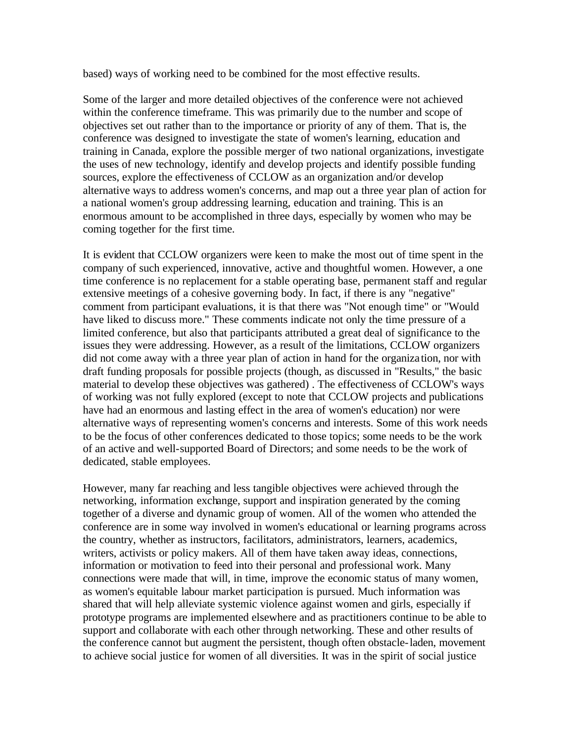based) ways of working need to be combined for the most effective results.

Some of the larger and more detailed objectives of the conference were not achieved within the conference timeframe. This was primarily due to the number and scope of objectives set out rather than to the importance or priority of any of them. That is, the conference was designed to investigate the state of women's learning, education and training in Canada, explore the possible merger of two national organizations, investigate the uses of new technology, identify and develop projects and identify possible funding sources, explore the effectiveness of CCLOW as an organization and/or develop alternative ways to address women's concerns, and map out a three year plan of action for a national women's group addressing learning, education and training. This is an enormous amount to be accomplished in three days, especially by women who may be coming together for the first time.

It is evident that CCLOW organizers were keen to make the most out of time spent in the company of such experienced, innovative, active and thoughtful women. However, a one time conference is no replacement for a stable operating base, permanent staff and regular extensive meetings of a cohesive governing body. In fact, if there is any "negative" comment from participant evaluations, it is that there was "Not enough time" or "Would have liked to discuss more." These comments indicate not only the time pressure of a limited conference, but also that participants attributed a great deal of significance to the issues they were addressing. However, as a result of the limitations, CCLOW organizers did not come away with a three year plan of action in hand for the organization, nor with draft funding proposals for possible projects (though, as discussed in "Results," the basic material to develop these objectives was gathered) . The effectiveness of CCLOW's ways of working was not fully explored (except to note that CCLOW projects and publications have had an enormous and lasting effect in the area of women's education) nor were alternative ways of representing women's concerns and interests. Some of this work needs to be the focus of other conferences dedicated to those topics; some needs to be the work of an active and well-supported Board of Directors; and some needs to be the work of dedicated, stable employees.

However, many far reaching and less tangible objectives were achieved through the networking, information exchange, support and inspiration generated by the coming together of a diverse and dynamic group of women. All of the women who attended the conference are in some way involved in women's educational or learning programs across the country, whether as instructors, facilitators, administrators, learners, academics, writers, activists or policy makers. All of them have taken away ideas, connections, information or motivation to feed into their personal and professional work. Many connections were made that will, in time, improve the economic status of many women, as women's equitable labour market participation is pursued. Much information was shared that will help alleviate systemic violence against women and girls, especially if prototype programs are implemented elsewhere and as practitioners continue to be able to support and collaborate with each other through networking. These and other results of the conference cannot but augment the persistent, though often obstacle-laden, movement to achieve social justice for women of all diversities. It was in the spirit of social justice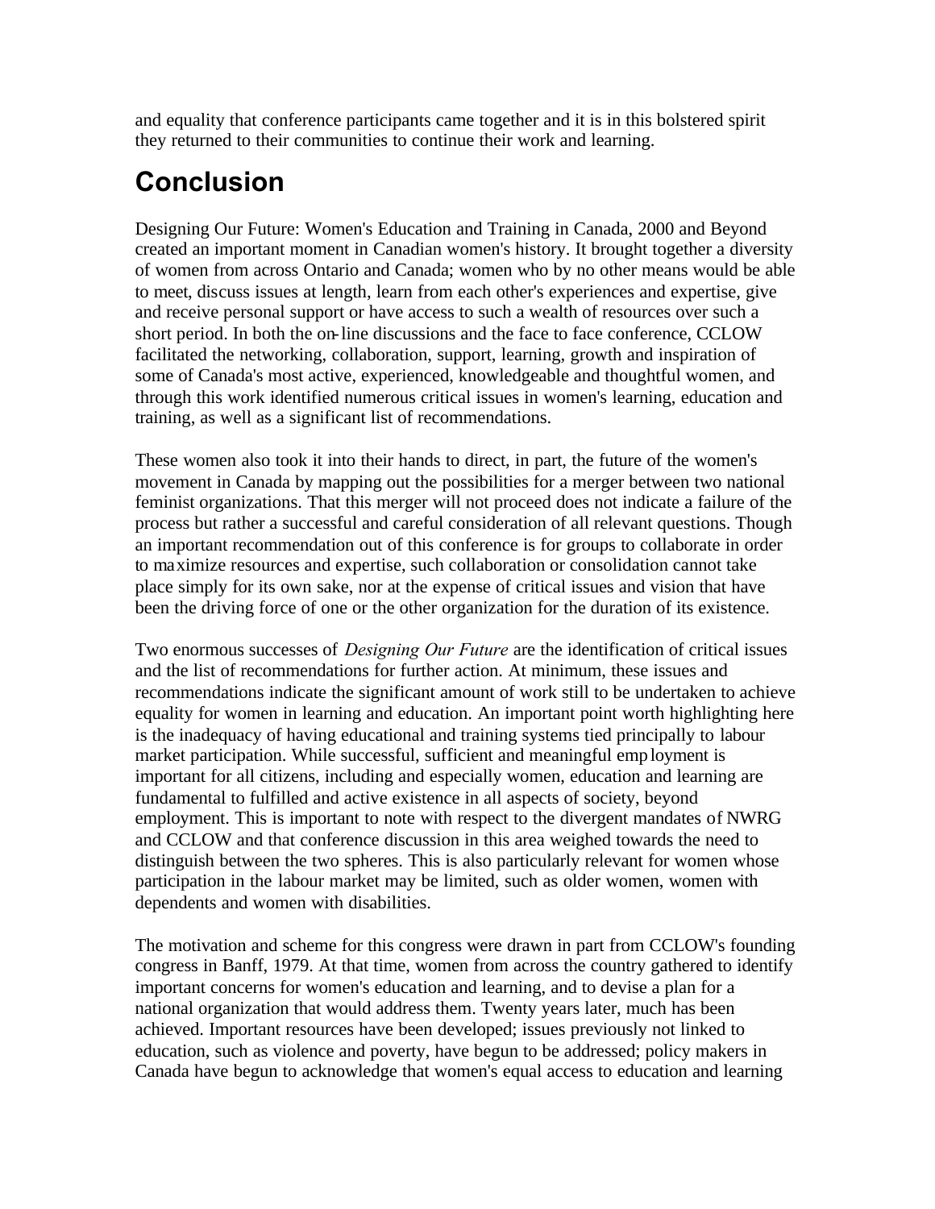and equality that conference participants came together and it is in this bolstered spirit they returned to their communities to continue their work and learning.

# Conclusion

Designing Our Future: Women's Education and Training in Canada, 2000 and Beyond created an important moment in Canadian women's history. It brought together a diversity of women from across Ontario and Canada; women who by no other means would be able to meet, discuss issues at length, learn from each other's experiences and expertise, give and receive personal support or have access to such a wealth of resources over such a short period. In both the on-line discussions and the face to face conference, CCLOW facilitated the networking, collaboration, support, learning, growth and inspiration of some of Canada's most active, experienced, knowledgeable and thoughtful women, and through this work identified numerous critical issues in women's learning, education and training, as well as a significant list of recommendations.

These women also took it into their hands to direct, in part, the future of the women's movement in Canada by mapping out the possibilities for a merger between two national feminist organizations. That this merger will not proceed does not indicate a failure of the process but rather a successful and careful consideration of all relevant questions. Though an important recommendation out of this conference is for groups to collaborate in order to maximize resources and expertise, such collaboration or consolidation cannot take place simply for its own sake, nor at the expense of critical issues and vision that have been the driving force of one or the other organization for the duration of its existence.

Two enormous successes of *Designing Our Future* are the identification of critical issues and the list of recommendations for further action. At minimum, these issues and recommendations indicate the significant amount of work still to be undertaken to achieve equality for women in learning and education. An important point worth highlighting here is the inadequacy of having educational and training systems tied principally to labour market participation. While successful, sufficient and meaningful employment is important for all citizens, including and especially women, education and learning are fundamental to fulfilled and active existence in all aspects of society, beyond employment. This is important to note with respect to the divergent mandates of NWRG and CCLOW and that conference discussion in this area weighed towards the need to distinguish between the two spheres. This is also particularly relevant for women whose participation in the labour market may be limited, such as older women, women with dependents and women with disabilities.

The motivation and scheme for this congress were drawn in part from CCLOW's founding congress in Banff, 1979. At that time, women from across the country gathered to identify important concerns for women's education and learning, and to devise a plan for a national organization that would address them. Twenty years later, much has been achieved. Important resources have been developed; issues previously not linked to education, such as violence and poverty, have begun to be addressed; policy makers in Canada have begun to acknowledge that women's equal access to education and learning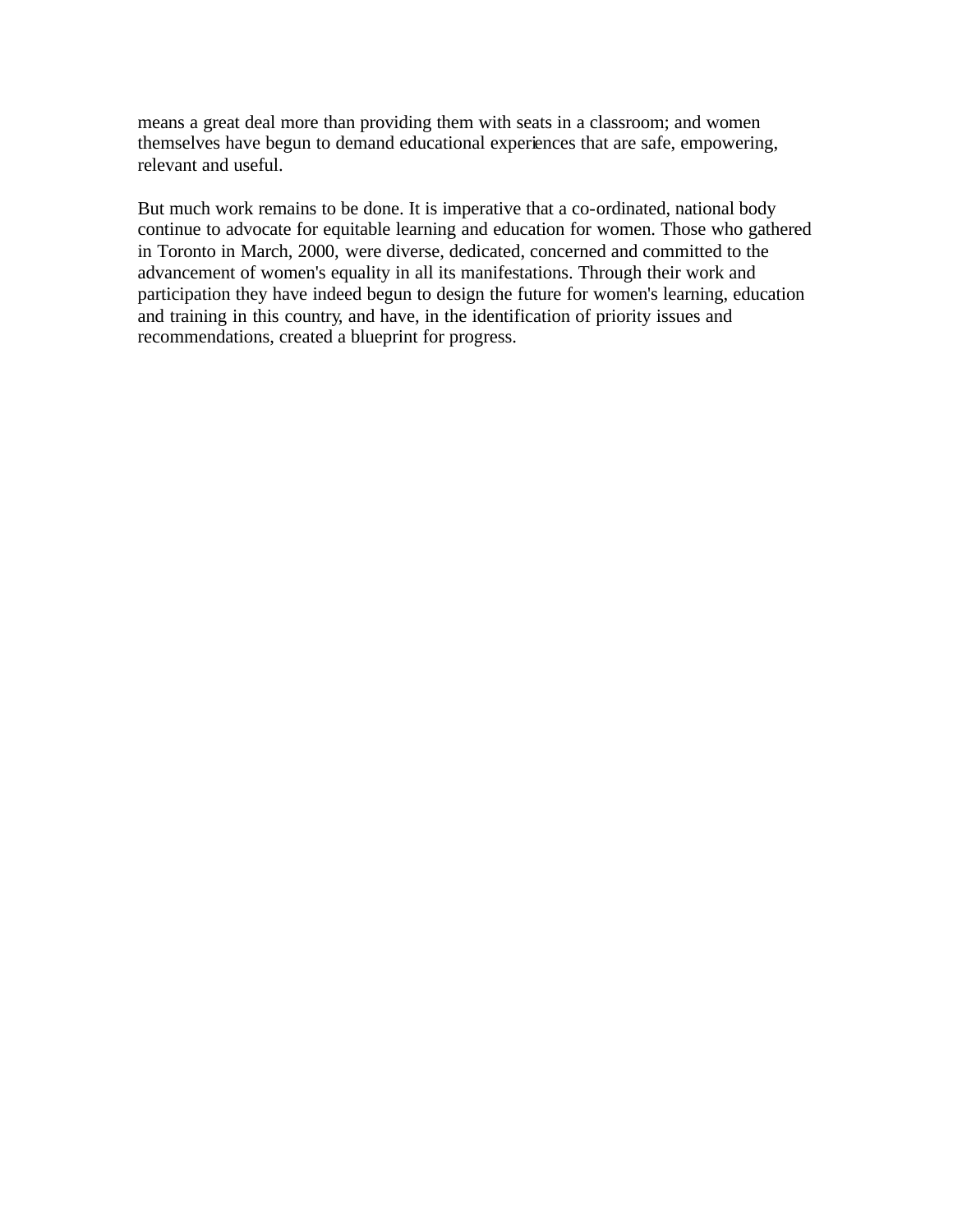means a great deal more than providing them with seats in a classroom; and women themselves have begun to demand educational experiences that are safe, empowering, relevant and useful.

But much work remains to be done. It is imperative that a co-ordinated, national body continue to advocate for equitable learning and education for women. Those who gathered in Toronto in March, 2000, were diverse, dedicated, concerned and committed to the advancement of women's equality in all its manifestations. Through their work and participation they have indeed begun to design the future for women's learning, education and training in this country, and have, in the identification of priority issues and recommendations, created a blueprint for progress.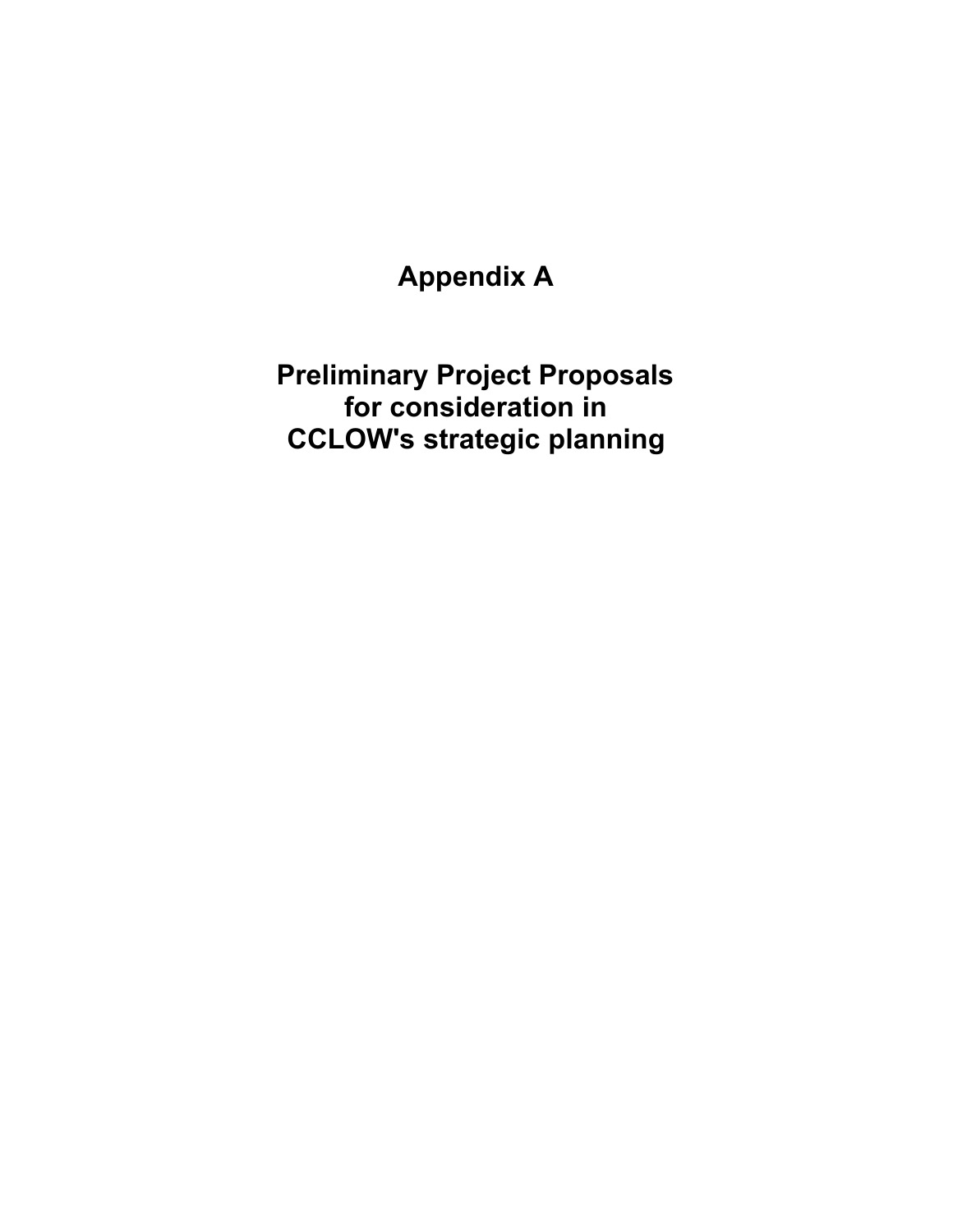# Appendix A

# Preliminary Project Proposals for consideration in CCLOW's strategic planning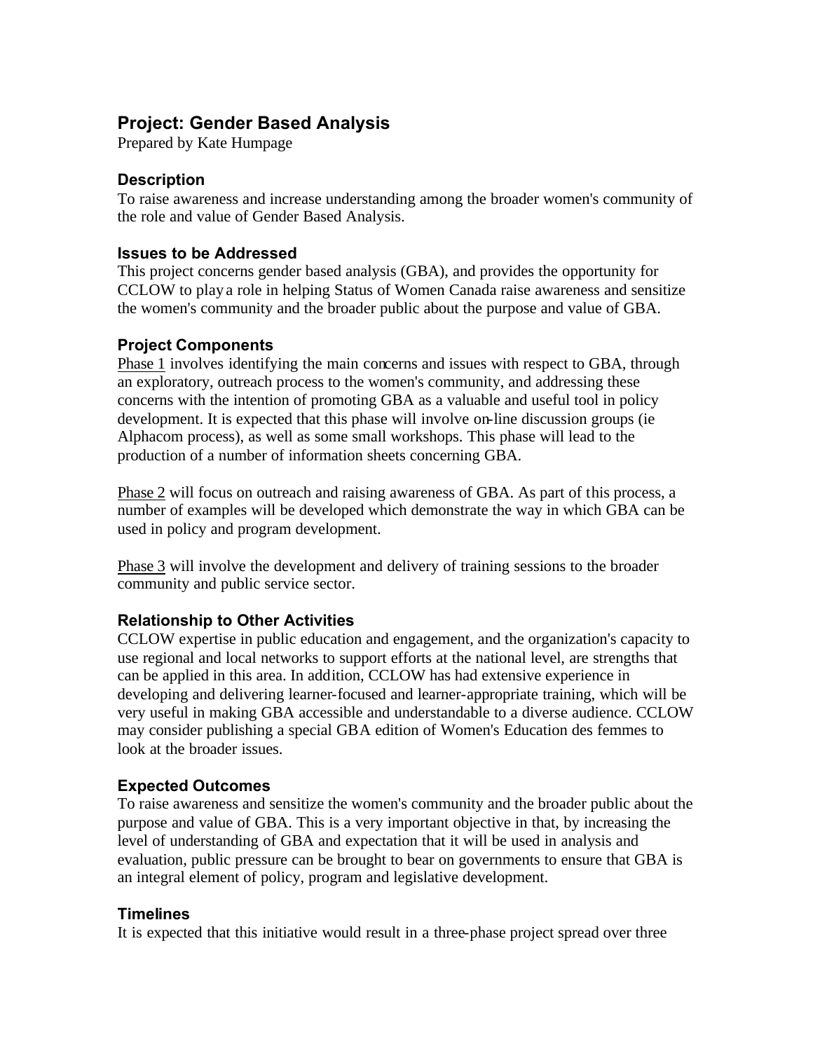## Project: Gender Based Analysis

Prepared by Kate Humpage

### Description

To raise awareness and increase understanding among the broader women's community of the role and value of Gender Based Analysis.

### Issues to be Addressed

This project concerns gender based analysis (GBA), and provides the opportunity for CCLOW to play a role in helping Status of Women Canada raise awareness and sensitize the women's community and the broader public about the purpose and value of GBA.

### Project Components

Phase 1 involves identifying the main concerns and issues with respect to GBA, through an exploratory, outreach process to the women's community, and addressing these concerns with the intention of promoting GBA as a valuable and useful tool in policy development. It is expected that this phase will involve on-line discussion groups (ie Alphacom process), as well as some small workshops. This phase will lead to the production of a number of information sheets concerning GBA.

Phase 2 will focus on outreach and raising awareness of GBA. As part of this process, a number of examples will be developed which demonstrate the way in which GBA can be used in policy and program development.

Phase 3 will involve the development and delivery of training sessions to the broader community and public service sector.

### Relationship to Other Activities

CCLOW expertise in public education and engagement, and the organization's capacity to use regional and local networks to support efforts at the national level, are strengths that can be applied in this area. In addition, CCLOW has had extensive experience in developing and delivering learner-focused and learner-appropriate training, which will be very useful in making GBA accessible and understandable to a diverse audience. CCLOW may consider publishing a special GBA edition of Women's Education des femmes to look at the broader issues.

### Expected Outcomes

To raise awareness and sensitize the women's community and the broader public about the purpose and value of GBA. This is a very important objective in that, by increasing the level of understanding of GBA and expectation that it will be used in analysis and evaluation, public pressure can be brought to bear on governments to ensure that GBA is an integral element of policy, program and legislative development.

### Timelines

It is expected that this initiative would result in a three-phase project spread over three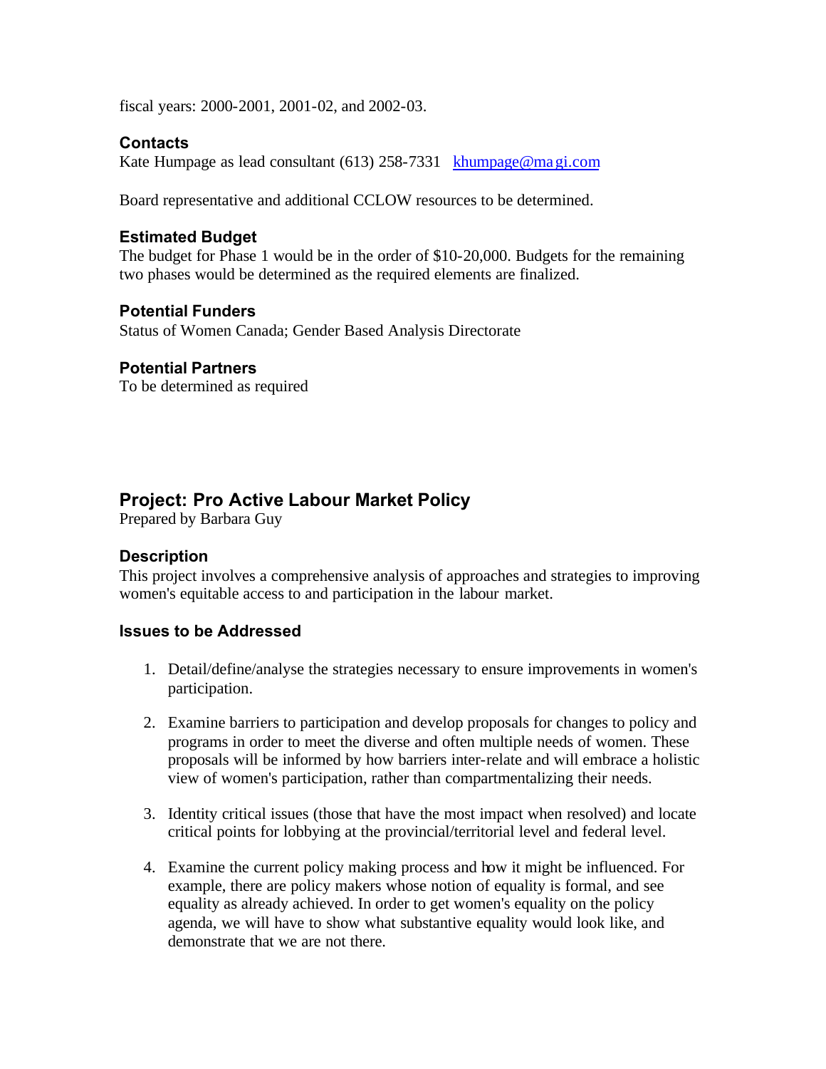fiscal years: 2000-2001, 2001-02, and 2002-03.

### Contacts

Kate Humpage as lead consultant (613) 258-7331 khumpage@magi.com

Board representative and additional CCLOW resources to be determined.

### Estimated Budget

The budget for Phase 1 would be in the order of $10-20,000. Budgets for the remaining two phases would be determined as the required elements are finalized.

### Potential Funders

Status of Women Canada; Gender Based Analysis Directorate

### Potential Partners

To be determined as required

## Project: Pro Active Labour Market Policy

Prepared by Barbara Guy

### Description

This project involves a comprehensive analysis of approaches and strategies to improving women's equitable access to and participation in the labour market.

### Issues to be Addressed

1. Detail/define/analyse the strategies necessary to ensure improvements in women's participation.

2. Examine barriers to participation and develop proposals for changes to policy and programs in order to meet the diverse and often multiple needs of women. These proposals will be informed by how barriers inter-relate and will embrace a holistic view of women's participation, rather than compartmentalizing their needs.

3. Identity critical issues (those that have the most impact when resolved) and locate critical points for lobbying at the provincial/territorial level and federal level.

4. Examine the current policy making process and how it might be influenced. For example, there are policy makers whose notion of equality is formal, and see equality as already achieved. In order to get women's equality on the policy agenda, we will have to show what substantive equality would look like, and demonstrate that we are not there.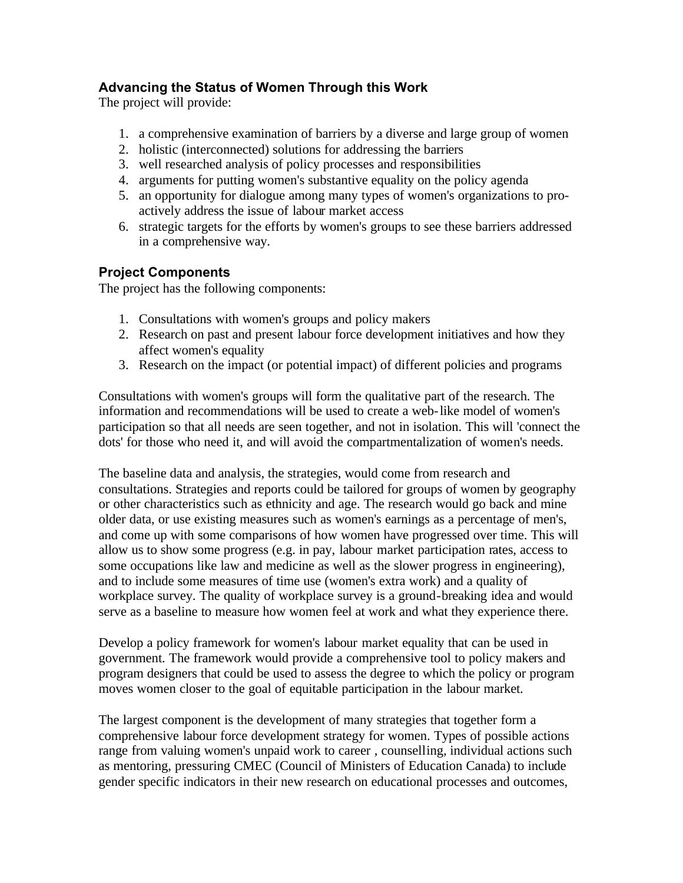## Advancing the Status of Women Through this Work

The project will provide:

1. a comprehensive examination of barriers by a diverse and large group of women
2. holistic (interconnected) solutions for addressing the barriers
3. well researched analysis of policy processes and responsibilities
4. arguments for putting women's substantive equality on the policy agenda
5. an opportunity for dialogue among many types of women's organizations to pro-actively address the issue of labour market access
6. strategic targets for the efforts by women's groups to see these barriers addressed in a comprehensive way.

## Project Components

The project has the following components:

1. Consultations with women's groups and policy makers
2. Research on past and present labour force development initiatives and how they affect women's equality
3. Research on the impact (or potential impact) of different policies and programs

Consultations with women's groups will form the qualitative part of the research. The information and recommendations will be used to create a web-like model of women's participation so that all needs are seen together, and not in isolation. This will 'connect the dots' for those who need it, and will avoid the compartmentalization of women's needs.

The baseline data and analysis, the strategies, would come from research and consultations. Strategies and reports could be tailored for groups of women by geography or other characteristics such as ethnicity and age. The research would go back and mine older data, or use existing measures such as women's earnings as a percentage of men's, and come up with some comparisons of how women have progressed over time. This will allow us to show some progress (e.g. in pay, labour market participation rates, access to some occupations like law and medicine as well as the slower progress in engineering), and to include some measures of time use (women's extra work) and a quality of workplace survey. The quality of workplace survey is a ground-breaking idea and would serve as a baseline to measure how women feel at work and what they experience there.

Develop a policy framework for women's labour market equality that can be used in government. The framework would provide a comprehensive tool to policy makers and program designers that could be used to assess the degree to which the policy or program moves women closer to the goal of equitable participation in the labour market.

The largest component is the development of many strategies that together form a comprehensive labour force development strategy for women. Types of possible actions range from valuing women's unpaid work to career , counselling, individual actions such as mentoring, pressuring CMEC (Council of Ministers of Education Canada) to include gender specific indicators in their new research on educational processes and outcomes,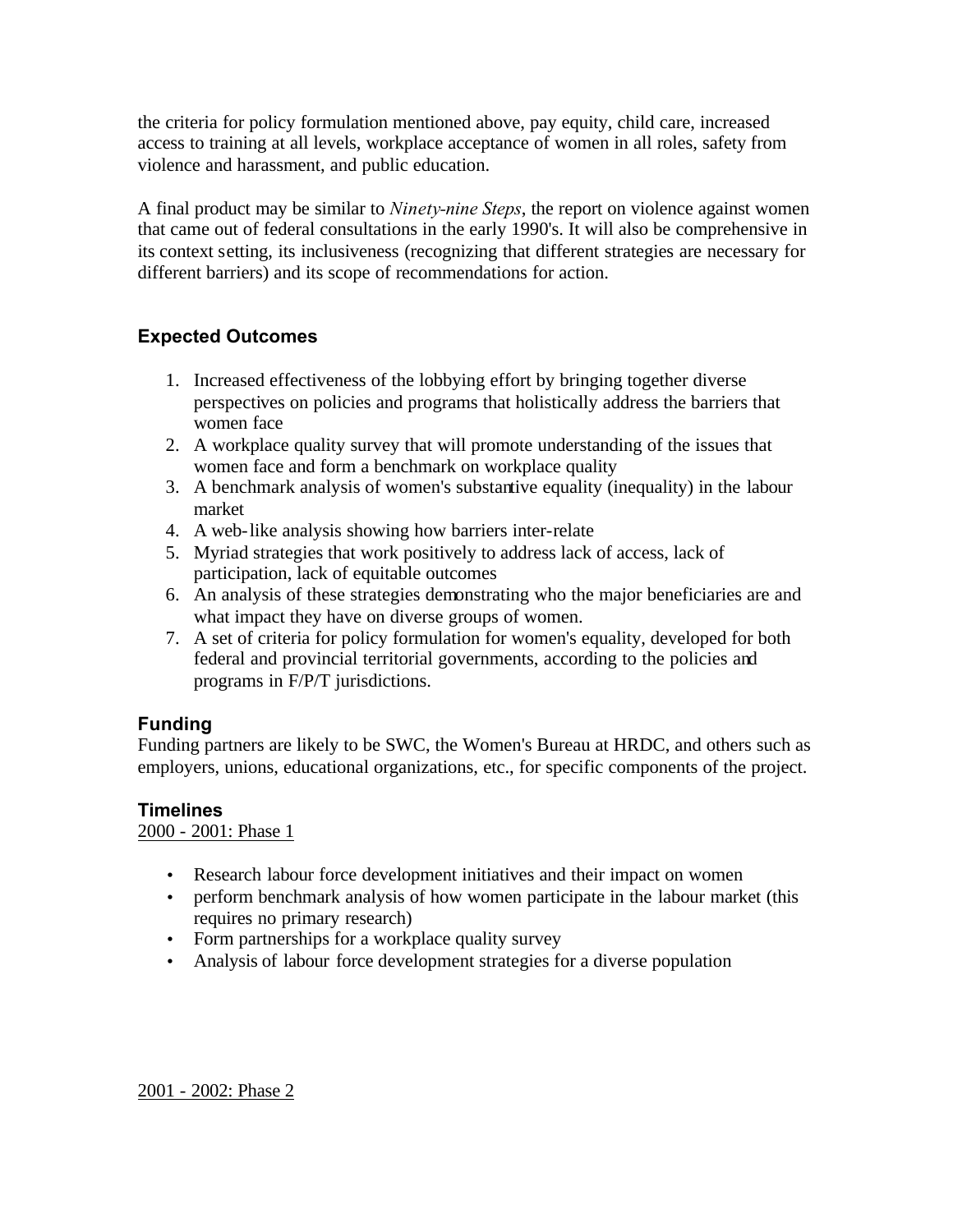the criteria for policy formulation mentioned above, pay equity, child care, increased access to training at all levels, workplace acceptance of women in all roles, safety from violence and harassment, and public education.

A final product may be similar to *Ninety-nine Steps*, the report on violence against women that came out of federal consultations in the early 1990's. It will also be comprehensive in its context setting, its inclusiveness (recognizing that different strategies are necessary for different barriers) and its scope of recommendations for action.

### Expected Outcomes

1. Increased effectiveness of the lobbying effort by bringing together diverse perspectives on policies and programs that holistically address the barriers that women face
2. A workplace quality survey that will promote understanding of the issues that women face and form a benchmark on workplace quality
3. A benchmark analysis of women's substantive equality (inequality) in the labour market
4. A web-like analysis showing how barriers inter-relate
5. Myriad strategies that work positively to address lack of access, lack of participation, lack of equitable outcomes
6. An analysis of these strategies demonstrating who the major beneficiaries are and what impact they have on diverse groups of women.
7. A set of criteria for policy formulation for women's equality, developed for both federal and provincial territorial governments, according to the policies and programs in F/P/T jurisdictions.

### Funding

Funding partners are likely to be SWC, the Women's Bureau at HRDC, and others such as employers, unions, educational organizations, etc., for specific components of the project.

### Timelines

2000 - 2001: Phase 1

- Research labour force development initiatives and their impact on women
- perform benchmark analysis of how women participate in the labour market (this requires no primary research)
- Form partnerships for a workplace quality survey
- Analysis of labour force development strategies for a diverse population

2001 - 2002: Phase 2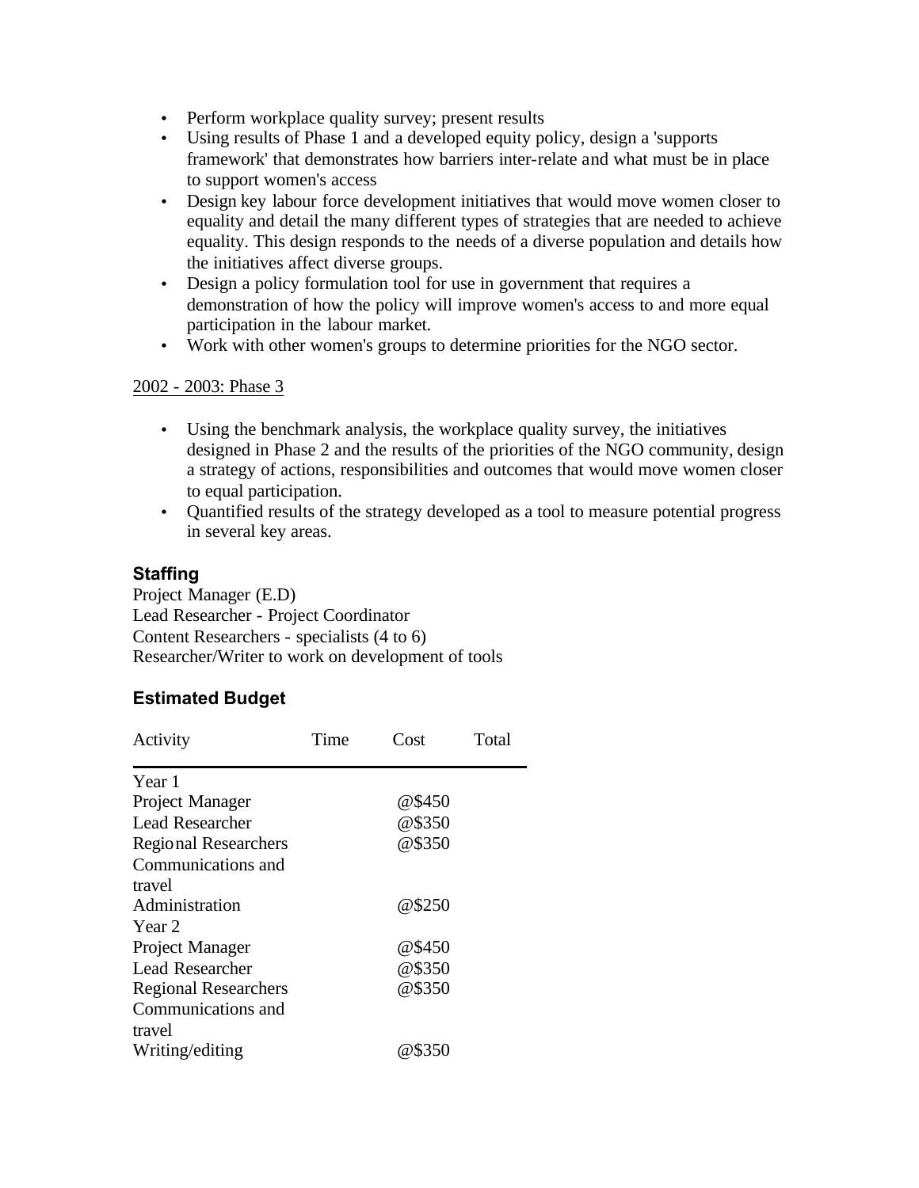- Perform workplace quality survey; present results
- Using results of Phase 1 and a developed equity policy, design a 'supports framework' that demonstrates how barriers inter-relate and what must be in place to support women's access
- Design key labour force development initiatives that would move women closer to equality and detail the many different types of strategies that are needed to achieve equality. This design responds to the needs of a diverse population and details how the initiatives affect diverse groups.
- Design a policy formulation tool for use in government that requires a demonstration of how the policy will improve women's access to and more equal participation in the labour market.
- Work with other women's groups to determine priorities for the NGO sector.

2002 - 2003: Phase 3

- Using the benchmark analysis, the workplace quality survey, the initiatives designed in Phase 2 and the results of the priorities of the NGO community, design a strategy of actions, responsibilities and outcomes that would move women closer to equal participation.
- Quantified results of the strategy developed as a tool to measure potential progress in several key areas.

### Staffing

Project Manager (E.D)
Lead Researcher - Project Coordinator
Content Researchers - specialists (4 to 6)
Researcher/Writer to work on development of tools

### Estimated Budget

| Activity | Time | Cost | Total |
|---|---|---|---|
| Year 1 | | | |
| Project Manager | | @$450 | |
| Lead Researcher | | @$350 | |
| Regional Researchers | | @$350 | |
| Communications and travel | | | |
| Administration | | @$250 | |
| Year 2 | | | |
| Project Manager | | @$450 | |
| Lead Researcher | | @$350 | |
| Regional Researchers | | @$350 | |
| Communications and travel | | | |
| Writing/editing | | @$350 | |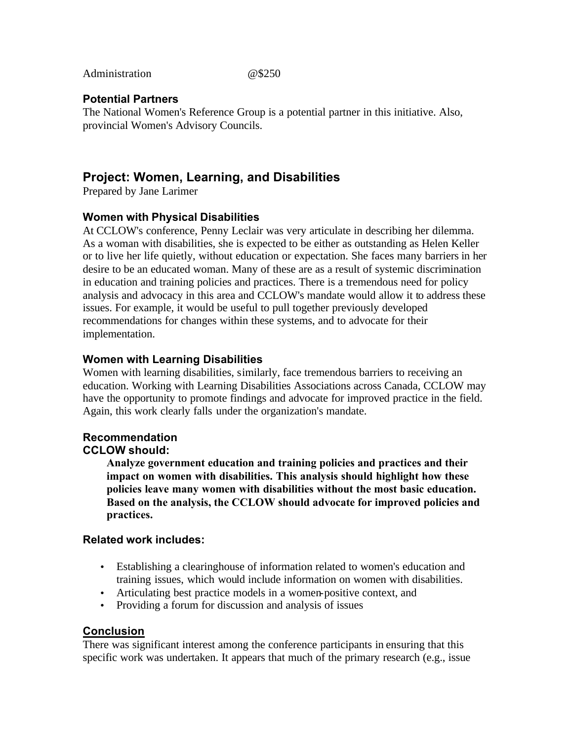Administration @$250

### Potential Partners

The National Women's Reference Group is a potential partner in this initiative. Also, provincial Women's Advisory Councils.

## Project: Women, Learning, and Disabilities

Prepared by Jane Larimer

### Women with Physical Disabilities

At CCLOW's conference, Penny Leclair was very articulate in describing her dilemma. As a woman with disabilities, she is expected to be either as outstanding as Helen Keller or to live her life quietly, without education or expectation. She faces many barriers in her desire to be an educated woman. Many of these are as a result of systemic discrimination in education and training policies and practices. There is a tremendous need for policy analysis and advocacy in this area and CCLOW's mandate would allow it to address these issues. For example, it would be useful to pull together previously developed recommendations for changes within these systems, and to advocate for their implementation.

### Women with Learning Disabilities

Women with learning disabilities, similarly, face tremendous barriers to receiving an education. Working with Learning Disabilities Associations across Canada, CCLOW may have the opportunity to promote findings and advocate for improved practice in the field. Again, this work clearly falls under the organization's mandate.

### Recommendation

**CCLOW should:**

> **Analyze government education and training policies and practices and their impact on women with disabilities. This analysis should highlight how these policies leave many women with disabilities without the most basic education. Based on the analysis, the CCLOW should advocate for improved policies and practices.**

### Related work includes:

- Establishing a clearinghouse of information related to women's education and training issues, which would include information on women with disabilities.
- Articulating best practice models in a women-positive context, and
- Providing a forum for discussion and analysis of issues

### Conclusion

There was significant interest among the conference participants in ensuring that this specific work was undertaken. It appears that much of the primary research (e.g., issue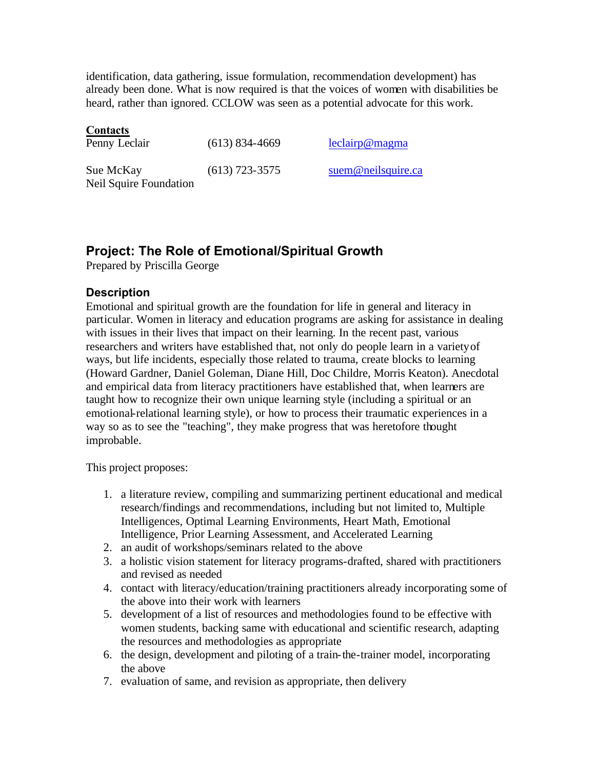identification, data gathering, issue formulation, recommendation development) has already been done. What is now required is that the voices of women with disabilities be heard, rather than ignored. CCLOW was seen as a potential advocate for this work.

**Contacts**

| | | |
|---|---|---|
| Penny Leclair | (613) 834-4669 | leclairp@magma |
| Sue McKay<br>Neil Squire Foundation | (613) 723-3575 | suem@neilsquire.ca |

## Project: The Role of Emotional/Spiritual Growth

Prepared by Priscilla George

### Description

Emotional and spiritual growth are the foundation for life in general and literacy in particular. Women in literacy and education programs are asking for assistance in dealing with issues in their lives that impact on their learning. In the recent past, various researchers and writers have established that, not only do people learn in a variety of ways, but life incidents, especially those related to trauma, create blocks to learning (Howard Gardner, Daniel Goleman, Diane Hill, Doc Childre, Morris Keaton). Anecdotal and empirical data from literacy practitioners have established that, when learners are taught how to recognize their own unique learning style (including a spiritual or an emotional-relational learning style), or how to process their traumatic experiences in a way so as to see the "teaching", they make progress that was heretofore thought improbable.

This project proposes:

1. a literature review, compiling and summarizing pertinent educational and medical research/findings and recommendations, including but not limited to, Multiple Intelligences, Optimal Learning Environments, Heart Math, Emotional Intelligence, Prior Learning Assessment, and Accelerated Learning
2. an audit of workshops/seminars related to the above
3. a holistic vision statement for literacy programs-drafted, shared with practitioners and revised as needed
4. contact with literacy/education/training practitioners already incorporating some of the above into their work with learners
5. development of a list of resources and methodologies found to be effective with women students, backing same with educational and scientific research, adapting the resources and methodologies as appropriate
6. the design, development and piloting of a train-the-trainer model, incorporating the above
7. evaluation of same, and revision as appropriate, then delivery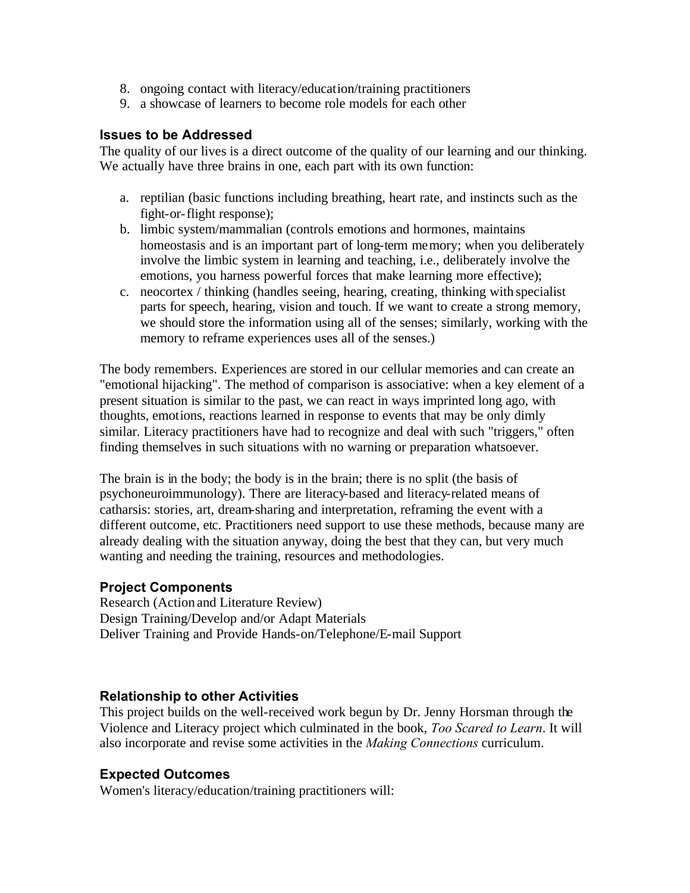8. ongoing contact with literacy/education/training practitioners
9. a showcase of learners to become role models for each other

### Issues to be Addressed

The quality of our lives is a direct outcome of the quality of our learning and our thinking. We actually have three brains in one, each part with its own function:

a. reptilian (basic functions including breathing, heart rate, and instincts such as the fight-or-flight response);
b. limbic system/mammalian (controls emotions and hormones, maintains homeostasis and is an important part of long-term memory; when you deliberately involve the limbic system in learning and teaching, i.e., deliberately involve the emotions, you harness powerful forces that make learning more effective);
c. neocortex / thinking (handles seeing, hearing, creating, thinking with specialist parts for speech, hearing, vision and touch. If we want to create a strong memory, we should store the information using all of the senses; similarly, working with the memory to reframe experiences uses all of the senses.)

The body remembers. Experiences are stored in our cellular memories and can create an "emotional hijacking". The method of comparison is associative: when a key element of a present situation is similar to the past, we can react in ways imprinted long ago, with thoughts, emotions, reactions learned in response to events that may be only dimly similar. Literacy practitioners have had to recognize and deal with such "triggers," often finding themselves in such situations with no warning or preparation whatsoever.

The brain is in the body; the body is in the brain; there is no split (the basis of psychoneuroimmunology). There are literacy-based and literacy-related means of catharsis: stories, art, dream-sharing and interpretation, reframing the event with a different outcome, etc. Practitioners need support to use these methods, because many are already dealing with the situation anyway, doing the best that they can, but very much wanting and needing the training, resources and methodologies.

### Project Components

Research (Action and Literature Review)
Design Training/Develop and/or Adapt Materials
Deliver Training and Provide Hands-on/Telephone/E-mail Support

### Relationship to other Activities

This project builds on the well-received work begun by Dr. Jenny Horsman through the Violence and Literacy project which culminated in the book, *Too Scared to Learn*. It will also incorporate and revise some activities in the *Making Connections* curriculum.

### Expected Outcomes

Women's literacy/education/training practitioners will: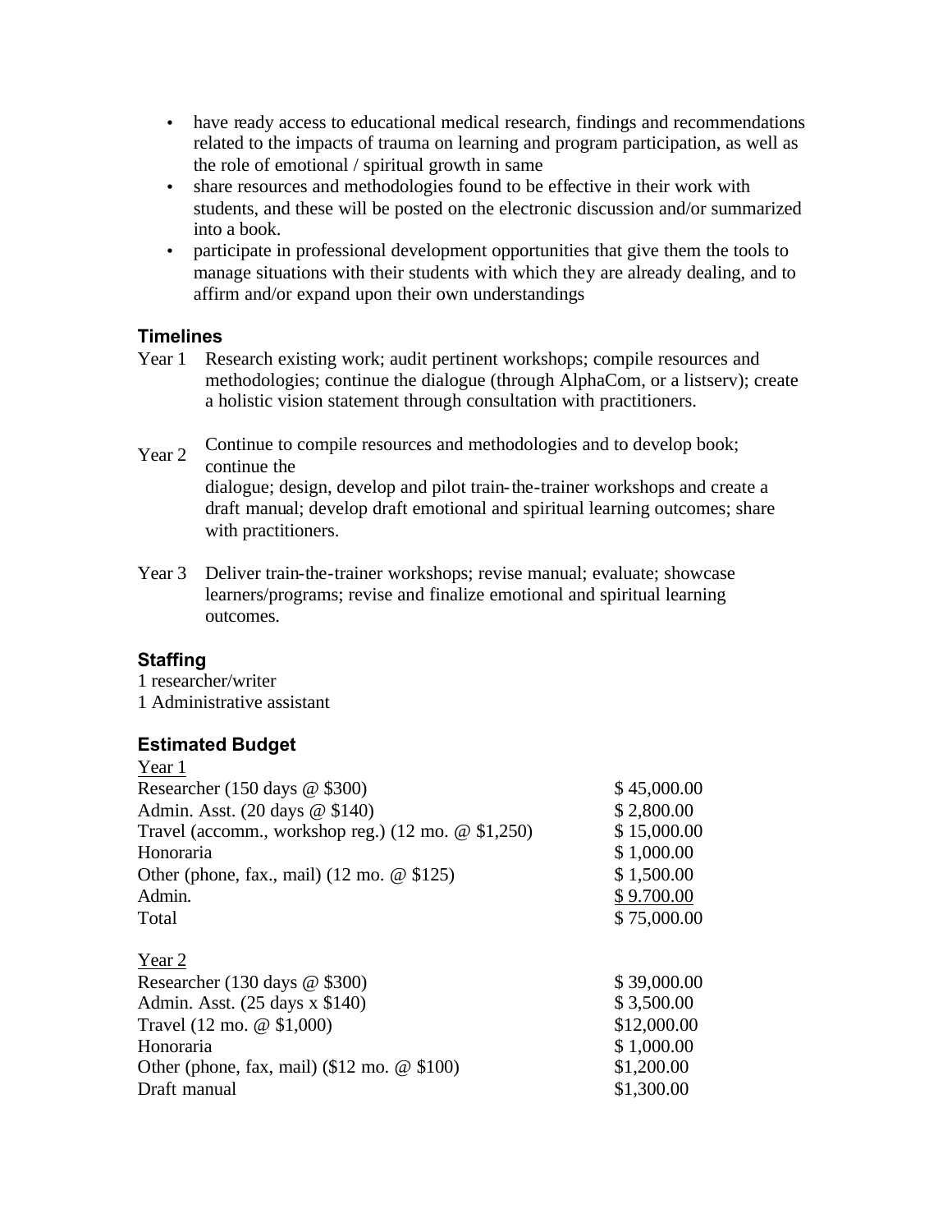- have ready access to educational medical research, findings and recommendations related to the impacts of trauma on learning and program participation, as well as the role of emotional / spiritual growth in same
- share resources and methodologies found to be effective in their work with students, and these will be posted on the electronic discussion and/or summarized into a book.
- participate in professional development opportunities that give them the tools to manage situations with their students with which they are already dealing, and to affirm and/or expand upon their own understandings

### Timelines

Year 1 Research existing work; audit pertinent workshops; compile resources and methodologies; continue the dialogue (through AlphaCom, or a listserv); create a holistic vision statement through consultation with practitioners.

Year 2 Continue to compile resources and methodologies and to develop book; continue the dialogue; design, develop and pilot train-the-trainer workshops and create a draft manual; develop draft emotional and spiritual learning outcomes; share with practitioners.

Year 3 Deliver train-the-trainer workshops; revise manual; evaluate; showcase learners/programs; revise and finalize emotional and spiritual learning outcomes.

### Staffing

1 researcher/writer
1 Administrative assistant

### Estimated Budget

| Year 1 | |
|---|---|
| Researcher (150 days @ $300) | $ 45,000.00 |
| Admin. Asst. (20 days @ $140) | $ 2,800.00 |
| Travel (accomm., workshop reg.) (12 mo. @ $1,250) | $ 15,000.00 |
| Honoraria | $ 1,000.00 |
| Other (phone, fax., mail) (12 mo. @ $125) | $ 1,500.00 |
| Admin. | $ 9.700.00 |
| Total | $ 75,000.00 |

| Year 2 | |
|---|---|
| Researcher (130 days @ $300) | $ 39,000.00 |
| Admin. Asst. (25 days x $140) | $ 3,500.00 |
| Travel (12 mo. @ $1,000) | $12,000.00 |
| Honoraria | $ 1,000.00 |
| Other (phone, fax, mail) ($12 mo. @ $100) | $1,200.00 |
| Draft manual | $1,300.00 |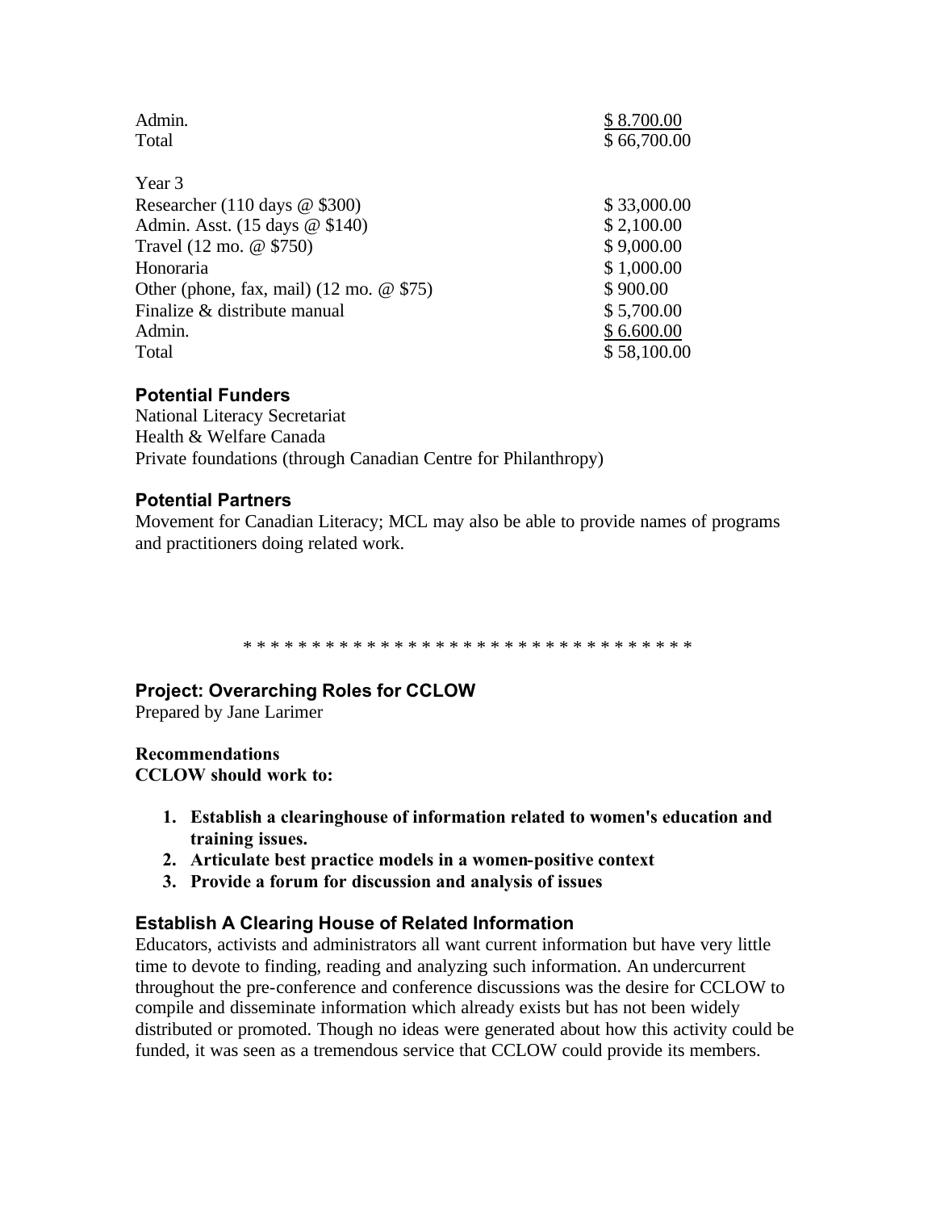| | |
|---|---|
| Admin. | $ 8.700.00 |
| Total | $ 66,700.00 |

| | |
|---|---|
| Year 3 | |
| Researcher (110 days @ $300) | $ 33,000.00 |
| Admin. Asst. (15 days @ $140) | $ 2,100.00 |
| Travel (12 mo. @ $750) | $ 9,000.00 |
| Honoraria | $ 1,000.00 |
| Other (phone, fax, mail) (12 mo. @ $75) | $ 900.00 |
| Finalize & distribute manual | $ 5,700.00 |
| Admin. | $ 6.600.00 |
| Total | $ 58,100.00 |

### Potential Funders

National Literacy Secretariat
Health & Welfare Canada
Private foundations (through Canadian Centre for Philanthropy)

### Potential Partners

Movement for Canadian Literacy; MCL may also be able to provide names of programs and practitioners doing related work.

* * * * * * * * * * * * * * * * * * * * * * * * * * * * * * * * *

### Project: Overarching Roles for CCLOW

Prepared by Jane Larimer

**Recommendations**
**CCLOW should work to:**

1. **Establish a clearinghouse of information related to women's education and training issues.**
2. **Articulate best practice models in a women-positive context**
3. **Provide a forum for discussion and analysis of issues**

### Establish A Clearing House of Related Information

Educators, activists and administrators all want current information but have very little time to devote to finding, reading and analyzing such information. An undercurrent throughout the pre-conference and conference discussions was the desire for CCLOW to compile and disseminate information which already exists but has not been widely distributed or promoted. Though no ideas were generated about how this activity could be funded, it was seen as a tremendous service that CCLOW could provide its members.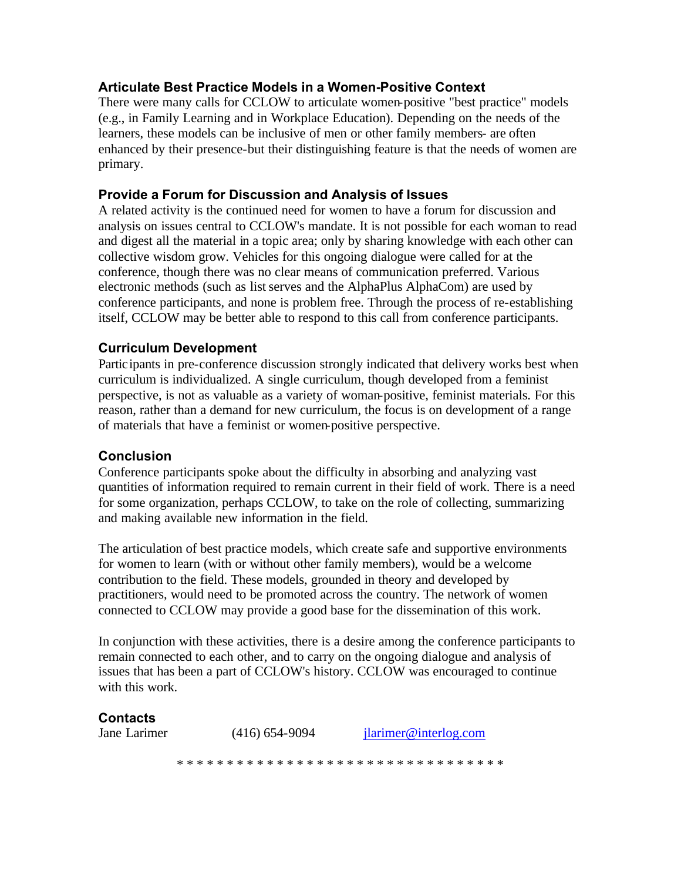### Articulate Best Practice Models in a Women-Positive Context

There were many calls for CCLOW to articulate women-positive "best practice" models (e.g., in Family Learning and in Workplace Education). Depending on the needs of the learners, these models can be inclusive of men or other family members- are often enhanced by their presence-but their distinguishing feature is that the needs of women are primary.

### Provide a Forum for Discussion and Analysis of Issues

A related activity is the continued need for women to have a forum for discussion and analysis on issues central to CCLOW's mandate. It is not possible for each woman to read and digest all the material in a topic area; only by sharing knowledge with each other can collective wisdom grow. Vehicles for this ongoing dialogue were called for at the conference, though there was no clear means of communication preferred. Various electronic methods (such as list serves and the AlphaPlus AlphaCom) are used by conference participants, and none is problem free. Through the process of re-establishing itself, CCLOW may be better able to respond to this call from conference participants.

### Curriculum Development

Participants in pre-conference discussion strongly indicated that delivery works best when curriculum is individualized. A single curriculum, though developed from a feminist perspective, is not as valuable as a variety of woman-positive, feminist materials. For this reason, rather than a demand for new curriculum, the focus is on development of a range of materials that have a feminist or women-positive perspective.

### Conclusion

Conference participants spoke about the difficulty in absorbing and analyzing vast quantities of information required to remain current in their field of work. There is a need for some organization, perhaps CCLOW, to take on the role of collecting, summarizing and making available new information in the field.

The articulation of best practice models, which create safe and supportive environments for women to learn (with or without other family members), would be a welcome contribution to the field. These models, grounded in theory and developed by practitioners, would need to be promoted across the country. The network of women connected to CCLOW may provide a good base for the dissemination of this work.

In conjunction with these activities, there is a desire among the conference participants to remain connected to each other, and to carry on the ongoing dialogue and analysis of issues that has been a part of CCLOW's history. CCLOW was encouraged to continue with this work.

### Contacts

Jane Larimer (416) 654-9094 jlarimer@interlog.com

* * * * * * * * * * * * * * * * * * * * * * * * * * * * * * * * *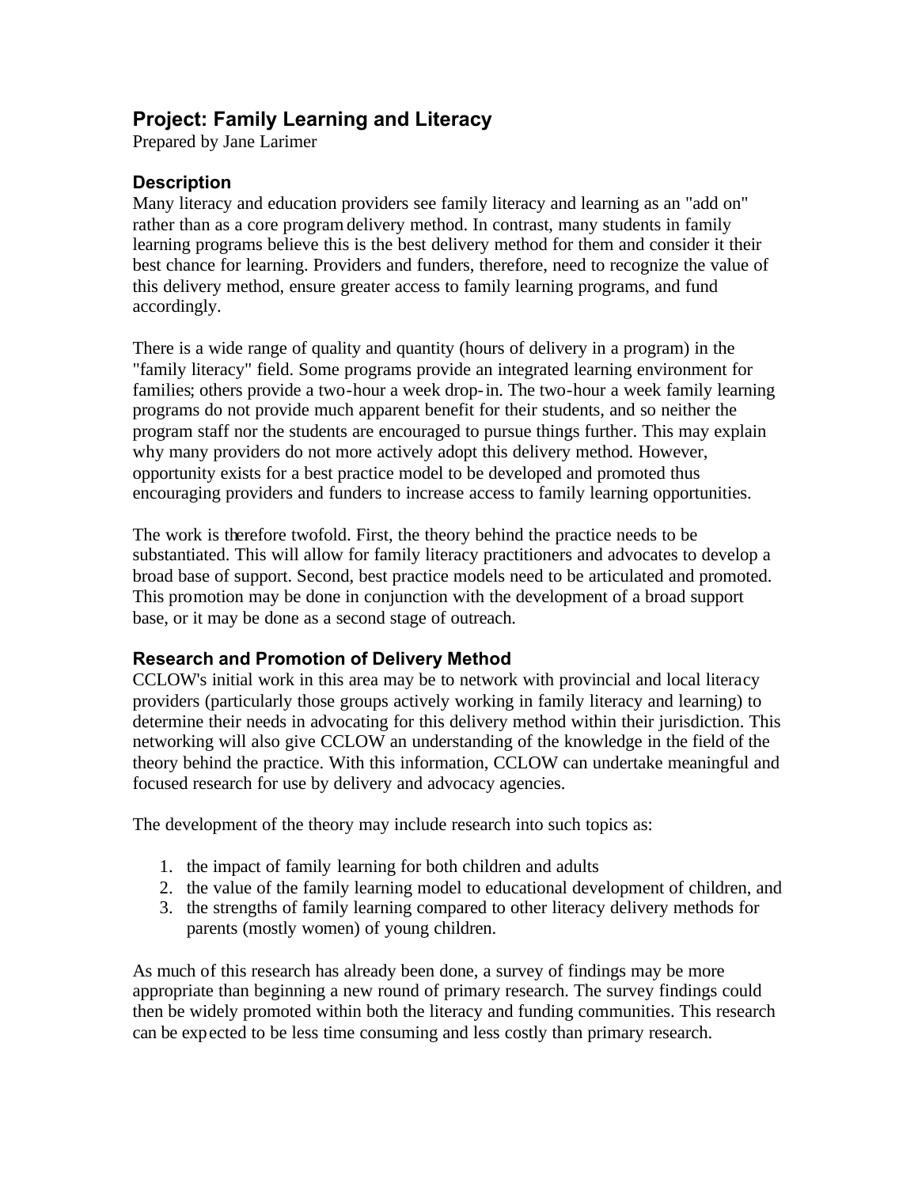## Project: Family Learning and Literacy

Prepared by Jane Larimer

### Description

Many literacy and education providers see family literacy and learning as an "add on" rather than as a core program delivery method. In contrast, many students in family learning programs believe this is the best delivery method for them and consider it their best chance for learning. Providers and funders, therefore, need to recognize the value of this delivery method, ensure greater access to family learning programs, and fund accordingly.

There is a wide range of quality and quantity (hours of delivery in a program) in the "family literacy" field. Some programs provide an integrated learning environment for families; others provide a two-hour a week drop-in. The two-hour a week family learning programs do not provide much apparent benefit for their students, and so neither the program staff nor the students are encouraged to pursue things further. This may explain why many providers do not more actively adopt this delivery method. However, opportunity exists for a best practice model to be developed and promoted thus encouraging providers and funders to increase access to family learning opportunities.

The work is therefore twofold. First, the theory behind the practice needs to be substantiated. This will allow for family literacy practitioners and advocates to develop a broad base of support. Second, best practice models need to be articulated and promoted. This promotion may be done in conjunction with the development of a broad support base, or it may be done as a second stage of outreach.

### Research and Promotion of Delivery Method

CCLOW's initial work in this area may be to network with provincial and local literacy providers (particularly those groups actively working in family literacy and learning) to determine their needs in advocating for this delivery method within their jurisdiction. This networking will also give CCLOW an understanding of the knowledge in the field of the theory behind the practice. With this information, CCLOW can undertake meaningful and focused research for use by delivery and advocacy agencies.

The development of the theory may include research into such topics as:

1. the impact of family learning for both children and adults
2. the value of the family learning model to educational development of children, and
3. the strengths of family learning compared to other literacy delivery methods for parents (mostly women) of young children.

As much of this research has already been done, a survey of findings may be more appropriate than beginning a new round of primary research. The survey findings could then be widely promoted within both the literacy and funding communities. This research can be expected to be less time consuming and less costly than primary research.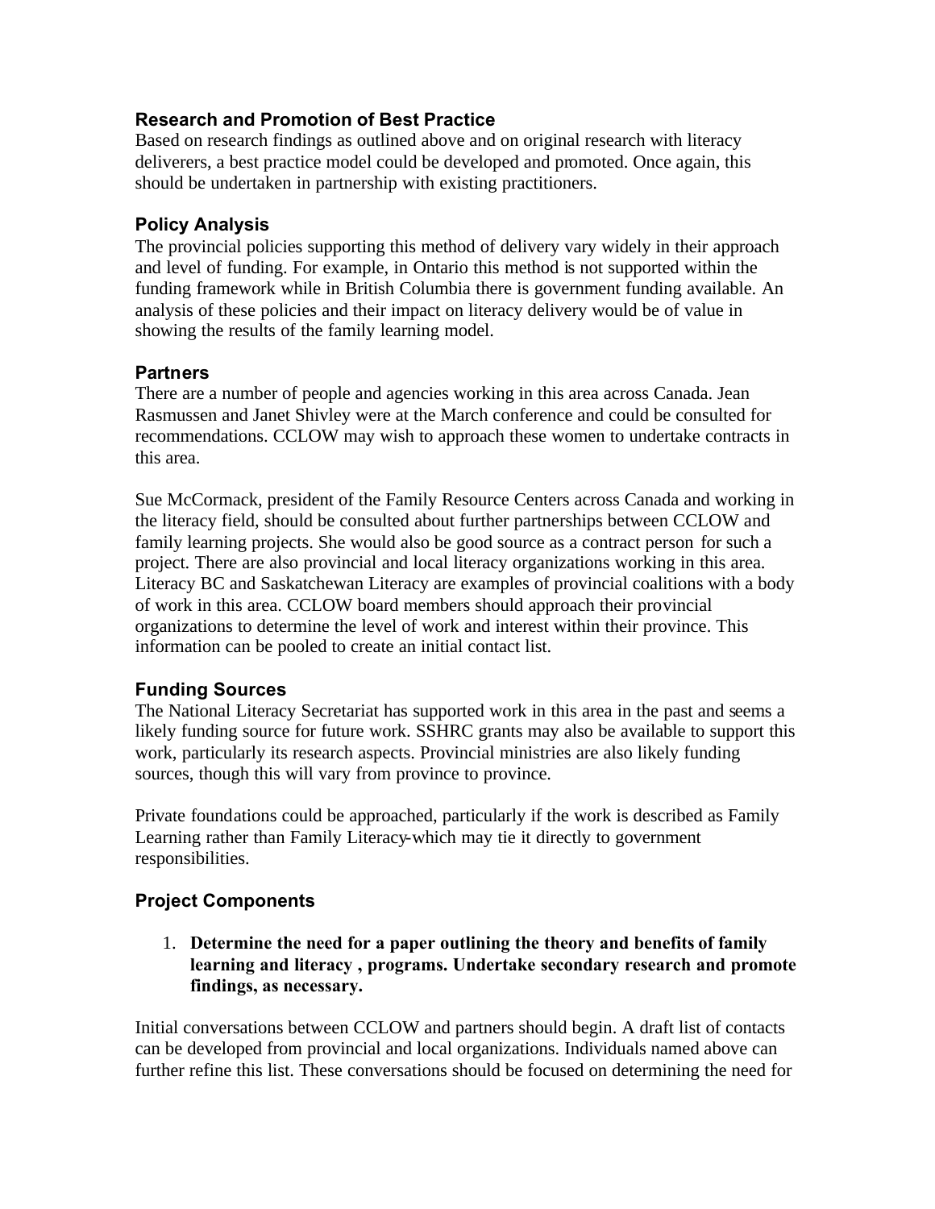### Research and Promotion of Best Practice

Based on research findings as outlined above and on original research with literacy deliverers, a best practice model could be developed and promoted. Once again, this should be undertaken in partnership with existing practitioners.

### Policy Analysis

The provincial policies supporting this method of delivery vary widely in their approach and level of funding. For example, in Ontario this method is not supported within the funding framework while in British Columbia there is government funding available. An analysis of these policies and their impact on literacy delivery would be of value in showing the results of the family learning model.

### Partners

There are a number of people and agencies working in this area across Canada. Jean Rasmussen and Janet Shivley were at the March conference and could be consulted for recommendations. CCLOW may wish to approach these women to undertake contracts in this area.

Sue McCormack, president of the Family Resource Centers across Canada and working in the literacy field, should be consulted about further partnerships between CCLOW and family learning projects. She would also be good source as a contract person for such a project. There are also provincial and local literacy organizations working in this area. Literacy BC and Saskatchewan Literacy are examples of provincial coalitions with a body of work in this area. CCLOW board members should approach their provincial organizations to determine the level of work and interest within their province. This information can be pooled to create an initial contact list.

### Funding Sources

The National Literacy Secretariat has supported work in this area in the past and seems a likely funding source for future work. SSHRC grants may also be available to support this work, particularly its research aspects. Provincial ministries are also likely funding sources, though this will vary from province to province.

Private foundations could be approached, particularly if the work is described as Family Learning rather than Family Literacy-which may tie it directly to government responsibilities.

### Project Components

1. **Determine the need for a paper outlining the theory and benefits of family learning and literacy , programs. Undertake secondary research and promote findings, as necessary.**

Initial conversations between CCLOW and partners should begin. A draft list of contacts can be developed from provincial and local organizations. Individuals named above can further refine this list. These conversations should be focused on determining the need for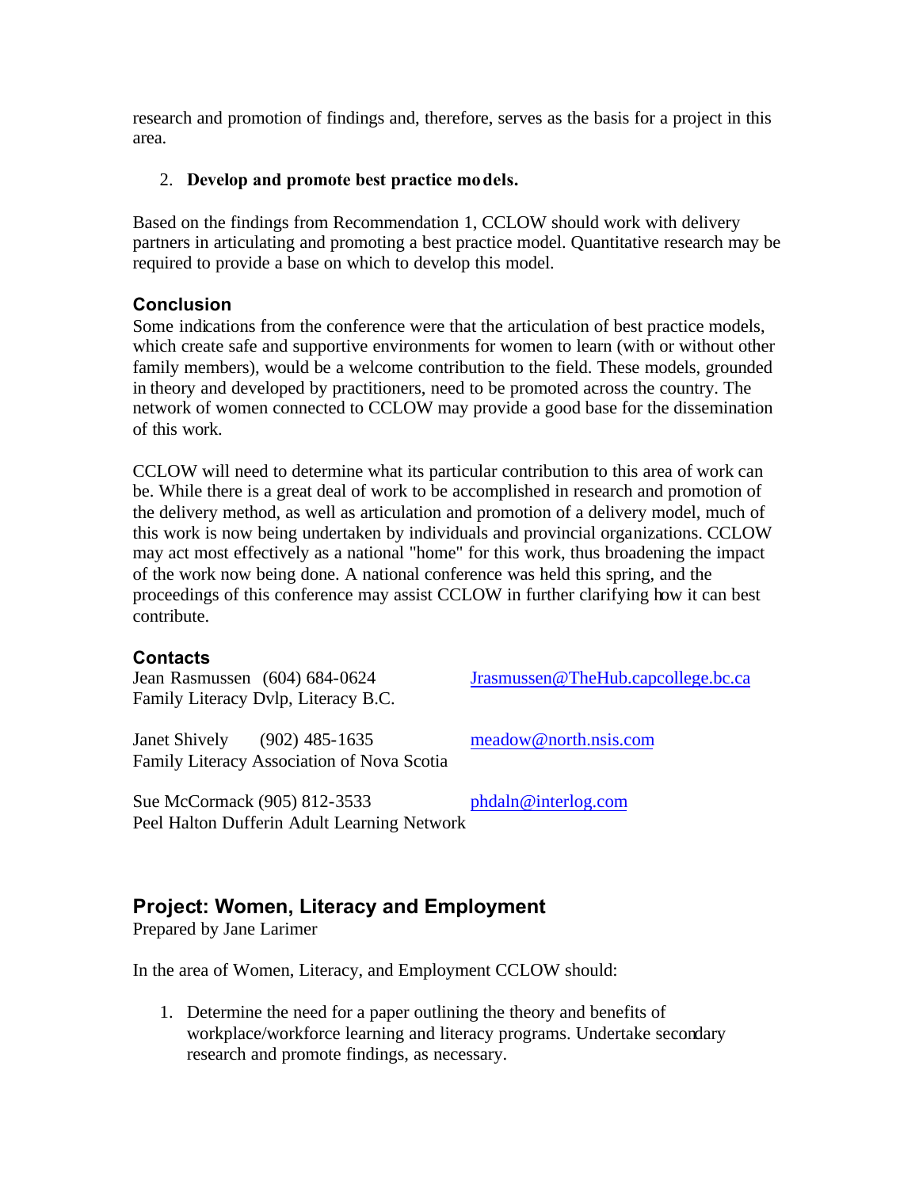research and promotion of findings and, therefore, serves as the basis for a project in this area.

2. **Develop and promote best practice models.**

Based on the findings from Recommendation 1, CCLOW should work with delivery partners in articulating and promoting a best practice model. Quantitative research may be required to provide a base on which to develop this model.

### Conclusion

Some indications from the conference were that the articulation of best practice models, which create safe and supportive environments for women to learn (with or without other family members), would be a welcome contribution to the field. These models, grounded in theory and developed by practitioners, need to be promoted across the country. The network of women connected to CCLOW may provide a good base for the dissemination of this work.

CCLOW will need to determine what its particular contribution to this area of work can be. While there is a great deal of work to be accomplished in research and promotion of the delivery method, as well as articulation and promotion of a delivery model, much of this work is now being undertaken by individuals and provincial organizations. CCLOW may act most effectively as a national "home" for this work, thus broadening the impact of the work now being done. A national conference was held this spring, and the proceedings of this conference may assist CCLOW in further clarifying how it can best contribute.

### Contacts

Jean Rasmussen (604) 684-0624 Jrasmussen@TheHub.capcollege.bc.ca
Family Literacy Dvlp, Literacy B.C.

Janet Shively (902) 485-1635 meadow@north.nsis.com
Family Literacy Association of Nova Scotia

Sue McCormack (905) 812-3533 phdaln@interlog.com
Peel Halton Dufferin Adult Learning Network

## Project: Women, Literacy and Employment

Prepared by Jane Larimer

In the area of Women, Literacy, and Employment CCLOW should:

1. Determine the need for a paper outlining the theory and benefits of workplace/workforce learning and literacy programs. Undertake secondary research and promote findings, as necessary.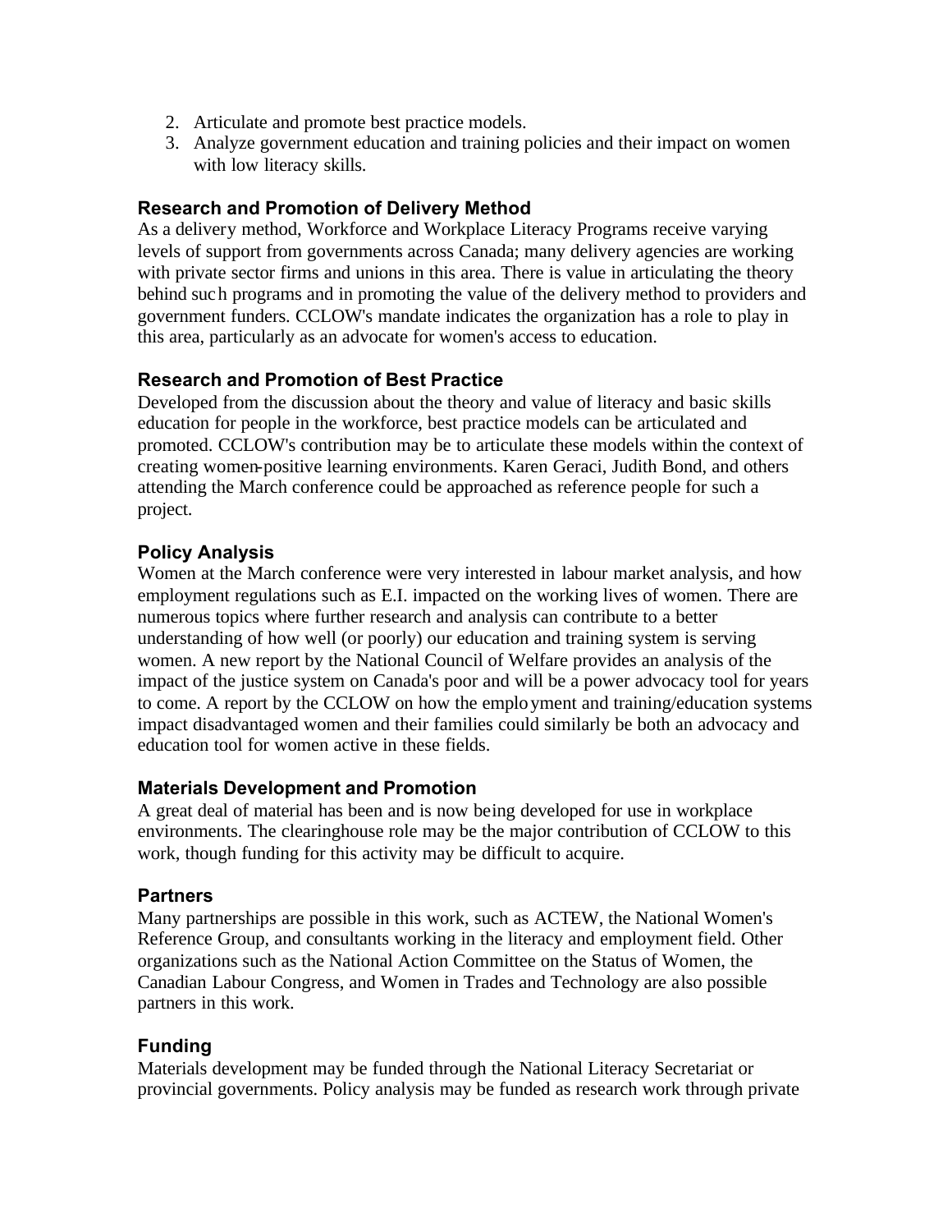2. Articulate and promote best practice models.
3. Analyze government education and training policies and their impact on women with low literacy skills.

### Research and Promotion of Delivery Method

As a delivery method, Workforce and Workplace Literacy Programs receive varying levels of support from governments across Canada; many delivery agencies are working with private sector firms and unions in this area. There is value in articulating the theory behind such programs and in promoting the value of the delivery method to providers and government funders. CCLOW's mandate indicates the organization has a role to play in this area, particularly as an advocate for women's access to education.

### Research and Promotion of Best Practice

Developed from the discussion about the theory and value of literacy and basic skills education for people in the workforce, best practice models can be articulated and promoted. CCLOW's contribution may be to articulate these models within the context of creating women-positive learning environments. Karen Geraci, Judith Bond, and others attending the March conference could be approached as reference people for such a project.

### Policy Analysis

Women at the March conference were very interested in labour market analysis, and how employment regulations such as E.I. impacted on the working lives of women. There are numerous topics where further research and analysis can contribute to a better understanding of how well (or poorly) our education and training system is serving women. A new report by the National Council of Welfare provides an analysis of the impact of the justice system on Canada's poor and will be a power advocacy tool for years to come. A report by the CCLOW on how the employment and training/education systems impact disadvantaged women and their families could similarly be both an advocacy and education tool for women active in these fields.

### Materials Development and Promotion

A great deal of material has been and is now being developed for use in workplace environments. The clearinghouse role may be the major contribution of CCLOW to this work, though funding for this activity may be difficult to acquire.

### Partners

Many partnerships are possible in this work, such as ACTEW, the National Women's Reference Group, and consultants working in the literacy and employment field. Other organizations such as the National Action Committee on the Status of Women, the Canadian Labour Congress, and Women in Trades and Technology are also possible partners in this work.

### Funding

Materials development may be funded through the National Literacy Secretariat or provincial governments. Policy analysis may be funded as research work through private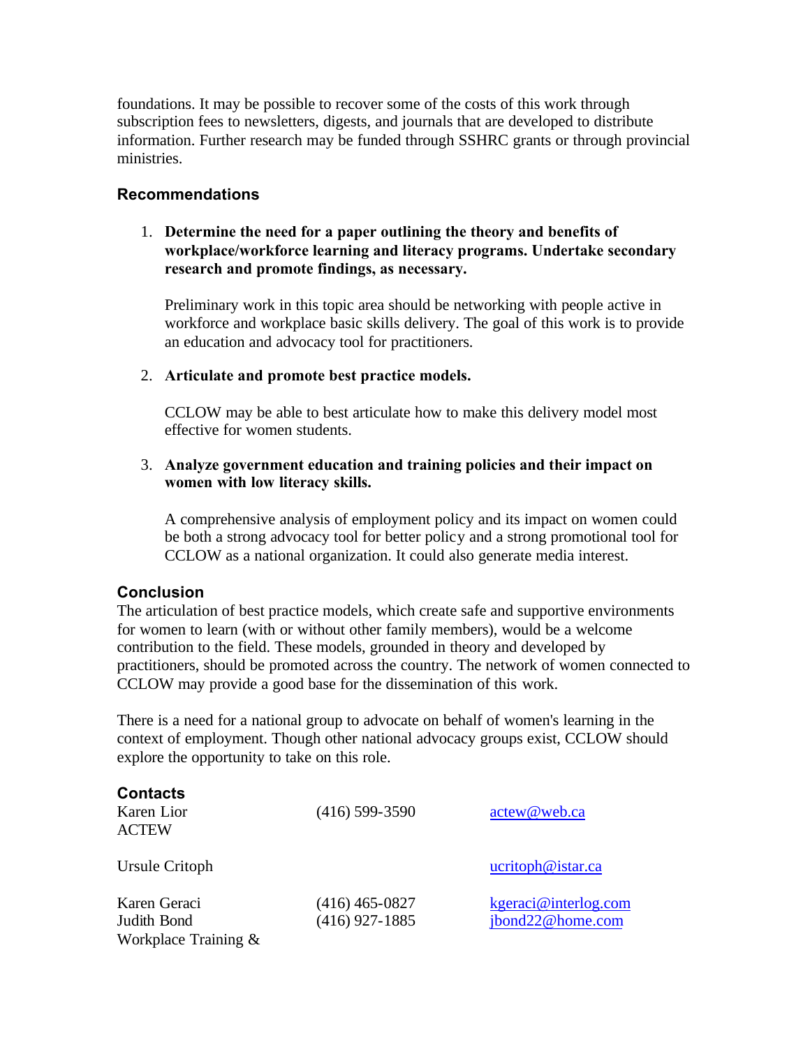foundations. It may be possible to recover some of the costs of this work through subscription fees to newsletters, digests, and journals that are developed to distribute information. Further research may be funded through SSHRC grants or through provincial ministries.

### Recommendations

1. **Determine the need for a paper outlining the theory and benefits of workplace/workforce learning and literacy programs. Undertake secondary research and promote findings, as necessary.**

   Preliminary work in this topic area should be networking with people active in workforce and workplace basic skills delivery. The goal of this work is to provide an education and advocacy tool for practitioners.

2. **Articulate and promote best practice models.**

   CCLOW may be able to best articulate how to make this delivery model most effective for women students.

3. **Analyze government education and training policies and their impact on women with low literacy skills.**

   A comprehensive analysis of employment policy and its impact on women could be both a strong advocacy tool for better policy and a strong promotional tool for CCLOW as a national organization. It could also generate media interest.

### Conclusion

The articulation of best practice models, which create safe and supportive environments for women to learn (with or without other family members), would be a welcome contribution to the field. These models, grounded in theory and developed by practitioners, should be promoted across the country. The network of women connected to CCLOW may provide a good base for the dissemination of this work.

There is a need for a national group to advocate on behalf of women's learning in the context of employment. Though other national advocacy groups exist, CCLOW should explore the opportunity to take on this role.

### Contacts

| | | |
|---|---|---|
| Karen Lior<br>ACTEW | (416) 599-3590 | actew@web.ca |
| Ursule Critoph | | ucritoph@istar.ca |
| Karen Geraci | (416) 465-0827 | kgeraci@interlog.com |
| Judith Bond<br>Workplace Training & | (416) 927-1885 | jbond22@home.com |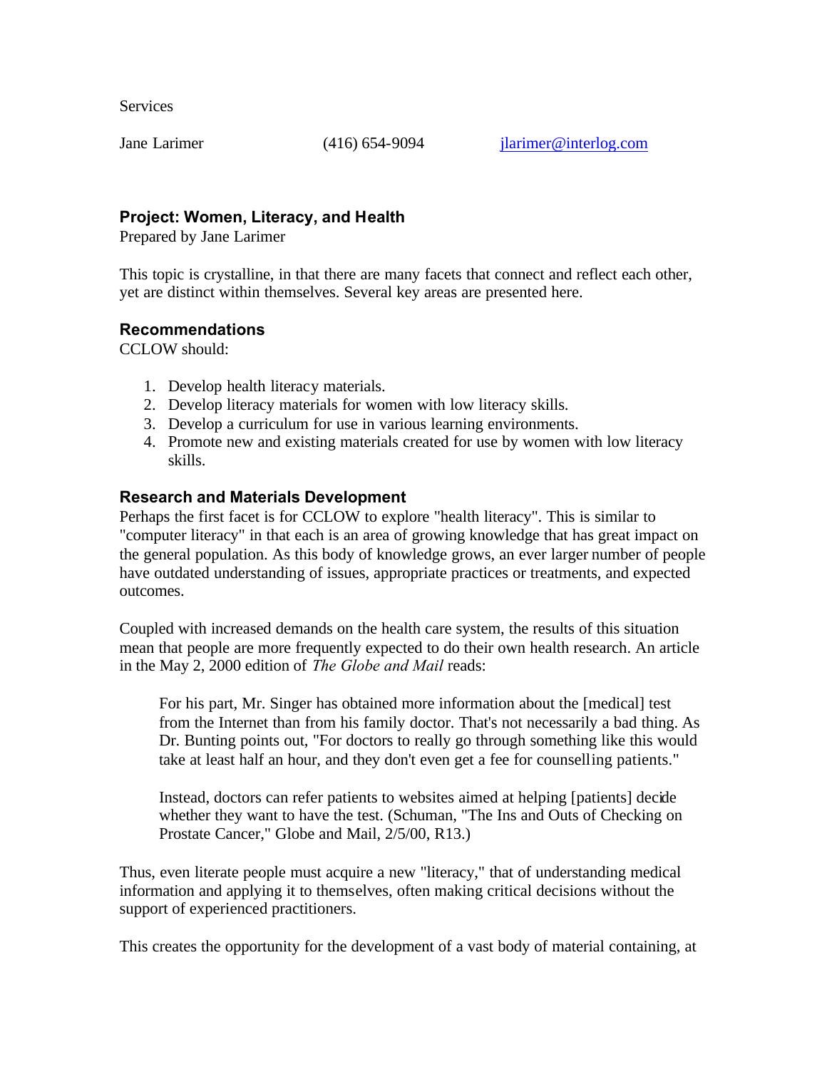Services

Jane Larimer (416) 654-9094 jlarimer@interlog.com

### Project: Women, Literacy, and Health

Prepared by Jane Larimer

This topic is crystalline, in that there are many facets that connect and reflect each other, yet are distinct within themselves. Several key areas are presented here.

### Recommendations

CCLOW should:

1. Develop health literacy materials.
2. Develop literacy materials for women with low literacy skills.
3. Develop a curriculum for use in various learning environments.
4. Promote new and existing materials created for use by women with low literacy skills.

### Research and Materials Development

Perhaps the first facet is for CCLOW to explore "health literacy". This is similar to "computer literacy" in that each is an area of growing knowledge that has great impact on the general population. As this body of knowledge grows, an ever larger number of people have outdated understanding of issues, appropriate practices or treatments, and expected outcomes.

Coupled with increased demands on the health care system, the results of this situation mean that people are more frequently expected to do their own health research. An article in the May 2, 2000 edition of *The Globe and Mail* reads:

> For his part, Mr. Singer has obtained more information about the [medical] test from the Internet than from his family doctor. That's not necessarily a bad thing. As Dr. Bunting points out, "For doctors to really go through something like this would take at least half an hour, and they don't even get a fee for counselling patients."
>
> Instead, doctors can refer patients to websites aimed at helping [patients] decide whether they want to have the test. (Schuman, "The Ins and Outs of Checking on Prostate Cancer," Globe and Mail, 2/5/00, R13.)

Thus, even literate people must acquire a new "literacy," that of understanding medical information and applying it to themselves, often making critical decisions without the support of experienced practitioners.

This creates the opportunity for the development of a vast body of material containing, at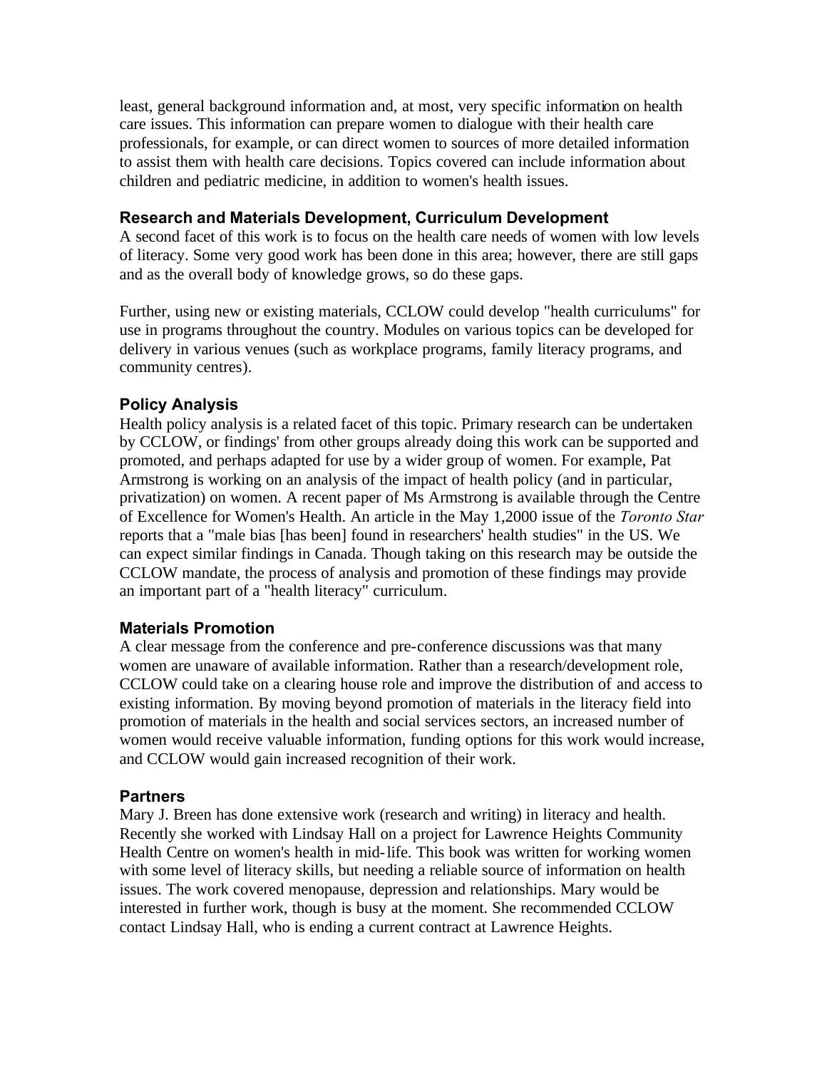least, general background information and, at most, very specific information on health care issues. This information can prepare women to dialogue with their health care professionals, for example, or can direct women to sources of more detailed information to assist them with health care decisions. Topics covered can include information about children and pediatric medicine, in addition to women's health issues.

### Research and Materials Development, Curriculum Development

A second facet of this work is to focus on the health care needs of women with low levels of literacy. Some very good work has been done in this area; however, there are still gaps and as the overall body of knowledge grows, so do these gaps.

Further, using new or existing materials, CCLOW could develop "health curriculums" for use in programs throughout the country. Modules on various topics can be developed for delivery in various venues (such as workplace programs, family literacy programs, and community centres).

### Policy Analysis

Health policy analysis is a related facet of this topic. Primary research can be undertaken by CCLOW, or findings' from other groups already doing this work can be supported and promoted, and perhaps adapted for use by a wider group of women. For example, Pat Armstrong is working on an analysis of the impact of health policy (and in particular, privatization) on women. A recent paper of Ms Armstrong is available through the Centre of Excellence for Women's Health. An article in the May 1,2000 issue of the *Toronto Star* reports that a "male bias [has been] found in researchers' health studies" in the US. We can expect similar findings in Canada. Though taking on this research may be outside the CCLOW mandate, the process of analysis and promotion of these findings may provide an important part of a "health literacy" curriculum.

### Materials Promotion

A clear message from the conference and pre-conference discussions was that many women are unaware of available information. Rather than a research/development role, CCLOW could take on a clearing house role and improve the distribution of and access to existing information. By moving beyond promotion of materials in the literacy field into promotion of materials in the health and social services sectors, an increased number of women would receive valuable information, funding options for this work would increase, and CCLOW would gain increased recognition of their work.

### Partners

Mary J. Breen has done extensive work (research and writing) in literacy and health. Recently she worked with Lindsay Hall on a project for Lawrence Heights Community Health Centre on women's health in mid-life. This book was written for working women with some level of literacy skills, but needing a reliable source of information on health issues. The work covered menopause, depression and relationships. Mary would be interested in further work, though is busy at the moment. She recommended CCLOW contact Lindsay Hall, who is ending a current contract at Lawrence Heights.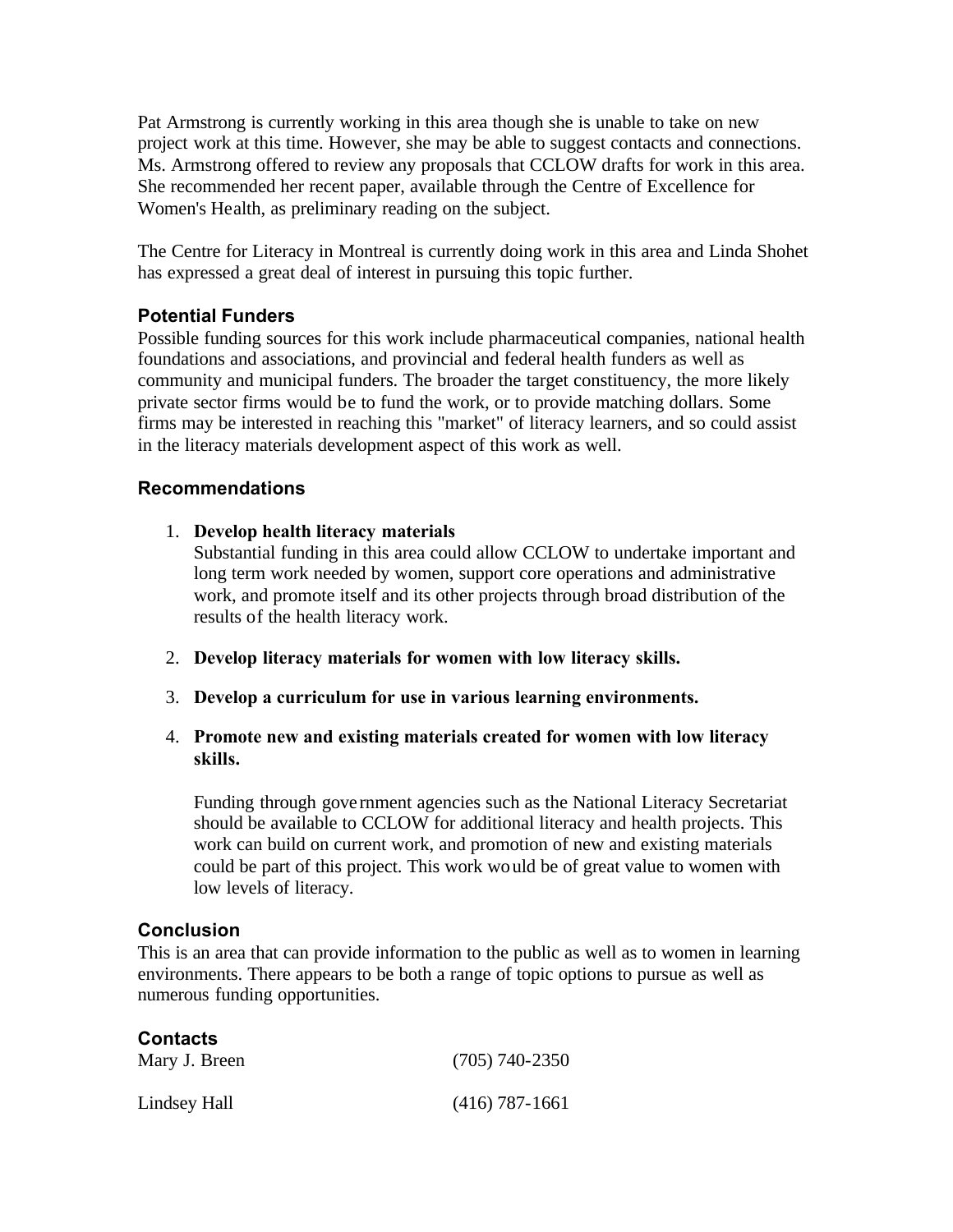Pat Armstrong is currently working in this area though she is unable to take on new project work at this time. However, she may be able to suggest contacts and connections. Ms. Armstrong offered to review any proposals that CCLOW drafts for work in this area. She recommended her recent paper, available through the Centre of Excellence for Women's Health, as preliminary reading on the subject.

The Centre for Literacy in Montreal is currently doing work in this area and Linda Shohet has expressed a great deal of interest in pursuing this topic further.

### Potential Funders

Possible funding sources for this work include pharmaceutical companies, national health foundations and associations, and provincial and federal health funders as well as community and municipal funders. The broader the target constituency, the more likely private sector firms would be to fund the work, or to provide matching dollars. Some firms may be interested in reaching this "market" of literacy learners, and so could assist in the literacy materials development aspect of this work as well.

### Recommendations

1. **Develop health literacy materials**
   Substantial funding in this area could allow CCLOW to undertake important and long term work needed by women, support core operations and administrative work, and promote itself and its other projects through broad distribution of the results of the health literacy work.

2. **Develop literacy materials for women with low literacy skills.**

3. **Develop a curriculum for use in various learning environments.**

4. **Promote new and existing materials created for women with low literacy skills.**

   Funding through government agencies such as the National Literacy Secretariat should be available to CCLOW for additional literacy and health projects. This work can build on current work, and promotion of new and existing materials could be part of this project. This work would be of great value to women with low levels of literacy.

### Conclusion

This is an area that can provide information to the public as well as to women in learning environments. There appears to be both a range of topic options to pursue as well as numerous funding opportunities.

### Contacts

| | |
|---|---|
| Mary J. Breen | (705) 740-2350 |
| Lindsey Hall | (416) 787-1661 |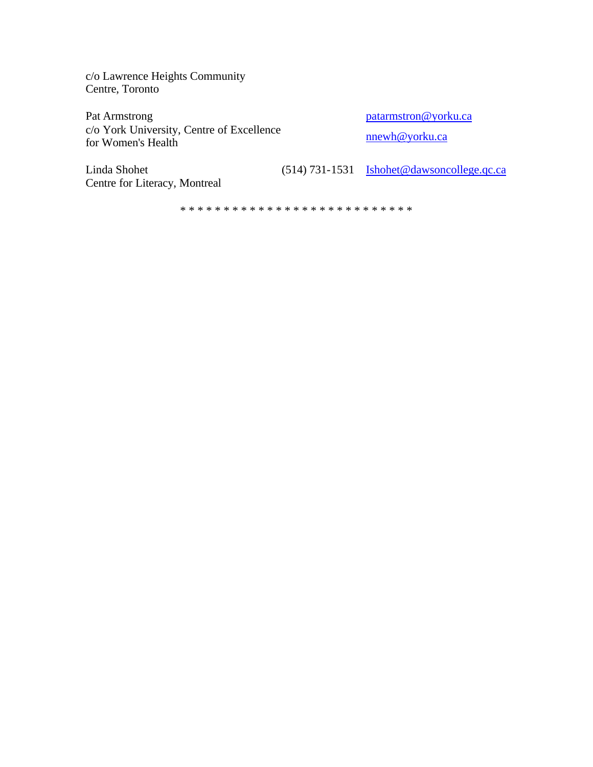c/o Lawrence Heights Community
Centre, Toronto

| | | |
|---|---|---|
| Pat Armstrong<br>c/o York University, Centre of Excellence for Women's Health | | patarmstron@yorku.ca<br>nnewh@yorku.ca |
| Linda Shohet<br>Centre for Literacy, Montreal | (514) 731-1531 | Ishohet@dawsoncollege.qc.ca |

* * * * * * * * * * * * * * * * * * * * * * * * * * *